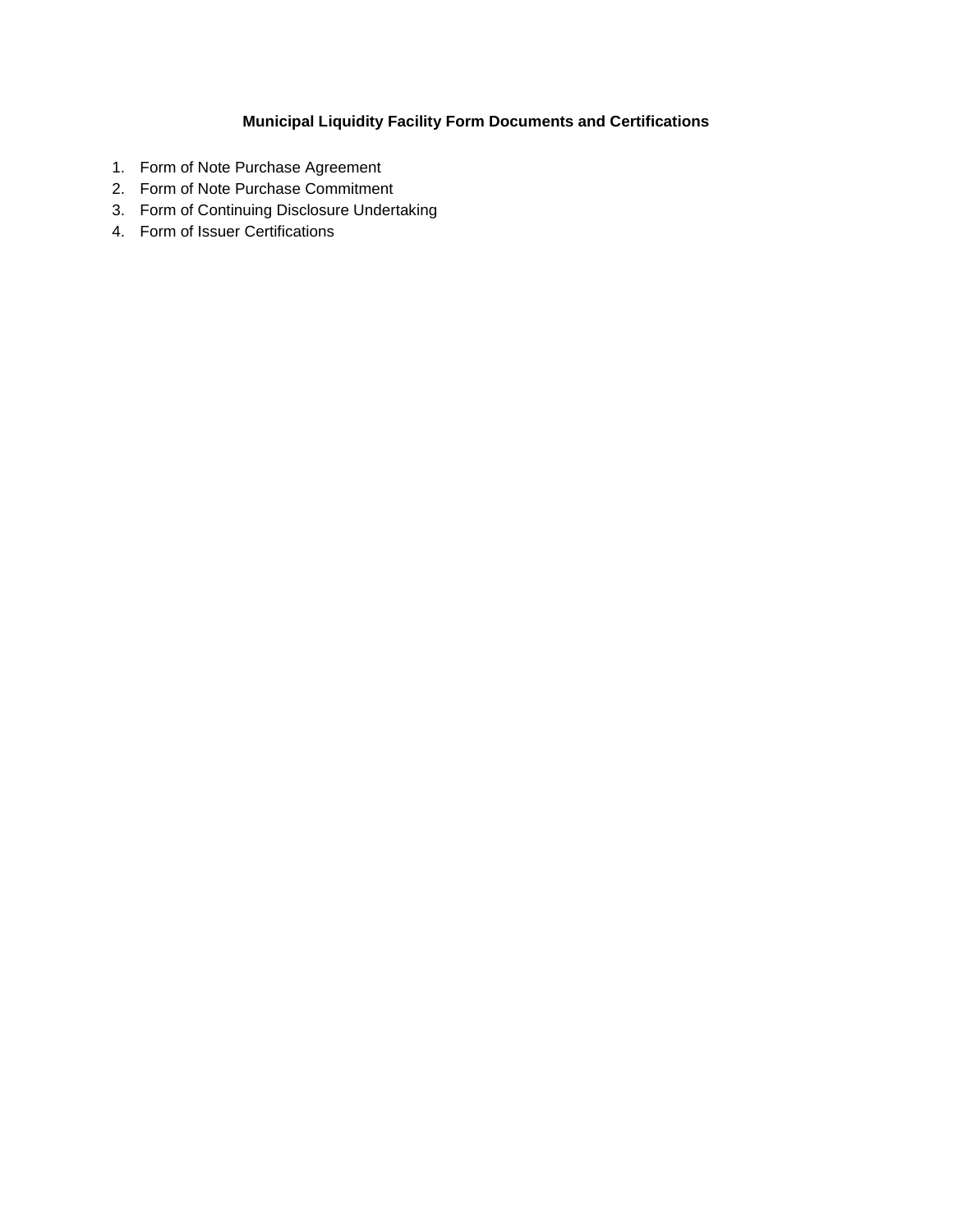**Municipal Liquidity Facility Form Documents and Certifications**

1. Form of Note Purchase Agreement
2. Form of Note Purchase Commitment
3. Form of Continuing Disclosure Undertaking
4. Form of Issuer Certifications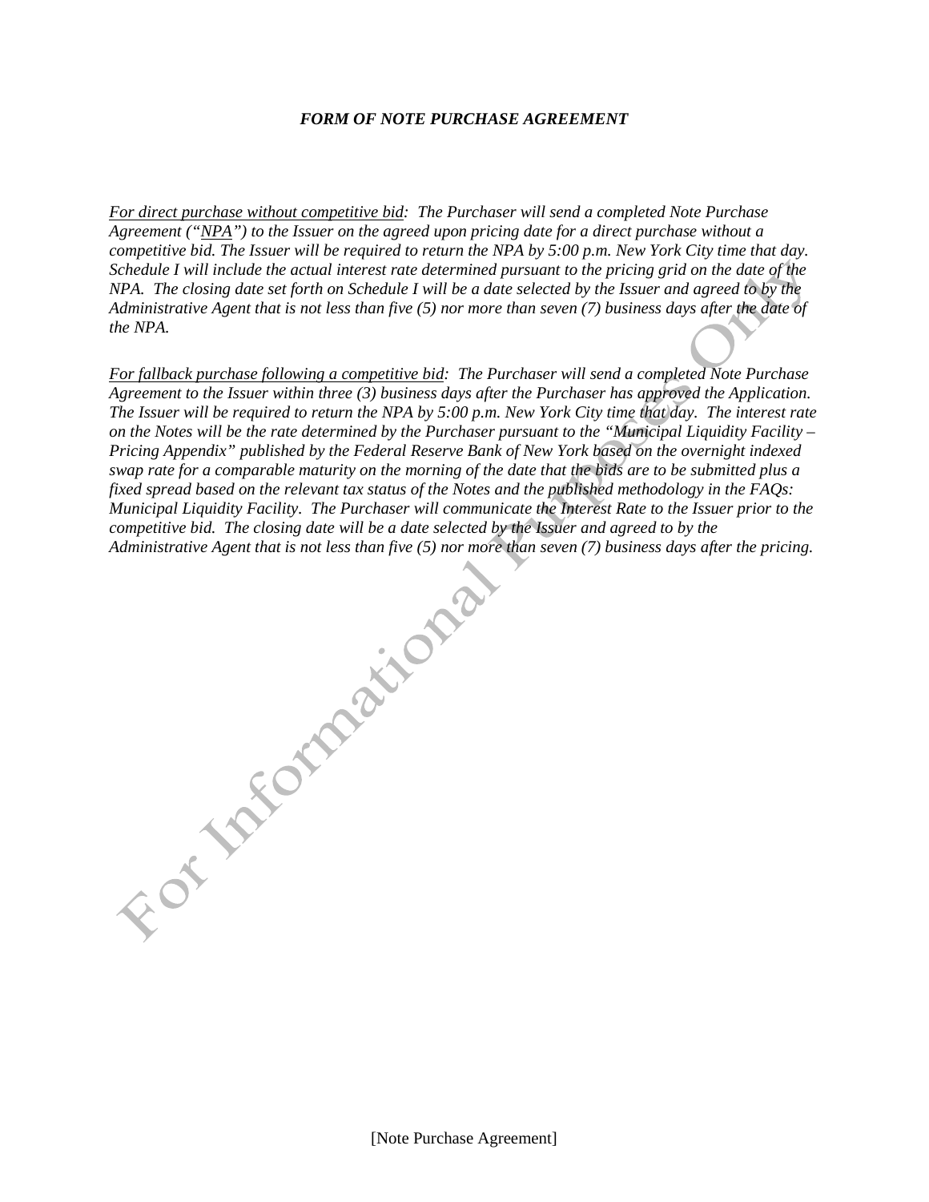## *FORM OF NOTE PURCHASE AGREEMENT*

*For direct purchase without competitive bid: The Purchaser will send a completed Note Purchase Agreement ("NPA") to the Issuer on the agreed upon pricing date for a direct purchase without a competitive bid. The Issuer will be required to return the NPA by 5:00 p.m. New York City time that day. Schedule I will include the actual interest rate determined pursuant to the pricing grid on the date of the NPA. The closing date set forth on Schedule I will be a date selected by the Issuer and agreed to by the Administrative Agent that is not less than five (5) nor more than seven (7) business days after the date of the NPA.*

*For fallback purchase following a competitive bid: The Purchaser will send a completed Note Purchase Agreement to the Issuer within three (3) business days after the Purchaser has approved the Application. The Issuer will be required to return the NPA by 5:00 p.m. New York City time that day. The interest rate on the Notes will be the rate determined by the Purchaser pursuant to the "Municipal Liquidity Facility – Pricing Appendix" published by the Federal Reserve Bank of New York based on the overnight indexed swap rate for a comparable maturity on the morning of the date that the bids are to be submitted plus a fixed spread based on the relevant tax status of the Notes and the published methodology in the FAQs: Municipal Liquidity Facility. The Purchaser will communicate the Interest Rate to the Issuer prior to the competitive bid. The closing date will be a date selected by the Issuer and agreed to by the Administrative Agent that is not less than five (5) nor more than seven (7) business days after the pricing.*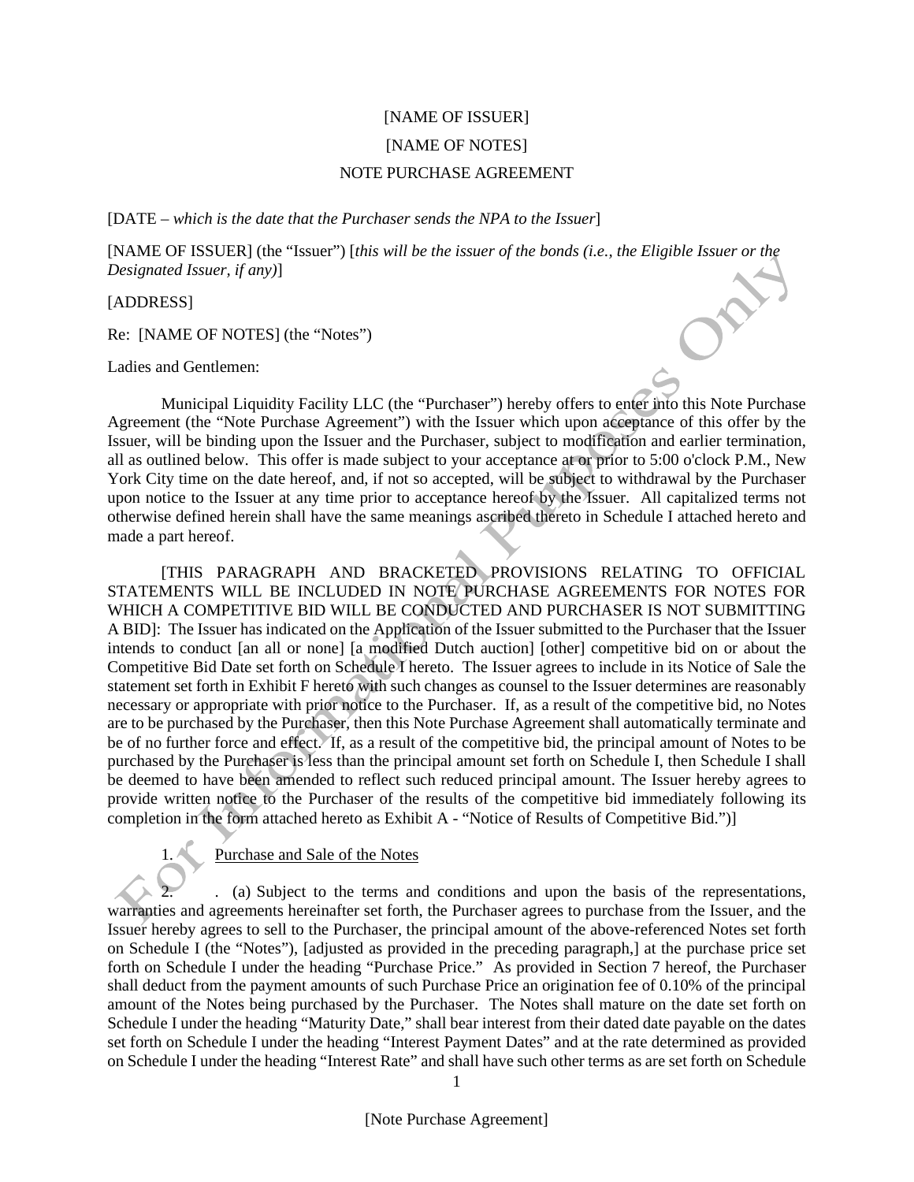[NAME OF ISSUER]

[NAME OF NOTES]

NOTE PURCHASE AGREEMENT

[DATE – *which is the date that the Purchaser sends the NPA to the Issuer*]

[NAME OF ISSUER] (the "Issuer") [*this will be the issuer of the bonds (i.e., the Eligible Issuer or the Designated Issuer, if any)*]

[ADDRESS]

Re: [NAME OF NOTES] (the "Notes")

Ladies and Gentlemen:

Municipal Liquidity Facility LLC (the "Purchaser") hereby offers to enter into this Note Purchase Agreement (the "Note Purchase Agreement") with the Issuer which upon acceptance of this offer by the Issuer, will be binding upon the Issuer and the Purchaser, subject to modification and earlier termination, all as outlined below. This offer is made subject to your acceptance at or prior to 5:00 o'clock P.M., New York City time on the date hereof, and, if not so accepted, will be subject to withdrawal by the Purchaser upon notice to the Issuer at any time prior to acceptance hereof by the Issuer. All capitalized terms not otherwise defined herein shall have the same meanings ascribed thereto in Schedule I attached hereto and made a part hereof.

[THIS PARAGRAPH AND BRACKETED PROVISIONS RELATING TO OFFICIAL STATEMENTS WILL BE INCLUDED IN NOTE PURCHASE AGREEMENTS FOR NOTES FOR WHICH A COMPETITIVE BID WILL BE CONDUCTED AND PURCHASER IS NOT SUBMITTING A BID]: The Issuer has indicated on the Application of the Issuer submitted to the Purchaser that the Issuer intends to conduct [an all or none] [a modified Dutch auction] [other] competitive bid on or about the Competitive Bid Date set forth on Schedule I hereto. The Issuer agrees to include in its Notice of Sale the statement set forth in Exhibit F hereto with such changes as counsel to the Issuer determines are reasonably necessary or appropriate with prior notice to the Purchaser. If, as a result of the competitive bid, no Notes are to be purchased by the Purchaser, then this Note Purchase Agreement shall automatically terminate and be of no further force and effect. If, as a result of the competitive bid, the principal amount of Notes to be purchased by the Purchaser is less than the principal amount set forth on Schedule I, then Schedule I shall be deemed to have been amended to reflect such reduced principal amount. The Issuer hereby agrees to provide written notice to the Purchaser of the results of the competitive bid immediately following its completion in the form attached hereto as Exhibit A - "Notice of Results of Competitive Bid.")]

1. Purchase and Sale of the Notes

2. . (a) Subject to the terms and conditions and upon the basis of the representations, warranties and agreements hereinafter set forth, the Purchaser agrees to purchase from the Issuer, and the Issuer hereby agrees to sell to the Purchaser, the principal amount of the above-referenced Notes set forth on Schedule I (the "Notes"), [adjusted as provided in the preceding paragraph,] at the purchase price set forth on Schedule I under the heading "Purchase Price." As provided in Section 7 hereof, the Purchaser shall deduct from the payment amounts of such Purchase Price an origination fee of 0.10% of the principal amount of the Notes being purchased by the Purchaser. The Notes shall mature on the date set forth on Schedule I under the heading "Maturity Date," shall bear interest from their dated date payable on the dates set forth on Schedule I under the heading "Interest Payment Dates" and at the rate determined as provided on Schedule I under the heading "Interest Rate" and shall have such other terms as are set forth on Schedule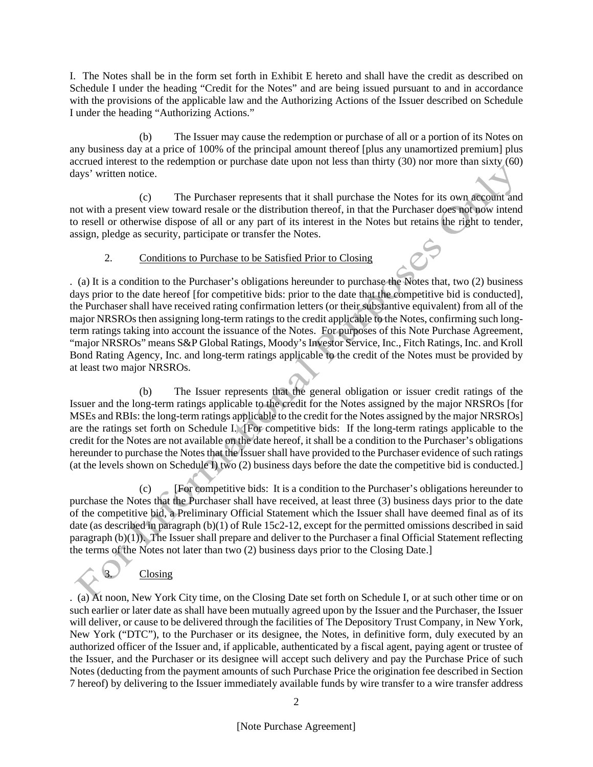I. The Notes shall be in the form set forth in Exhibit E hereto and shall have the credit as described on Schedule I under the heading "Credit for the Notes" and are being issued pursuant to and in accordance with the provisions of the applicable law and the Authorizing Actions of the Issuer described on Schedule I under the heading "Authorizing Actions."

(b) The Issuer may cause the redemption or purchase of all or a portion of its Notes on any business day at a price of 100% of the principal amount thereof [plus any unamortized premium] plus accrued interest to the redemption or purchase date upon not less than thirty (30) nor more than sixty (60) days' written notice.

(c) The Purchaser represents that it shall purchase the Notes for its own account and not with a present view toward resale or the distribution thereof, in that the Purchaser does not now intend to resell or otherwise dispose of all or any part of its interest in the Notes but retains the right to tender, assign, pledge as security, participate or transfer the Notes.

2. <u>Conditions to Purchase to be Satisfied Prior to Closing</u>

. (a) It is a condition to the Purchaser's obligations hereunder to purchase the Notes that, two (2) business days prior to the date hereof [for competitive bids: prior to the date that the competitive bid is conducted], the Purchaser shall have received rating confirmation letters (or their substantive equivalent) from all of the major NRSROs then assigning long-term ratings to the credit applicable to the Notes, confirming such long-term ratings taking into account the issuance of the Notes. For purposes of this Note Purchase Agreement, "major NRSROs" means S&P Global Ratings, Moody's Investor Service, Inc., Fitch Ratings, Inc. and Kroll Bond Rating Agency, Inc. and long-term ratings applicable to the credit of the Notes must be provided by at least two major NRSROs.

(b) The Issuer represents that the general obligation or issuer credit ratings of the Issuer and the long-term ratings applicable to the credit for the Notes assigned by the major NRSROs [for MSEs and RBIs: the long-term ratings applicable to the credit for the Notes assigned by the major NRSROs] are the ratings set forth on Schedule I. [For competitive bids: If the long-term ratings applicable to the credit for the Notes are not available on the date hereof, it shall be a condition to the Purchaser's obligations hereunder to purchase the Notes that the Issuer shall have provided to the Purchaser evidence of such ratings (at the levels shown on Schedule I) two (2) business days before the date the competitive bid is conducted.]

(c) [For competitive bids: It is a condition to the Purchaser's obligations hereunder to purchase the Notes that the Purchaser shall have received, at least three (3) business days prior to the date of the competitive bid, a Preliminary Official Statement which the Issuer shall have deemed final as of its date (as described in paragraph (b)(1) of Rule 15c2-12, except for the permitted omissions described in said paragraph (b)(1)). The Issuer shall prepare and deliver to the Purchaser a final Official Statement reflecting the terms of the Notes not later than two (2) business days prior to the Closing Date.]

3. <u>Closing</u>

. (a) At noon, New York City time, on the Closing Date set forth on Schedule I, or at such other time or on such earlier or later date as shall have been mutually agreed upon by the Issuer and the Purchaser, the Issuer will deliver, or cause to be delivered through the facilities of The Depository Trust Company, in New York, New York ("DTC"), to the Purchaser or its designee, the Notes, in definitive form, duly executed by an authorized officer of the Issuer and, if applicable, authenticated by a fiscal agent, paying agent or trustee of the Issuer, and the Purchaser or its designee will accept such delivery and pay the Purchase Price of such Notes (deducting from the payment amounts of such Purchase Price the origination fee described in Section 7 hereof) by delivering to the Issuer immediately available funds by wire transfer to a wire transfer address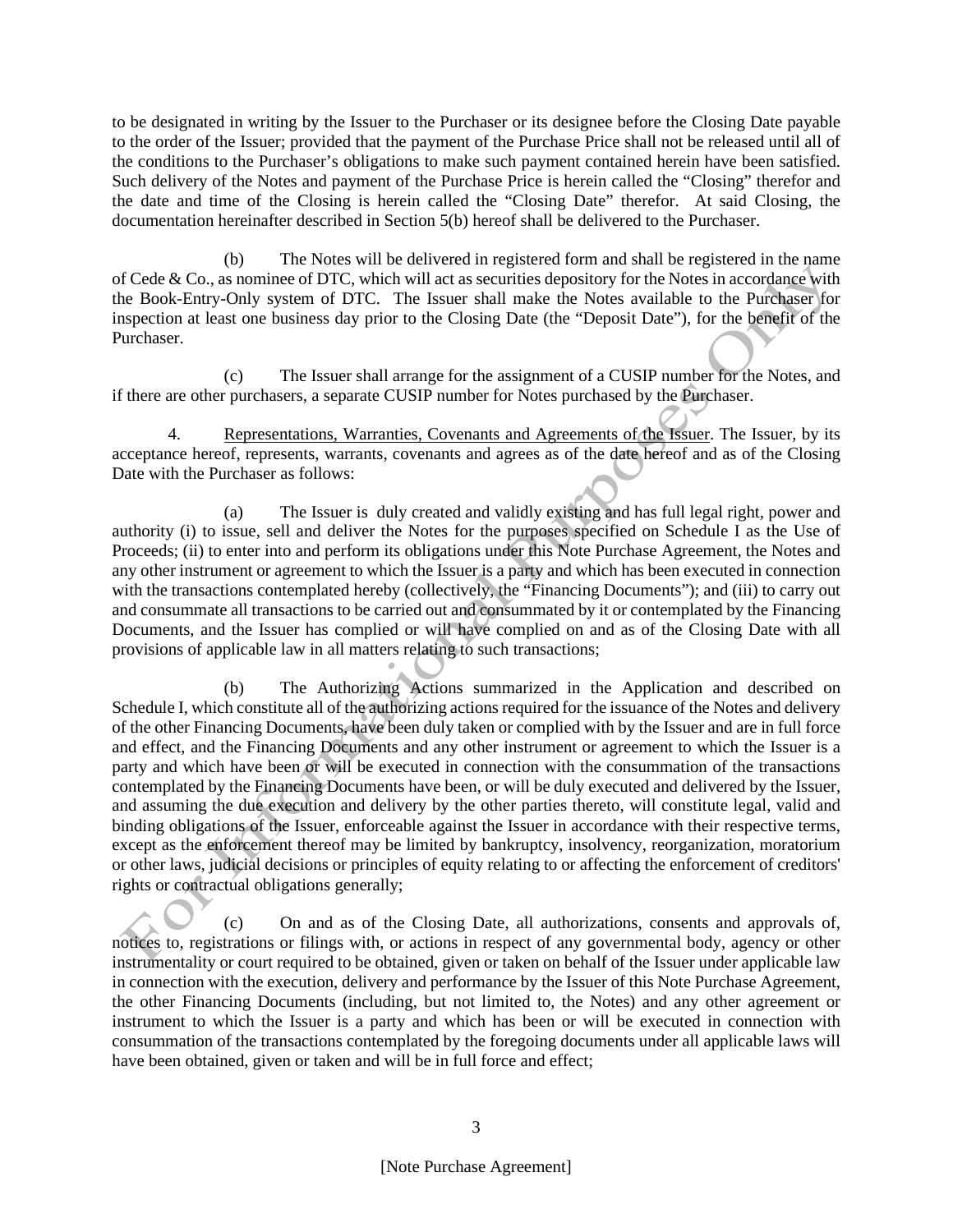to be designated in writing by the Issuer to the Purchaser or its designee before the Closing Date payable to the order of the Issuer; provided that the payment of the Purchase Price shall not be released until all of the conditions to the Purchaser's obligations to make such payment contained herein have been satisfied. Such delivery of the Notes and payment of the Purchase Price is herein called the "Closing" therefor and the date and time of the Closing is herein called the "Closing Date" therefor. At said Closing, the documentation hereinafter described in Section 5(b) hereof shall be delivered to the Purchaser.

(b) The Notes will be delivered in registered form and shall be registered in the name of Cede & Co., as nominee of DTC, which will act as securities depository for the Notes in accordance with the Book-Entry-Only system of DTC. The Issuer shall make the Notes available to the Purchaser for inspection at least one business day prior to the Closing Date (the "Deposit Date"), for the benefit of the Purchaser.

(c) The Issuer shall arrange for the assignment of a CUSIP number for the Notes, and if there are other purchasers, a separate CUSIP number for Notes purchased by the Purchaser.

4. Representations, Warranties, Covenants and Agreements of the Issuer. The Issuer, by its acceptance hereof, represents, warrants, covenants and agrees as of the date hereof and as of the Closing Date with the Purchaser as follows:

(a) The Issuer is duly created and validly existing and has full legal right, power and authority (i) to issue, sell and deliver the Notes for the purposes specified on Schedule I as the Use of Proceeds; (ii) to enter into and perform its obligations under this Note Purchase Agreement, the Notes and any other instrument or agreement to which the Issuer is a party and which has been executed in connection with the transactions contemplated hereby (collectively, the "Financing Documents"); and (iii) to carry out and consummate all transactions to be carried out and consummated by it or contemplated by the Financing Documents, and the Issuer has complied or will have complied on and as of the Closing Date with all provisions of applicable law in all matters relating to such transactions;

(b) The Authorizing Actions summarized in the Application and described on Schedule I, which constitute all of the authorizing actions required for the issuance of the Notes and delivery of the other Financing Documents, have been duly taken or complied with by the Issuer and are in full force and effect, and the Financing Documents and any other instrument or agreement to which the Issuer is a party and which have been or will be executed in connection with the consummation of the transactions contemplated by the Financing Documents have been, or will be duly executed and delivered by the Issuer, and assuming the due execution and delivery by the other parties thereto, will constitute legal, valid and binding obligations of the Issuer, enforceable against the Issuer in accordance with their respective terms, except as the enforcement thereof may be limited by bankruptcy, insolvency, reorganization, moratorium or other laws, judicial decisions or principles of equity relating to or affecting the enforcement of creditors' rights or contractual obligations generally;

(c) On and as of the Closing Date, all authorizations, consents and approvals of, notices to, registrations or filings with, or actions in respect of any governmental body, agency or other instrumentality or court required to be obtained, given or taken on behalf of the Issuer under applicable law in connection with the execution, delivery and performance by the Issuer of this Note Purchase Agreement, the other Financing Documents (including, but not limited to, the Notes) and any other agreement or instrument to which the Issuer is a party and which has been or will be executed in connection with consummation of the transactions contemplated by the foregoing documents under all applicable laws will have been obtained, given or taken and will be in full force and effect;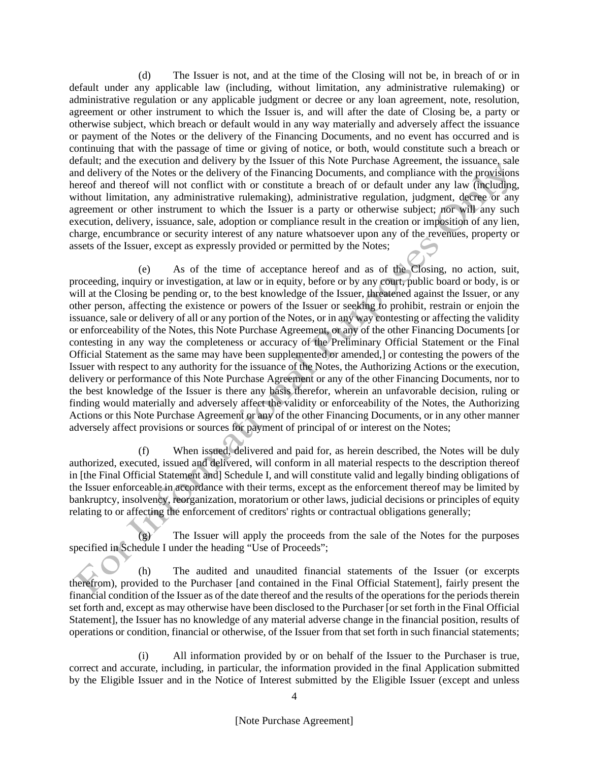(d) The Issuer is not, and at the time of the Closing will not be, in breach of or in default under any applicable law (including, without limitation, any administrative rulemaking) or administrative regulation or any applicable judgment or decree or any loan agreement, note, resolution, agreement or other instrument to which the Issuer is, and will after the date of Closing be, a party or otherwise subject, which breach or default would in any way materially and adversely affect the issuance or payment of the Notes or the delivery of the Financing Documents, and no event has occurred and is continuing that with the passage of time or giving of notice, or both, would constitute such a breach or default; and the execution and delivery by the Issuer of this Note Purchase Agreement, the issuance, sale and delivery of the Notes or the delivery of the Financing Documents, and compliance with the provisions hereof and thereof will not conflict with or constitute a breach of or default under any law (including, without limitation, any administrative rulemaking), administrative regulation, judgment, decree or any agreement or other instrument to which the Issuer is a party or otherwise subject; nor will any such execution, delivery, issuance, sale, adoption or compliance result in the creation or imposition of any lien, charge, encumbrance or security interest of any nature whatsoever upon any of the revenues, property or assets of the Issuer, except as expressly provided or permitted by the Notes;

(e) As of the time of acceptance hereof and as of the Closing, no action, suit, proceeding, inquiry or investigation, at law or in equity, before or by any court, public board or body, is or will at the Closing be pending or, to the best knowledge of the Issuer, threatened against the Issuer, or any other person, affecting the existence or powers of the Issuer or seeking to prohibit, restrain or enjoin the issuance, sale or delivery of all or any portion of the Notes, or in any way contesting or affecting the validity or enforceability of the Notes, this Note Purchase Agreement, or any of the other Financing Documents [or contesting in any way the completeness or accuracy of the Preliminary Official Statement or the Final Official Statement as the same may have been supplemented or amended,] or contesting the powers of the Issuer with respect to any authority for the issuance of the Notes, the Authorizing Actions or the execution, delivery or performance of this Note Purchase Agreement or any of the other Financing Documents, nor to the best knowledge of the Issuer is there any basis therefor, wherein an unfavorable decision, ruling or finding would materially and adversely affect the validity or enforceability of the Notes, the Authorizing Actions or this Note Purchase Agreement or any of the other Financing Documents, or in any other manner adversely affect provisions or sources for payment of principal of or interest on the Notes;

(f) When issued, delivered and paid for, as herein described, the Notes will be duly authorized, executed, issued and delivered, will conform in all material respects to the description thereof in [the Final Official Statement and] Schedule I, and will constitute valid and legally binding obligations of the Issuer enforceable in accordance with their terms, except as the enforcement thereof may be limited by bankruptcy, insolvency, reorganization, moratorium or other laws, judicial decisions or principles of equity relating to or affecting the enforcement of creditors' rights or contractual obligations generally;

(g) The Issuer will apply the proceeds from the sale of the Notes for the purposes specified in Schedule I under the heading "Use of Proceeds";

(h) The audited and unaudited financial statements of the Issuer (or excerpts therefrom), provided to the Purchaser [and contained in the Final Official Statement], fairly present the financial condition of the Issuer as of the date thereof and the results of the operations for the periods therein set forth and, except as may otherwise have been disclosed to the Purchaser [or set forth in the Final Official Statement], the Issuer has no knowledge of any material adverse change in the financial position, results of operations or condition, financial or otherwise, of the Issuer from that set forth in such financial statements;

(i) All information provided by or on behalf of the Issuer to the Purchaser is true, correct and accurate, including, in particular, the information provided in the final Application submitted by the Eligible Issuer and in the Notice of Interest submitted by the Eligible Issuer (except and unless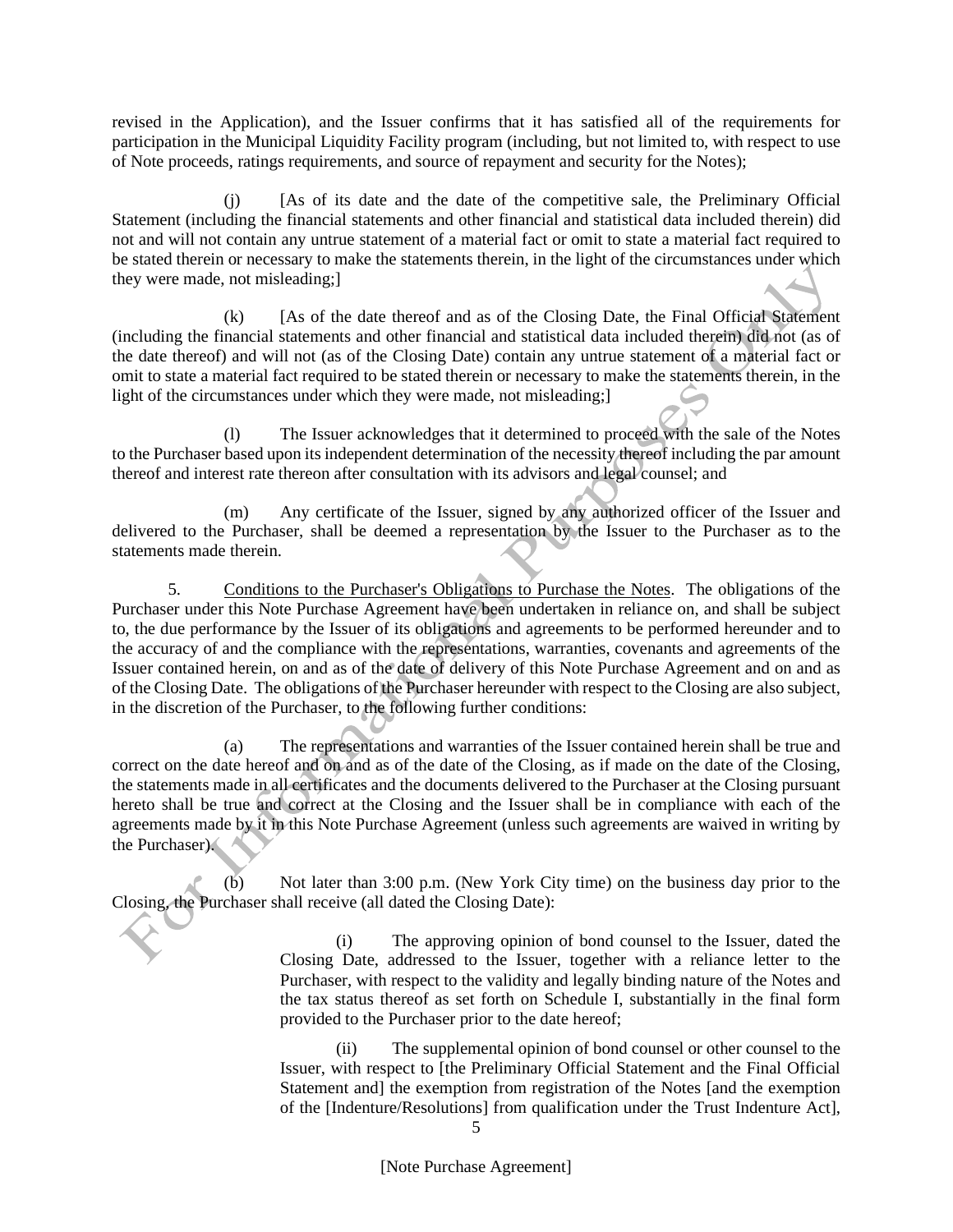revised in the Application), and the Issuer confirms that it has satisfied all of the requirements for participation in the Municipal Liquidity Facility program (including, but not limited to, with respect to use of Note proceeds, ratings requirements, and source of repayment and security for the Notes);

(j) [As of its date and the date of the competitive sale, the Preliminary Official Statement (including the financial statements and other financial and statistical data included therein) did not and will not contain any untrue statement of a material fact or omit to state a material fact required to be stated therein or necessary to make the statements therein, in the light of the circumstances under which they were made, not misleading;]

(k) [As of the date thereof and as of the Closing Date, the Final Official Statement (including the financial statements and other financial and statistical data included therein) did not (as of the date thereof) and will not (as of the Closing Date) contain any untrue statement of a material fact or omit to state a material fact required to be stated therein or necessary to make the statements therein, in the light of the circumstances under which they were made, not misleading;]

(l) The Issuer acknowledges that it determined to proceed with the sale of the Notes to the Purchaser based upon its independent determination of the necessity thereof including the par amount thereof and interest rate thereon after consultation with its advisors and legal counsel; and

(m) Any certificate of the Issuer, signed by any authorized officer of the Issuer and delivered to the Purchaser, shall be deemed a representation by the Issuer to the Purchaser as to the statements made therein.

5. Conditions to the Purchaser's Obligations to Purchase the Notes. The obligations of the Purchaser under this Note Purchase Agreement have been undertaken in reliance on, and shall be subject to, the due performance by the Issuer of its obligations and agreements to be performed hereunder and to the accuracy of and the compliance with the representations, warranties, covenants and agreements of the Issuer contained herein, on and as of the date of delivery of this Note Purchase Agreement and on and as of the Closing Date. The obligations of the Purchaser hereunder with respect to the Closing are also subject, in the discretion of the Purchaser, to the following further conditions:

(a) The representations and warranties of the Issuer contained herein shall be true and correct on the date hereof and on and as of the date of the Closing, as if made on the date of the Closing, the statements made in all certificates and the documents delivered to the Purchaser at the Closing pursuant hereto shall be true and correct at the Closing and the Issuer shall be in compliance with each of the agreements made by it in this Note Purchase Agreement (unless such agreements are waived in writing by the Purchaser).

(b) Not later than 3:00 p.m. (New York City time) on the business day prior to the Closing, the Purchaser shall receive (all dated the Closing Date):

> (i) The approving opinion of bond counsel to the Issuer, dated the Closing Date, addressed to the Issuer, together with a reliance letter to the Purchaser, with respect to the validity and legally binding nature of the Notes and the tax status thereof as set forth on Schedule I, substantially in the final form provided to the Purchaser prior to the date hereof;
>
> (ii) The supplemental opinion of bond counsel or other counsel to the Issuer, with respect to [the Preliminary Official Statement and the Final Official Statement and] the exemption from registration of the Notes [and the exemption of the [Indenture/Resolutions] from qualification under the Trust Indenture Act],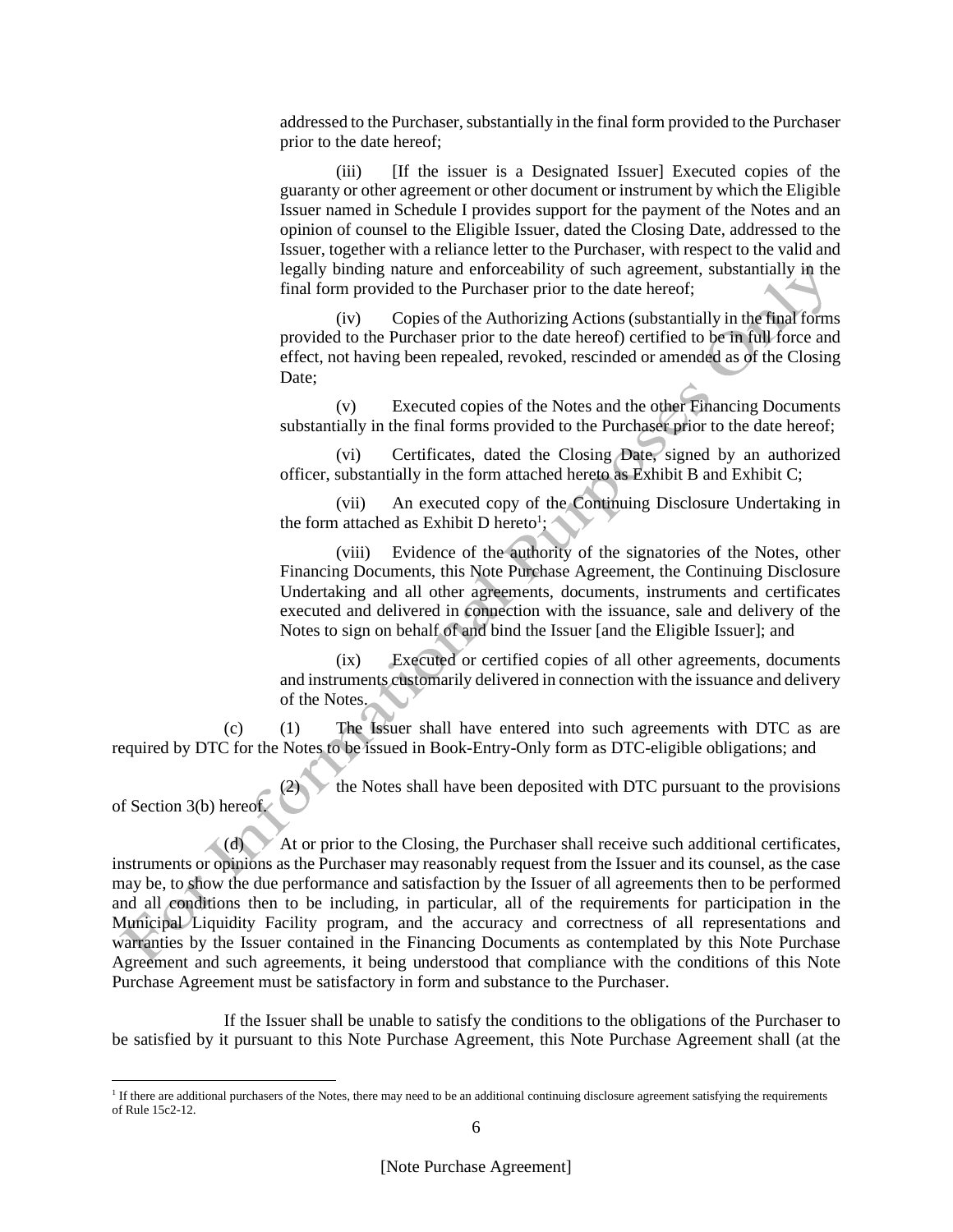addressed to the Purchaser, substantially in the final form provided to the Purchaser prior to the date hereof;

(iii) [If the issuer is a Designated Issuer] Executed copies of the guaranty or other agreement or other document or instrument by which the Eligible Issuer named in Schedule I provides support for the payment of the Notes and an opinion of counsel to the Eligible Issuer, dated the Closing Date, addressed to the Issuer, together with a reliance letter to the Purchaser, with respect to the valid and legally binding nature and enforceability of such agreement, substantially in the final form provided to the Purchaser prior to the date hereof;

(iv) Copies of the Authorizing Actions (substantially in the final forms provided to the Purchaser prior to the date hereof) certified to be in full force and effect, not having been repealed, revoked, rescinded or amended as of the Closing Date;

(v) Executed copies of the Notes and the other Financing Documents substantially in the final forms provided to the Purchaser prior to the date hereof;

(vi) Certificates, dated the Closing Date, signed by an authorized officer, substantially in the form attached hereto as Exhibit B and Exhibit C;

(vii) An executed copy of the Continuing Disclosure Undertaking in the form attached as Exhibit D hereto[1];

(viii) Evidence of the authority of the signatories of the Notes, other Financing Documents, this Note Purchase Agreement, the Continuing Disclosure Undertaking and all other agreements, documents, instruments and certificates executed and delivered in connection with the issuance, sale and delivery of the Notes to sign on behalf of and bind the Issuer [and the Eligible Issuer]; and

(ix) Executed or certified copies of all other agreements, documents and instruments customarily delivered in connection with the issuance and delivery of the Notes.

(c) (1) The Issuer shall have entered into such agreements with DTC as are required by DTC for the Notes to be issued in Book-Entry-Only form as DTC-eligible obligations; and

(2) the Notes shall have been deposited with DTC pursuant to the provisions of Section 3(b) hereof.

(d) At or prior to the Closing, the Purchaser shall receive such additional certificates, instruments or opinions as the Purchaser may reasonably request from the Issuer and its counsel, as the case may be, to show the due performance and satisfaction by the Issuer of all agreements then to be performed and all conditions then to be including, in particular, all of the requirements for participation in the Municipal Liquidity Facility program, and the accuracy and correctness of all representations and warranties by the Issuer contained in the Financing Documents as contemplated by this Note Purchase Agreement and such agreements, it being understood that compliance with the conditions of this Note Purchase Agreement must be satisfactory in form and substance to the Purchaser.

If the Issuer shall be unable to satisfy the conditions to the obligations of the Purchaser to be satisfied by it pursuant to this Note Purchase Agreement, this Note Purchase Agreement shall (at the

[1] If there are additional purchasers of the Notes, there may need to be an additional continuing disclosure agreement satisfying the requirements of Rule 15c2-12.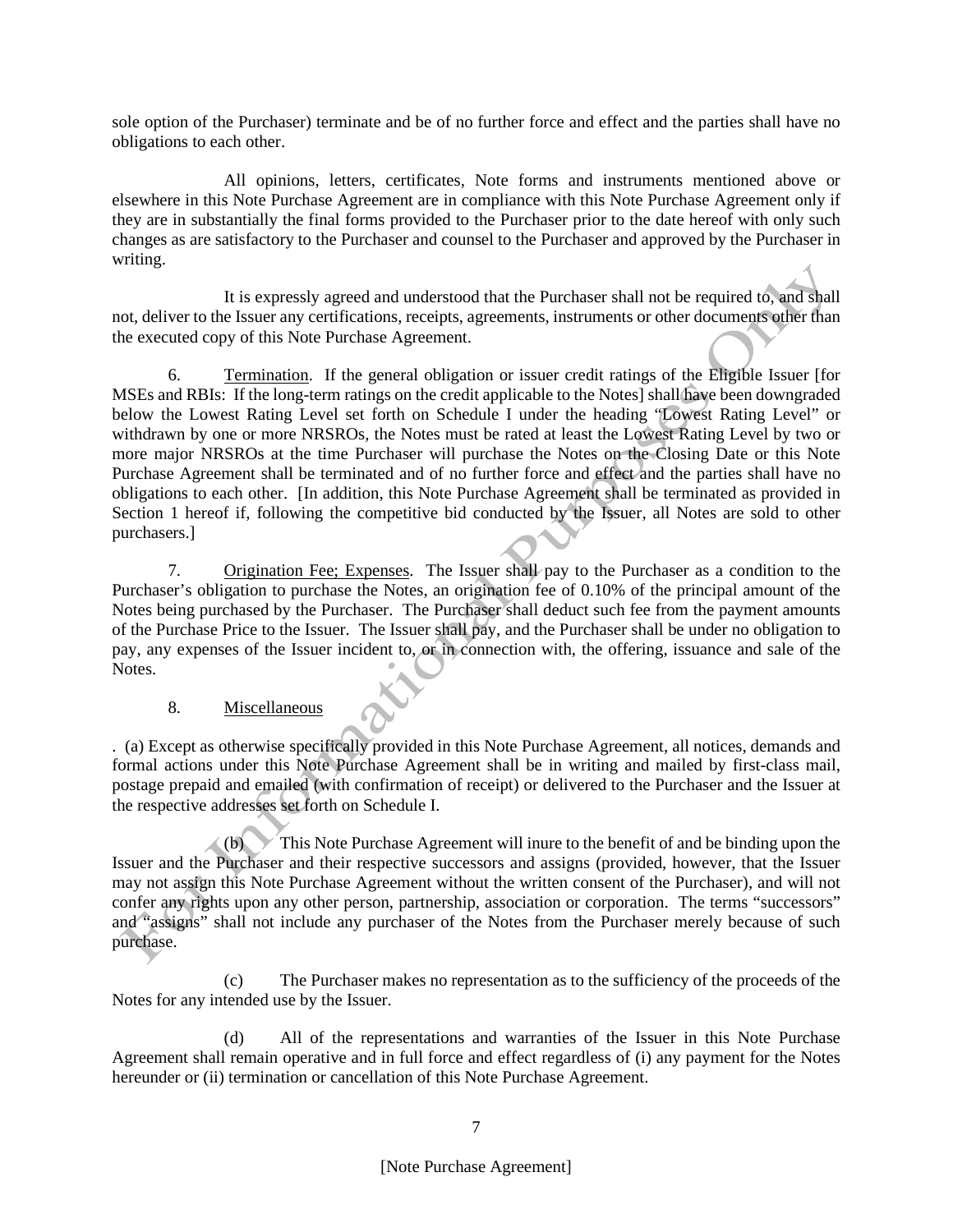sole option of the Purchaser) terminate and be of no further force and effect and the parties shall have no obligations to each other.

All opinions, letters, certificates, Note forms and instruments mentioned above or elsewhere in this Note Purchase Agreement are in compliance with this Note Purchase Agreement only if they are in substantially the final forms provided to the Purchaser prior to the date hereof with only such changes as are satisfactory to the Purchaser and counsel to the Purchaser and approved by the Purchaser in writing.

It is expressly agreed and understood that the Purchaser shall not be required to, and shall not, deliver to the Issuer any certifications, receipts, agreements, instruments or other documents other than the executed copy of this Note Purchase Agreement.

6. Termination. If the general obligation or issuer credit ratings of the Eligible Issuer [for MSEs and RBIs: If the long-term ratings on the credit applicable to the Notes] shall have been downgraded below the Lowest Rating Level set forth on Schedule I under the heading "Lowest Rating Level" or withdrawn by one or more NRSROs, the Notes must be rated at least the Lowest Rating Level by two or more major NRSROs at the time Purchaser will purchase the Notes on the Closing Date or this Note Purchase Agreement shall be terminated and of no further force and effect and the parties shall have no obligations to each other. [In addition, this Note Purchase Agreement shall be terminated as provided in Section 1 hereof if, following the competitive bid conducted by the Issuer, all Notes are sold to other purchasers.]

7. Origination Fee; Expenses. The Issuer shall pay to the Purchaser as a condition to the Purchaser's obligation to purchase the Notes, an origination fee of 0.10% of the principal amount of the Notes being purchased by the Purchaser. The Purchaser shall deduct such fee from the payment amounts of the Purchase Price to the Issuer. The Issuer shall pay, and the Purchaser shall be under no obligation to pay, any expenses of the Issuer incident to, or in connection with, the offering, issuance and sale of the Notes.

8. Miscellaneous

. (a) Except as otherwise specifically provided in this Note Purchase Agreement, all notices, demands and formal actions under this Note Purchase Agreement shall be in writing and mailed by first-class mail, postage prepaid and emailed (with confirmation of receipt) or delivered to the Purchaser and the Issuer at the respective addresses set forth on Schedule I.

(b) This Note Purchase Agreement will inure to the benefit of and be binding upon the Issuer and the Purchaser and their respective successors and assigns (provided, however, that the Issuer may not assign this Note Purchase Agreement without the written consent of the Purchaser), and will not confer any rights upon any other person, partnership, association or corporation. The terms "successors" and "assigns" shall not include any purchaser of the Notes from the Purchaser merely because of such purchase.

(c) The Purchaser makes no representation as to the sufficiency of the proceeds of the Notes for any intended use by the Issuer.

(d) All of the representations and warranties of the Issuer in this Note Purchase Agreement shall remain operative and in full force and effect regardless of (i) any payment for the Notes hereunder or (ii) termination or cancellation of this Note Purchase Agreement.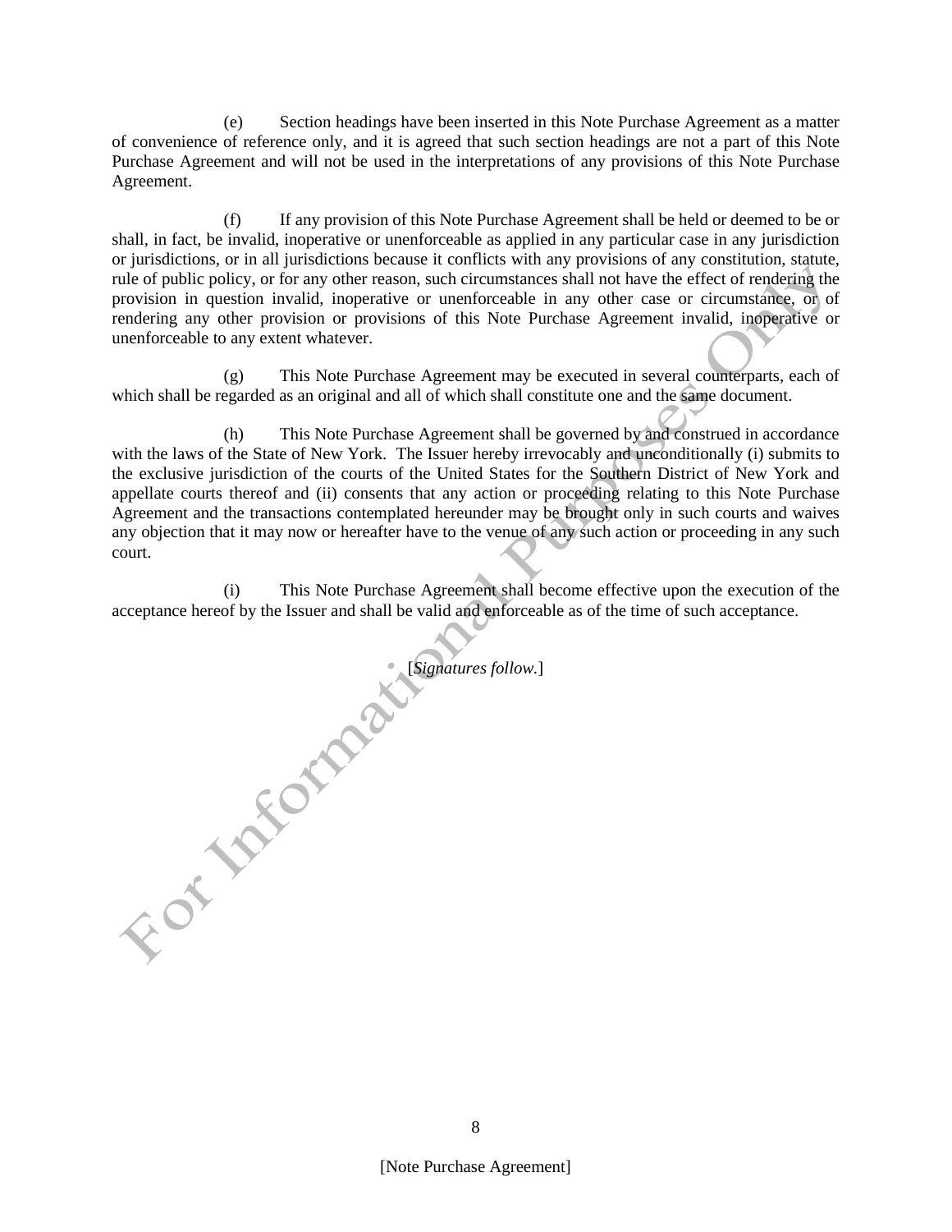(e) Section headings have been inserted in this Note Purchase Agreement as a matter of convenience of reference only, and it is agreed that such section headings are not a part of this Note Purchase Agreement and will not be used in the interpretations of any provisions of this Note Purchase Agreement.

(f) If any provision of this Note Purchase Agreement shall be held or deemed to be or shall, in fact, be invalid, inoperative or unenforceable as applied in any particular case in any jurisdiction or jurisdictions, or in all jurisdictions because it conflicts with any provisions of any constitution, statute, rule of public policy, or for any other reason, such circumstances shall not have the effect of rendering the provision in question invalid, inoperative or unenforceable in any other case or circumstance, or of rendering any other provision or provisions of this Note Purchase Agreement invalid, inoperative or unenforceable to any extent whatever.

(g) This Note Purchase Agreement may be executed in several counterparts, each of which shall be regarded as an original and all of which shall constitute one and the same document.

(h) This Note Purchase Agreement shall be governed by and construed in accordance with the laws of the State of New York. The Issuer hereby irrevocably and unconditionally (i) submits to the exclusive jurisdiction of the courts of the United States for the Southern District of New York and appellate courts thereof and (ii) consents that any action or proceeding relating to this Note Purchase Agreement and the transactions contemplated hereunder may be brought only in such courts and waives any objection that it may now or hereafter have to the venue of any such action or proceeding in any such court.

(i) This Note Purchase Agreement shall become effective upon the execution of the acceptance hereof by the Issuer and shall be valid and enforceable as of the time of such acceptance.

[*Signatures follow.*]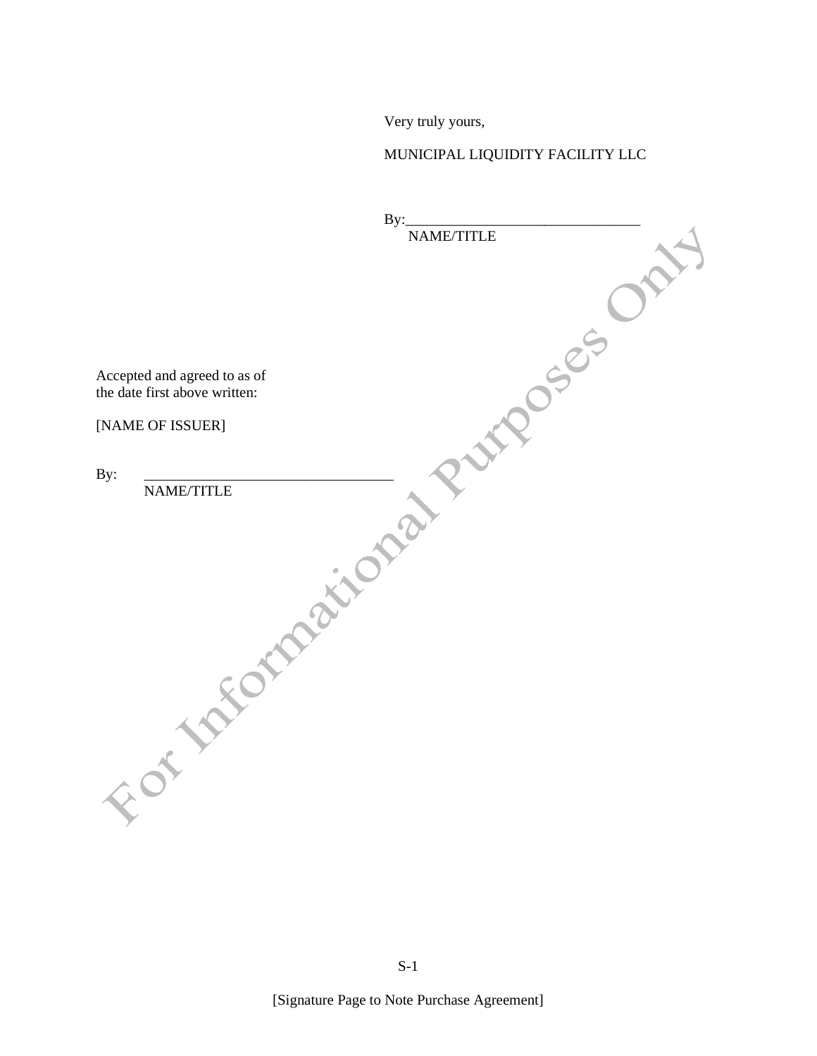Very truly yours,

MUNICIPAL LIQUIDITY FACILITY LLC

By:________________________________
NAME/TITLE

Accepted and agreed to as of
the date first above written:

[NAME OF ISSUER]

By: __________________________________
NAME/TITLE

[Signature Page to Note Purchase Agreement]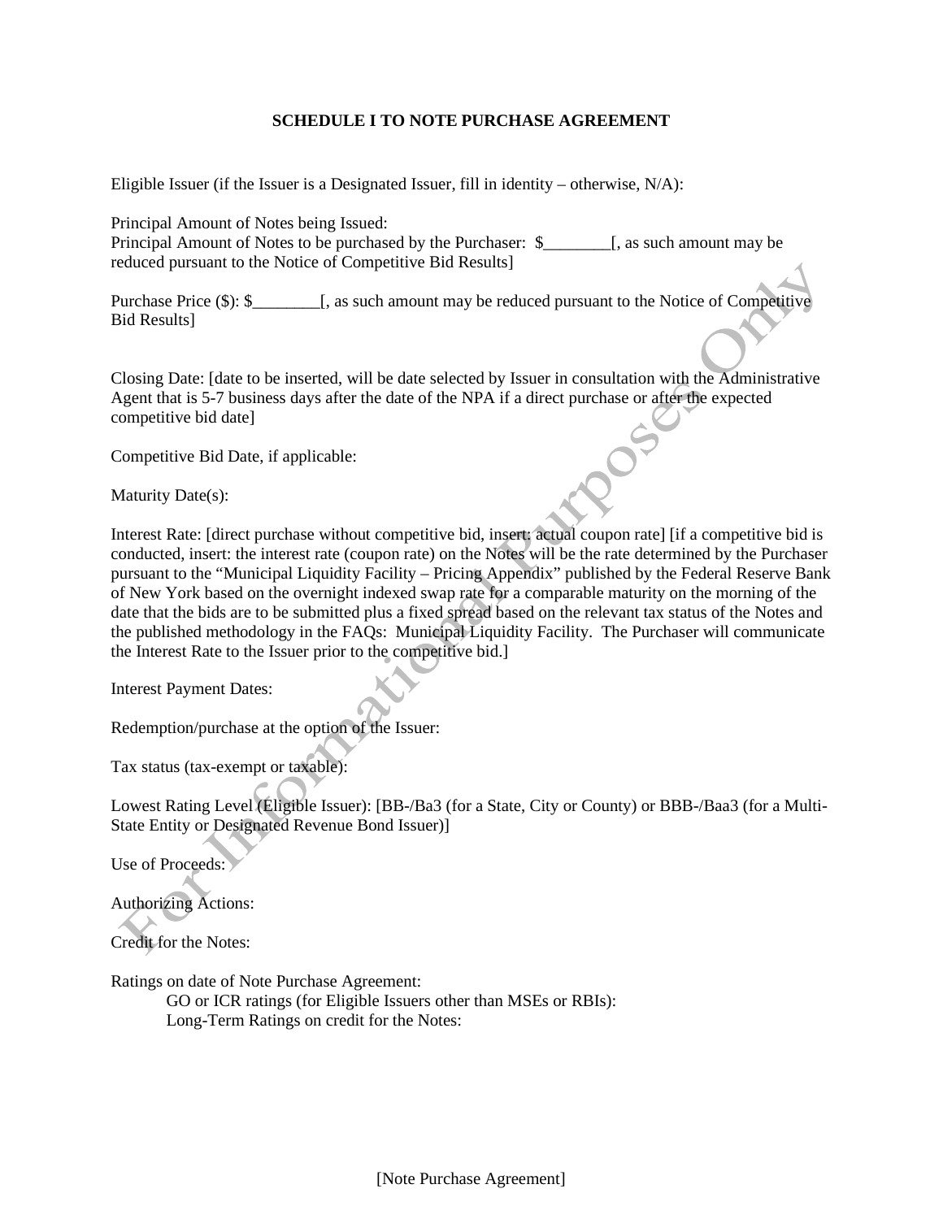**SCHEDULE I TO NOTE PURCHASE AGREEMENT**

Eligible Issuer (if the Issuer is a Designated Issuer, fill in identity – otherwise, N/A):

Principal Amount of Notes being Issued:
Principal Amount of Notes to be purchased by the Purchaser: $________[, as such amount may be reduced pursuant to the Notice of Competitive Bid Results]

Purchase Price ($): $________[, as such amount may be reduced pursuant to the Notice of Competitive Bid Results]

Closing Date: [date to be inserted, will be date selected by Issuer in consultation with the Administrative Agent that is 5-7 business days after the date of the NPA if a direct purchase or after the expected competitive bid date]

Competitive Bid Date, if applicable:

Maturity Date(s):

Interest Rate: [direct purchase without competitive bid, insert: actual coupon rate] [if a competitive bid is conducted, insert: the interest rate (coupon rate) on the Notes will be the rate determined by the Purchaser pursuant to the "Municipal Liquidity Facility – Pricing Appendix" published by the Federal Reserve Bank of New York based on the overnight indexed swap rate for a comparable maturity on the morning of the date that the bids are to be submitted plus a fixed spread based on the relevant tax status of the Notes and the published methodology in the FAQs: Municipal Liquidity Facility. The Purchaser will communicate the Interest Rate to the Issuer prior to the competitive bid.]

Interest Payment Dates:

Redemption/purchase at the option of the Issuer:

Tax status (tax-exempt or taxable):

Lowest Rating Level (Eligible Issuer): [BB-/Ba3 (for a State, City or County) or BBB-/Baa3 (for a Multi-State Entity or Designated Revenue Bond Issuer)]

Use of Proceeds:

Authorizing Actions:

Credit for the Notes:

Ratings on date of Note Purchase Agreement:
    GO or ICR ratings (for Eligible Issuers other than MSEs or RBIs):
    Long-Term Ratings on credit for the Notes: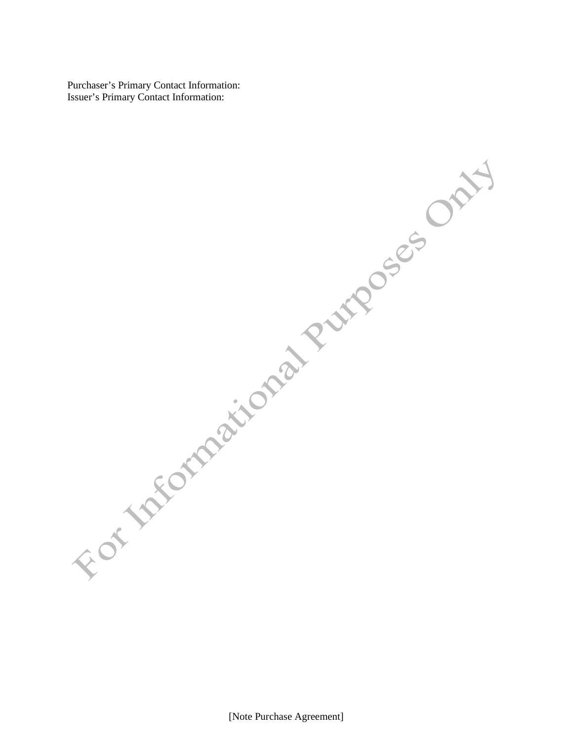Purchaser’s Primary Contact Information:
Issuer’s Primary Contact Information: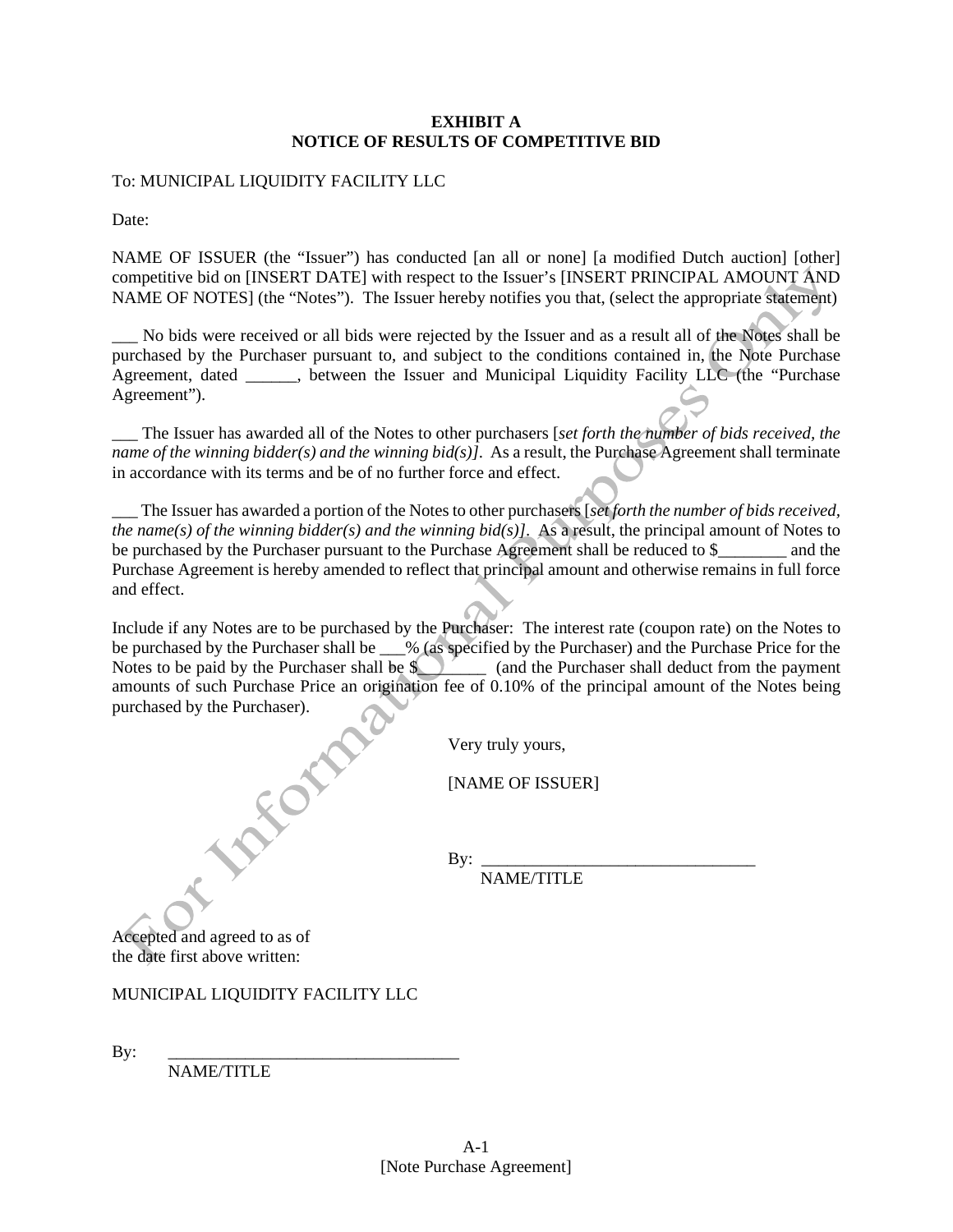**EXHIBIT A**
**NOTICE OF RESULTS OF COMPETITIVE BID**

To: MUNICIPAL LIQUIDITY FACILITY LLC

Date:

NAME OF ISSUER (the "Issuer") has conducted [an all or none] [a modified Dutch auction] [other] competitive bid on [INSERT DATE] with respect to the Issuer's [INSERT PRINCIPAL AMOUNT AND NAME OF NOTES] (the "Notes"). The Issuer hereby notifies you that, (select the appropriate statement)

___ No bids were received or all bids were rejected by the Issuer and as a result all of the Notes shall be purchased by the Purchaser pursuant to, and subject to the conditions contained in, the Note Purchase Agreement, dated ______, between the Issuer and Municipal Liquidity Facility LLC (the "Purchase Agreement").

___ The Issuer has awarded all of the Notes to other purchasers [*set forth the number of bids received, the name of the winning bidder(s) and the winning bid(s)]*. As a result, the Purchase Agreement shall terminate in accordance with its terms and be of no further force and effect.

___ The Issuer has awarded a portion of the Notes to other purchasers [*set forth the number of bids received, the name(s) of the winning bidder(s) and the winning bid(s)]*. As a result, the principal amount of Notes to be purchased by the Purchaser pursuant to the Purchase Agreement shall be reduced to $________ and the Purchase Agreement is hereby amended to reflect that principal amount and otherwise remains in full force and effect.

Include if any Notes are to be purchased by the Purchaser: The interest rate (coupon rate) on the Notes to be purchased by the Purchaser shall be ___% (as specified by the Purchaser) and the Purchase Price for the Notes to be paid by the Purchaser shall be $________ (and the Purchaser shall deduct from the payment amounts of such Purchase Price an origination fee of 0.10% of the principal amount of the Notes being purchased by the Purchaser).

Very truly yours,

[NAME OF ISSUER]

By: ________________________________
NAME/TITLE

Accepted and agreed to as of
the date first above written:

MUNICIPAL LIQUIDITY FACILITY LLC

By: ________________________________
NAME/TITLE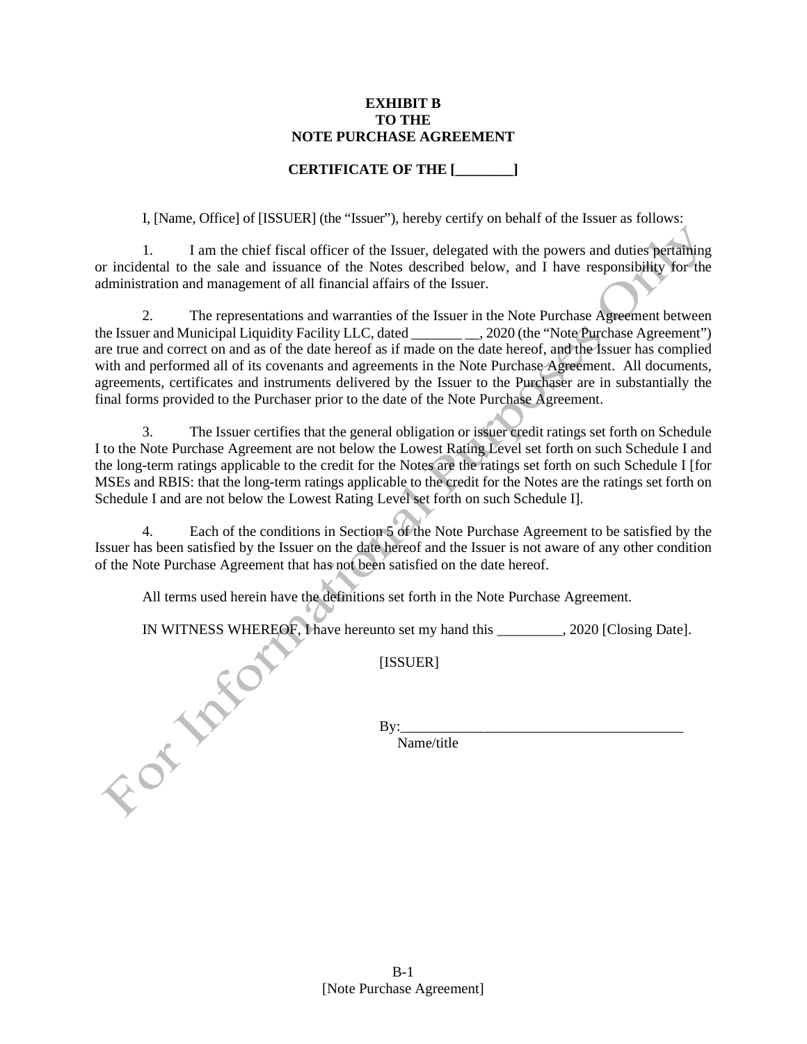**EXHIBIT B**
**TO THE**
**NOTE PURCHASE AGREEMENT**

**CERTIFICATE OF THE [________]**

I, [Name, Office] of [ISSUER] (the "Issuer"), hereby certify on behalf of the Issuer as follows:

1. I am the chief fiscal officer of the Issuer, delegated with the powers and duties pertaining or incidental to the sale and issuance of the Notes described below, and I have responsibility for the administration and management of all financial affairs of the Issuer.

2. The representations and warranties of the Issuer in the Note Purchase Agreement between the Issuer and Municipal Liquidity Facility LLC, dated _______ __, 2020 (the "Note Purchase Agreement") are true and correct on and as of the date hereof as if made on the date hereof, and the Issuer has complied with and performed all of its covenants and agreements in the Note Purchase Agreement. All documents, agreements, certificates and instruments delivered by the Issuer to the Purchaser are in substantially the final forms provided to the Purchaser prior to the date of the Note Purchase Agreement.

3. The Issuer certifies that the general obligation or issuer credit ratings set forth on Schedule I to the Note Purchase Agreement are not below the Lowest Rating Level set forth on such Schedule I and the long-term ratings applicable to the credit for the Notes are the ratings set forth on such Schedule I [for MSEs and RBIS: that the long-term ratings applicable to the credit for the Notes are the ratings set forth on Schedule I and are not below the Lowest Rating Level set forth on such Schedule I].

4. Each of the conditions in Section 5 of the Note Purchase Agreement to be satisfied by the Issuer has been satisfied by the Issuer on the date hereof and the Issuer is not aware of any other condition of the Note Purchase Agreement that has not been satisfied on the date hereof.

All terms used herein have the definitions set forth in the Note Purchase Agreement.

IN WITNESS WHEREOF, I have hereunto set my hand this _________, 2020 [Closing Date].

[ISSUER]

By:_______________________________________
Name/title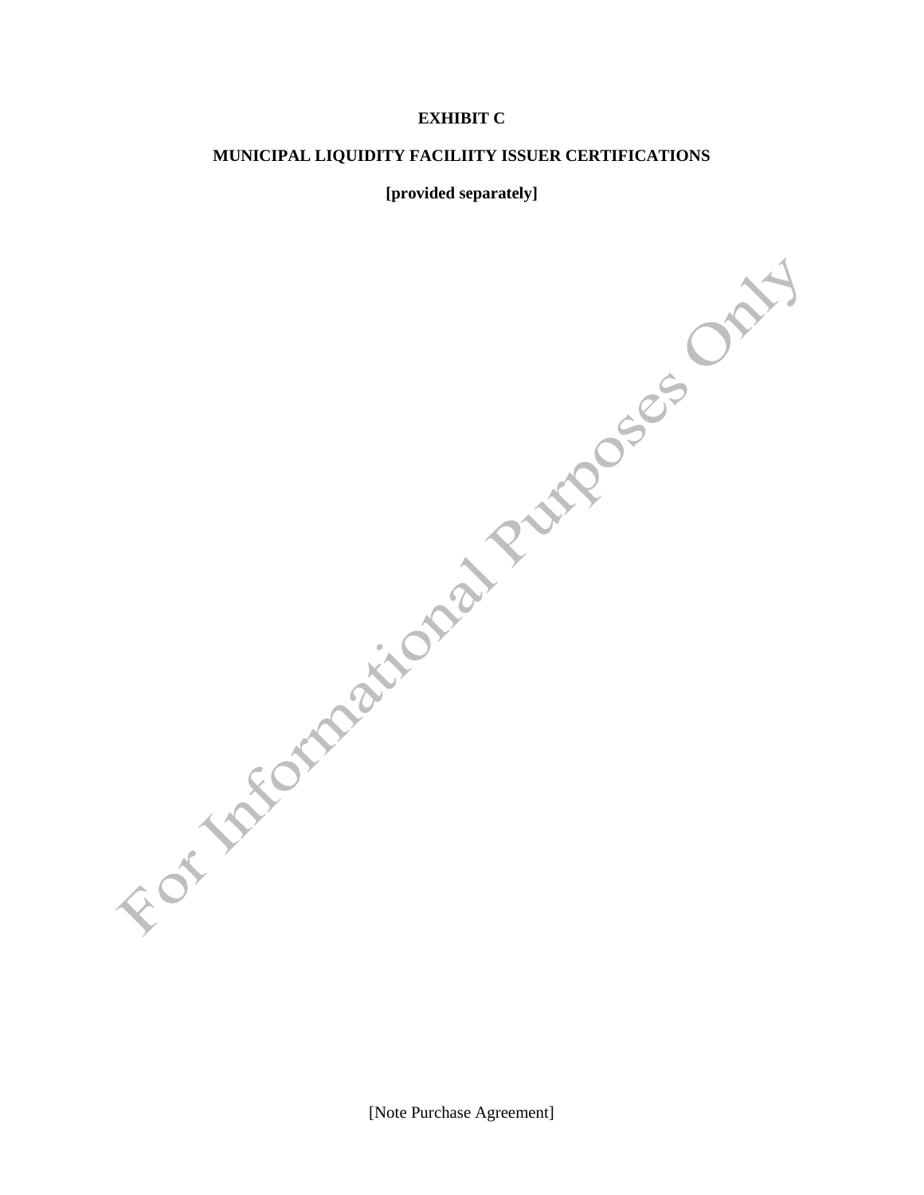**EXHIBIT C**

**MUNICIPAL LIQUIDITY FACILIITY ISSUER CERTIFICATIONS**

**[provided separately]**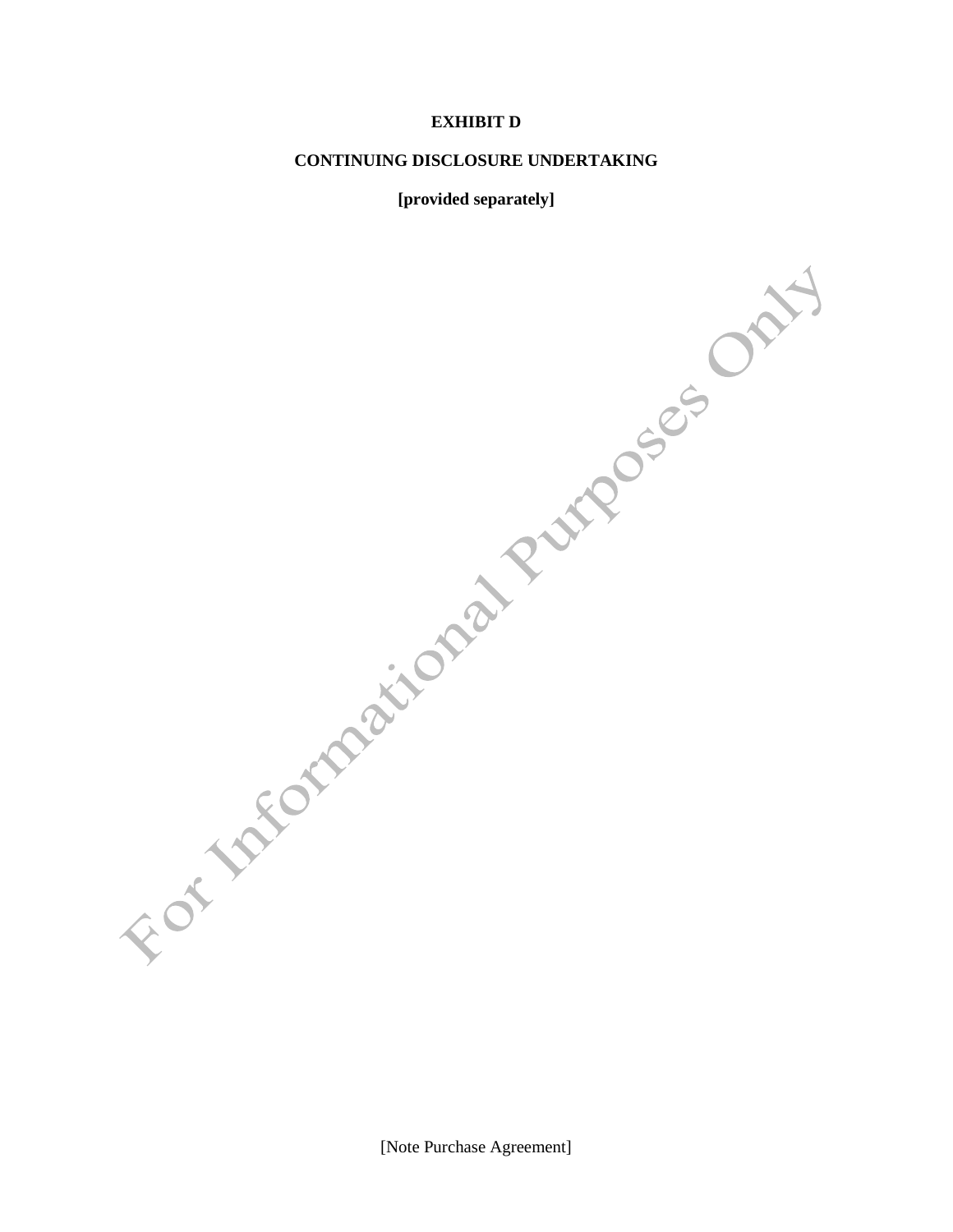**EXHIBIT D**

**CONTINUING DISCLOSURE UNDERTAKING**

**[provided separately]**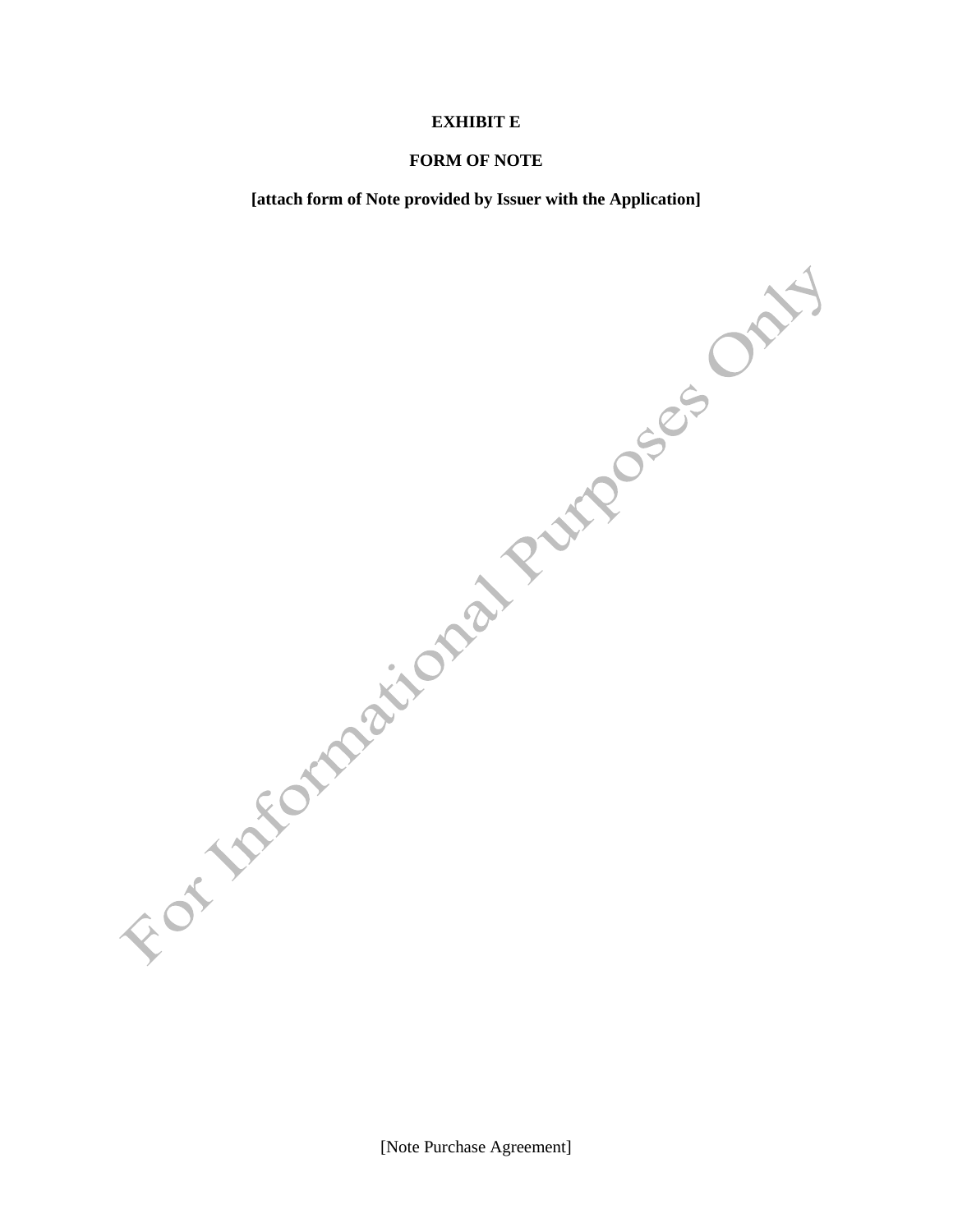**EXHIBIT E**

**FORM OF NOTE**

**[attach form of Note provided by Issuer with the Application]**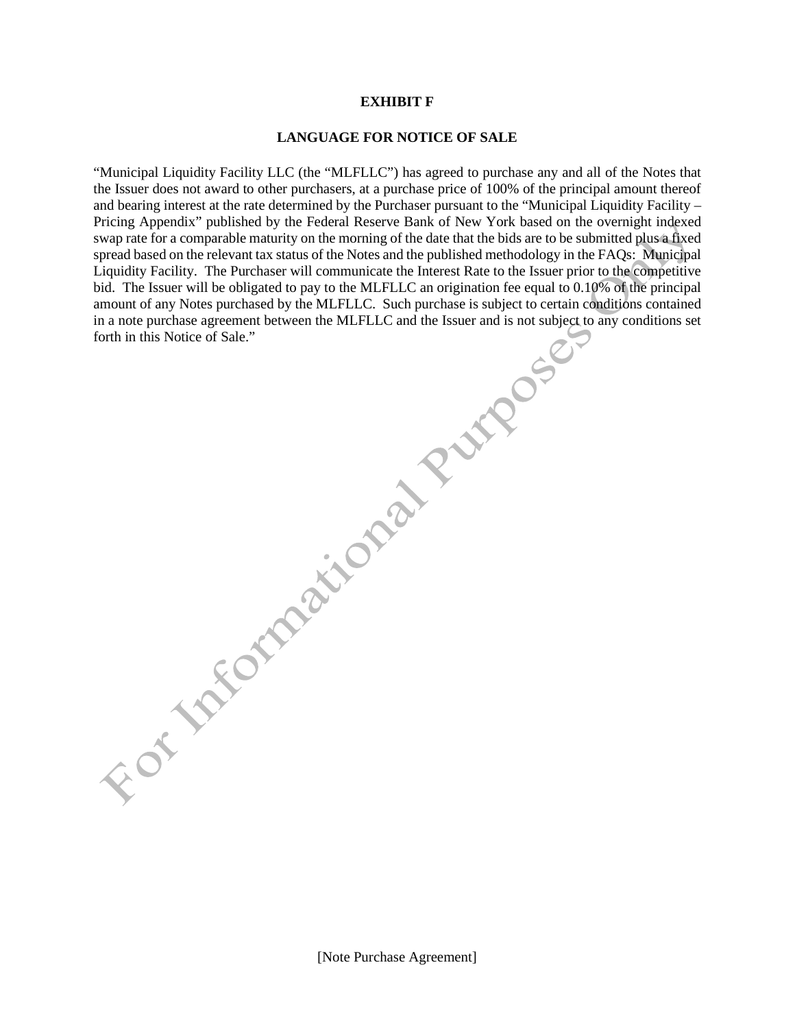**EXHIBIT F**

**LANGUAGE FOR NOTICE OF SALE**

"Municipal Liquidity Facility LLC (the "MLFLLC") has agreed to purchase any and all of the Notes that the Issuer does not award to other purchasers, at a purchase price of 100% of the principal amount thereof and bearing interest at the rate determined by the Purchaser pursuant to the "Municipal Liquidity Facility – Pricing Appendix" published by the Federal Reserve Bank of New York based on the overnight indexed swap rate for a comparable maturity on the morning of the date that the bids are to be submitted plus a fixed spread based on the relevant tax status of the Notes and the published methodology in the FAQs: Municipal Liquidity Facility. The Purchaser will communicate the Interest Rate to the Issuer prior to the competitive bid. The Issuer will be obligated to pay to the MLFLLC an origination fee equal to 0.10% of the principal amount of any Notes purchased by the MLFLLC. Such purchase is subject to certain conditions contained in a note purchase agreement between the MLFLLC and the Issuer and is not subject to any conditions set forth in this Notice of Sale."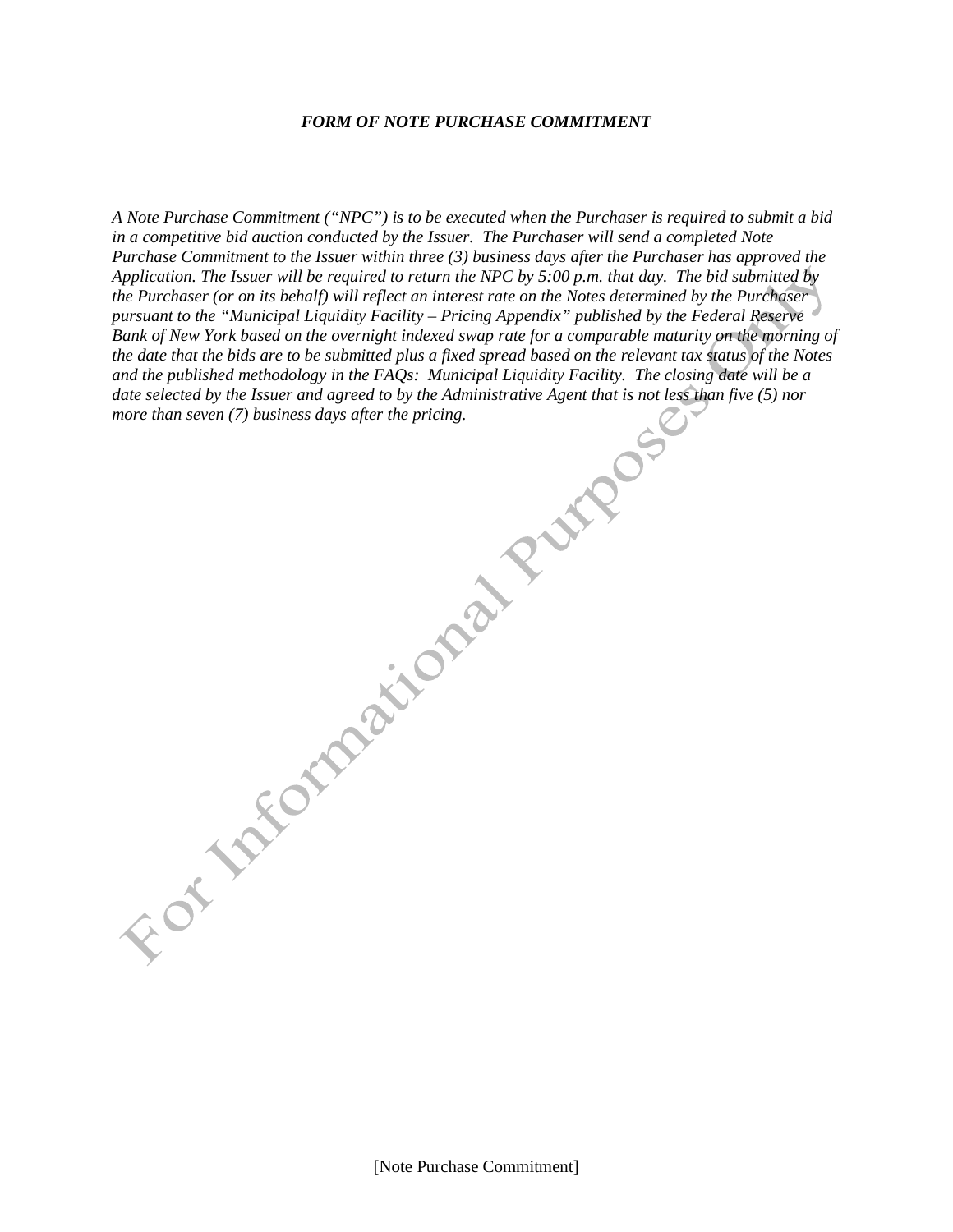***FORM OF NOTE PURCHASE COMMITMENT***

*A Note Purchase Commitment ("NPC") is to be executed when the Purchaser is required to submit a bid in a competitive bid auction conducted by the Issuer. The Purchaser will send a completed Note Purchase Commitment to the Issuer within three (3) business days after the Purchaser has approved the Application. The Issuer will be required to return the NPC by 5:00 p.m. that day. The bid submitted by the Purchaser (or on its behalf) will reflect an interest rate on the Notes determined by the Purchaser pursuant to the "Municipal Liquidity Facility – Pricing Appendix" published by the Federal Reserve Bank of New York based on the overnight indexed swap rate for a comparable maturity on the morning of the date that the bids are to be submitted plus a fixed spread based on the relevant tax status of the Notes and the published methodology in the FAQs: Municipal Liquidity Facility. The closing date will be a date selected by the Issuer and agreed to by the Administrative Agent that is not less than five (5) nor more than seven (7) business days after the pricing.*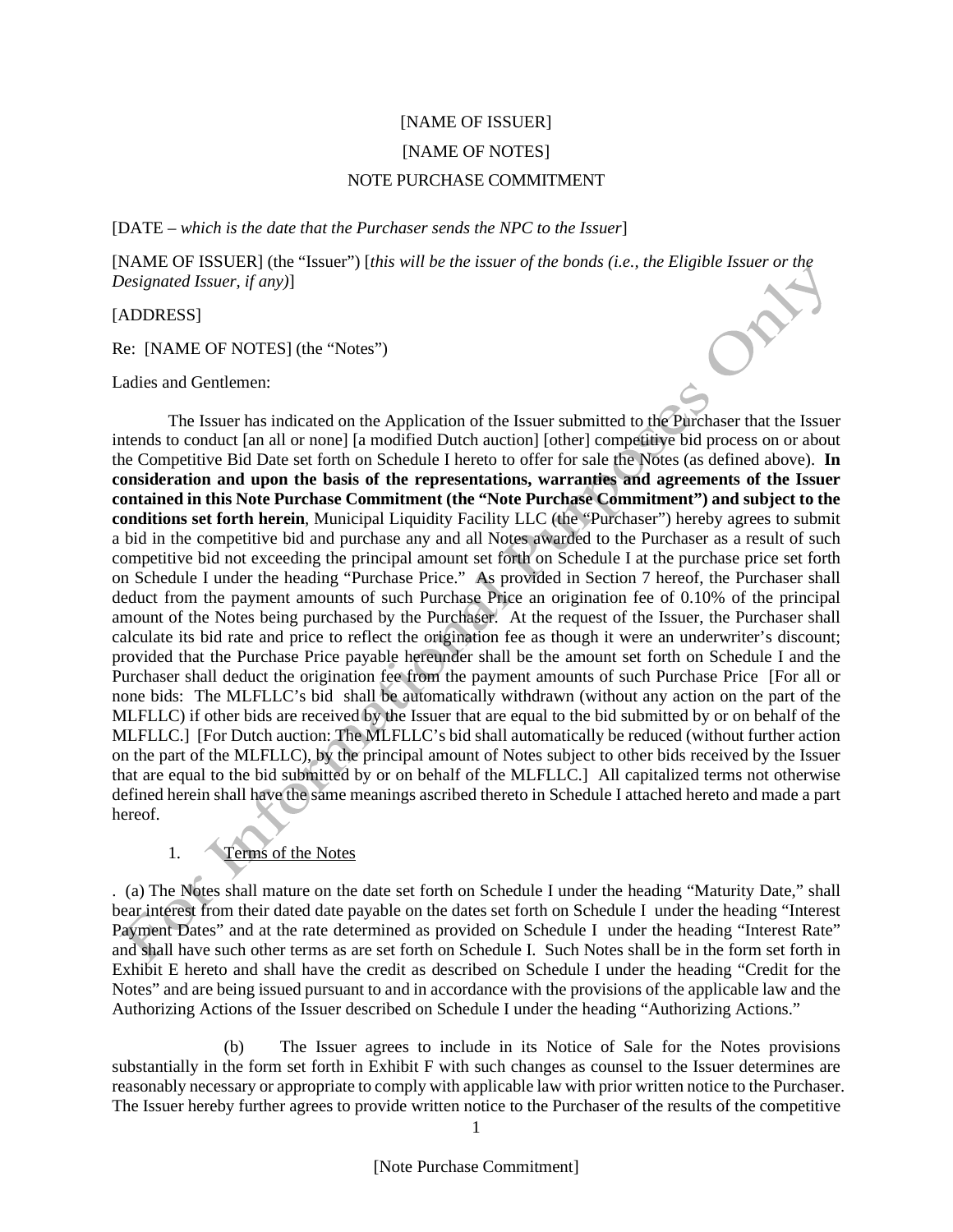[NAME OF ISSUER]

[NAME OF NOTES]

NOTE PURCHASE COMMITMENT

[DATE – *which is the date that the Purchaser sends the NPC to the Issuer*]

[NAME OF ISSUER] (the "Issuer") [*this will be the issuer of the bonds (i.e., the Eligible Issuer or the Designated Issuer, if any)*]

[ADDRESS]

Re: [NAME OF NOTES] (the "Notes")

Ladies and Gentlemen:

The Issuer has indicated on the Application of the Issuer submitted to the Purchaser that the Issuer intends to conduct [an all or none] [a modified Dutch auction] [other] competitive bid process on or about the Competitive Bid Date set forth on Schedule I hereto to offer for sale the Notes (as defined above). **In consideration and upon the basis of the representations, warranties and agreements of the Issuer contained in this Note Purchase Commitment (the "Note Purchase Commitment") and subject to the conditions set forth herein**, Municipal Liquidity Facility LLC (the "Purchaser") hereby agrees to submit a bid in the competitive bid and purchase any and all Notes awarded to the Purchaser as a result of such competitive bid not exceeding the principal amount set forth on Schedule I at the purchase price set forth on Schedule I under the heading "Purchase Price." As provided in Section 7 hereof, the Purchaser shall deduct from the payment amounts of such Purchase Price an origination fee of 0.10% of the principal amount of the Notes being purchased by the Purchaser. At the request of the Issuer, the Purchaser shall calculate its bid rate and price to reflect the origination fee as though it were an underwriter's discount; provided that the Purchase Price payable hereunder shall be the amount set forth on Schedule I and the Purchaser shall deduct the origination fee from the payment amounts of such Purchase Price [For all or none bids: The MLFLLC's bid shall be automatically withdrawn (without any action on the part of the MLFLLC) if other bids are received by the Issuer that are equal to the bid submitted by or on behalf of the MLFLLC.] [For Dutch auction: The MLFLLC's bid shall automatically be reduced (without further action on the part of the MLFLLC), by the principal amount of Notes subject to other bids received by the Issuer that are equal to the bid submitted by or on behalf of the MLFLLC.] All capitalized terms not otherwise defined herein shall have the same meanings ascribed thereto in Schedule I attached hereto and made a part hereof.

1. Terms of the Notes

. (a) The Notes shall mature on the date set forth on Schedule I under the heading "Maturity Date," shall bear interest from their dated date payable on the dates set forth on Schedule I under the heading "Interest Payment Dates" and at the rate determined as provided on Schedule I under the heading "Interest Rate" and shall have such other terms as are set forth on Schedule I. Such Notes shall be in the form set forth in Exhibit E hereto and shall have the credit as described on Schedule I under the heading "Credit for the Notes" and are being issued pursuant to and in accordance with the provisions of the applicable law and the Authorizing Actions of the Issuer described on Schedule I under the heading "Authorizing Actions."

(b) The Issuer agrees to include in its Notice of Sale for the Notes provisions substantially in the form set forth in Exhibit F with such changes as counsel to the Issuer determines are reasonably necessary or appropriate to comply with applicable law with prior written notice to the Purchaser. The Issuer hereby further agrees to provide written notice to the Purchaser of the results of the competitive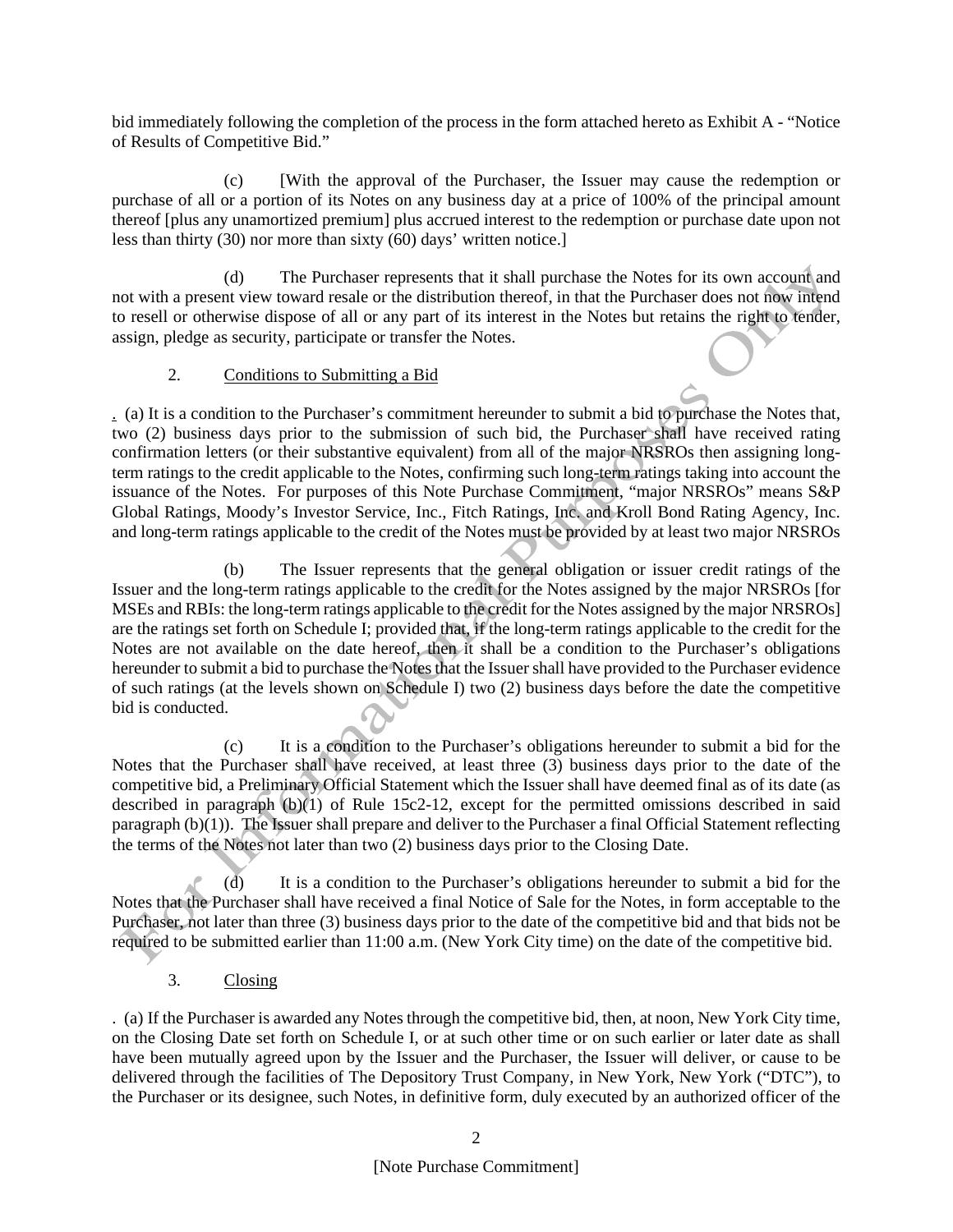bid immediately following the completion of the process in the form attached hereto as Exhibit A - "Notice of Results of Competitive Bid."

(c) [With the approval of the Purchaser, the Issuer may cause the redemption or purchase of all or a portion of its Notes on any business day at a price of 100% of the principal amount thereof [plus any unamortized premium] plus accrued interest to the redemption or purchase date upon not less than thirty (30) nor more than sixty (60) days' written notice.]

(d) The Purchaser represents that it shall purchase the Notes for its own account and not with a present view toward resale or the distribution thereof, in that the Purchaser does not now intend to resell or otherwise dispose of all or any part of its interest in the Notes but retains the right to tender, assign, pledge as security, participate or transfer the Notes.

2. <u>Conditions to Submitting a Bid</u>

. (a) It is a condition to the Purchaser's commitment hereunder to submit a bid to purchase the Notes that, two (2) business days prior to the submission of such bid, the Purchaser shall have received rating confirmation letters (or their substantive equivalent) from all of the major NRSROs then assigning long-term ratings to the credit applicable to the Notes, confirming such long-term ratings taking into account the issuance of the Notes. For purposes of this Note Purchase Commitment, "major NRSROs" means S&P Global Ratings, Moody's Investor Service, Inc., Fitch Ratings, Inc. and Kroll Bond Rating Agency, Inc. and long-term ratings applicable to the credit of the Notes must be provided by at least two major NRSROs

(b) The Issuer represents that the general obligation or issuer credit ratings of the Issuer and the long-term ratings applicable to the credit for the Notes assigned by the major NRSROs [for MSEs and RBIs: the long-term ratings applicable to the credit for the Notes assigned by the major NRSROs] are the ratings set forth on Schedule I; provided that, if the long-term ratings applicable to the credit for the Notes are not available on the date hereof, then it shall be a condition to the Purchaser's obligations hereunder to submit a bid to purchase the Notes that the Issuer shall have provided to the Purchaser evidence of such ratings (at the levels shown on Schedule I) two (2) business days before the date the competitive bid is conducted.

(c) It is a condition to the Purchaser's obligations hereunder to submit a bid for the Notes that the Purchaser shall have received, at least three (3) business days prior to the date of the competitive bid, a Preliminary Official Statement which the Issuer shall have deemed final as of its date (as described in paragraph (b)(1) of Rule 15c2-12, except for the permitted omissions described in said paragraph (b)(1)). The Issuer shall prepare and deliver to the Purchaser a final Official Statement reflecting the terms of the Notes not later than two (2) business days prior to the Closing Date.

(d) It is a condition to the Purchaser's obligations hereunder to submit a bid for the Notes that the Purchaser shall have received a final Notice of Sale for the Notes, in form acceptable to the Purchaser, not later than three (3) business days prior to the date of the competitive bid and that bids not be required to be submitted earlier than 11:00 a.m. (New York City time) on the date of the competitive bid.

3. <u>Closing</u>

. (a) If the Purchaser is awarded any Notes through the competitive bid, then, at noon, New York City time, on the Closing Date set forth on Schedule I, or at such other time or on such earlier or later date as shall have been mutually agreed upon by the Issuer and the Purchaser, the Issuer will deliver, or cause to be delivered through the facilities of The Depository Trust Company, in New York, New York ("DTC"), to the Purchaser or its designee, such Notes, in definitive form, duly executed by an authorized officer of the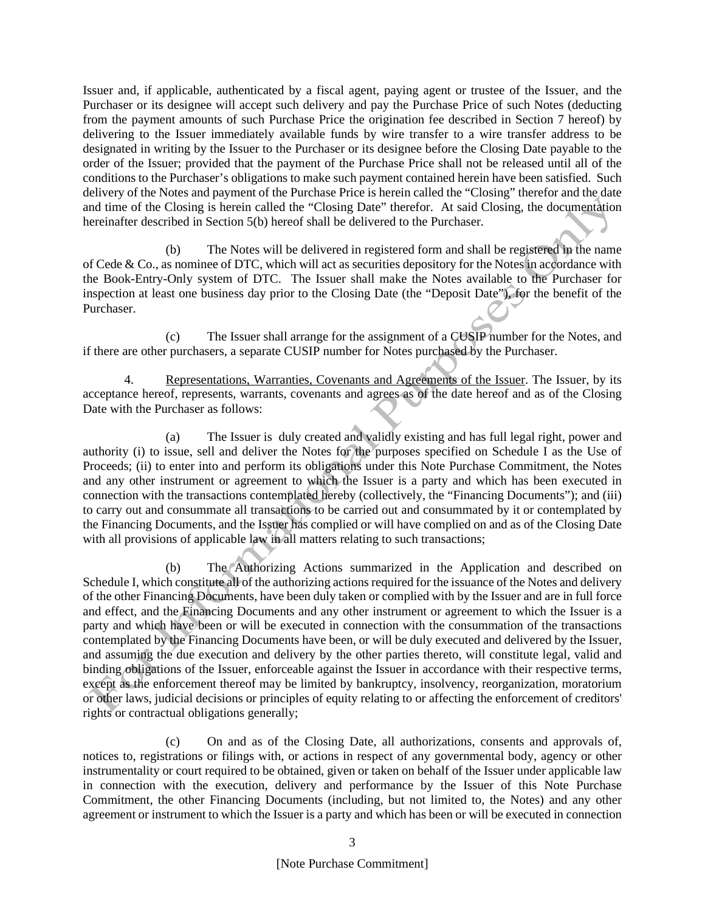Issuer and, if applicable, authenticated by a fiscal agent, paying agent or trustee of the Issuer, and the Purchaser or its designee will accept such delivery and pay the Purchase Price of such Notes (deducting from the payment amounts of such Purchase Price the origination fee described in Section 7 hereof) by delivering to the Issuer immediately available funds by wire transfer to a wire transfer address to be designated in writing by the Issuer to the Purchaser or its designee before the Closing Date payable to the order of the Issuer; provided that the payment of the Purchase Price shall not be released until all of the conditions to the Purchaser's obligations to make such payment contained herein have been satisfied. Such delivery of the Notes and payment of the Purchase Price is herein called the "Closing" therefor and the date and time of the Closing is herein called the "Closing Date" therefor. At said Closing, the documentation hereinafter described in Section 5(b) hereof shall be delivered to the Purchaser.

(b) The Notes will be delivered in registered form and shall be registered in the name of Cede & Co., as nominee of DTC, which will act as securities depository for the Notes in accordance with the Book-Entry-Only system of DTC. The Issuer shall make the Notes available to the Purchaser for inspection at least one business day prior to the Closing Date (the "Deposit Date"), for the benefit of the Purchaser.

(c) The Issuer shall arrange for the assignment of a CUSIP number for the Notes, and if there are other purchasers, a separate CUSIP number for Notes purchased by the Purchaser.

4. Representations, Warranties, Covenants and Agreements of the Issuer. The Issuer, by its acceptance hereof, represents, warrants, covenants and agrees as of the date hereof and as of the Closing Date with the Purchaser as follows:

(a) The Issuer is duly created and validly existing and has full legal right, power and authority (i) to issue, sell and deliver the Notes for the purposes specified on Schedule I as the Use of Proceeds; (ii) to enter into and perform its obligations under this Note Purchase Commitment, the Notes and any other instrument or agreement to which the Issuer is a party and which has been executed in connection with the transactions contemplated hereby (collectively, the "Financing Documents"); and (iii) to carry out and consummate all transactions to be carried out and consummated by it or contemplated by the Financing Documents, and the Issuer has complied or will have complied on and as of the Closing Date with all provisions of applicable law in all matters relating to such transactions;

(b) The Authorizing Actions summarized in the Application and described on Schedule I, which constitute all of the authorizing actions required for the issuance of the Notes and delivery of the other Financing Documents, have been duly taken or complied with by the Issuer and are in full force and effect, and the Financing Documents and any other instrument or agreement to which the Issuer is a party and which have been or will be executed in connection with the consummation of the transactions contemplated by the Financing Documents have been, or will be duly executed and delivered by the Issuer, and assuming the due execution and delivery by the other parties thereto, will constitute legal, valid and binding obligations of the Issuer, enforceable against the Issuer in accordance with their respective terms, except as the enforcement thereof may be limited by bankruptcy, insolvency, reorganization, moratorium or other laws, judicial decisions or principles of equity relating to or affecting the enforcement of creditors' rights or contractual obligations generally;

(c) On and as of the Closing Date, all authorizations, consents and approvals of, notices to, registrations or filings with, or actions in respect of any governmental body, agency or other instrumentality or court required to be obtained, given or taken on behalf of the Issuer under applicable law in connection with the execution, delivery and performance by the Issuer of this Note Purchase Commitment, the other Financing Documents (including, but not limited to, the Notes) and any other agreement or instrument to which the Issuer is a party and which has been or will be executed in connection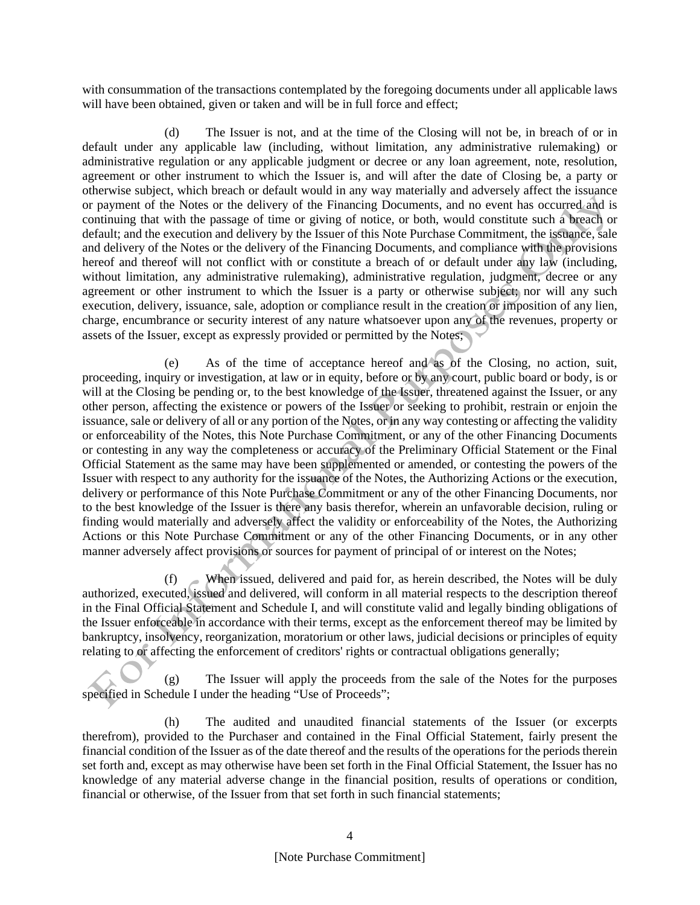with consummation of the transactions contemplated by the foregoing documents under all applicable laws will have been obtained, given or taken and will be in full force and effect;

(d) The Issuer is not, and at the time of the Closing will not be, in breach of or in default under any applicable law (including, without limitation, any administrative rulemaking) or administrative regulation or any applicable judgment or decree or any loan agreement, note, resolution, agreement or other instrument to which the Issuer is, and will after the date of Closing be, a party or otherwise subject, which breach or default would in any way materially and adversely affect the issuance or payment of the Notes or the delivery of the Financing Documents, and no event has occurred and is continuing that with the passage of time or giving of notice, or both, would constitute such a breach or default; and the execution and delivery by the Issuer of this Note Purchase Commitment, the issuance, sale and delivery of the Notes or the delivery of the Financing Documents, and compliance with the provisions hereof and thereof will not conflict with or constitute a breach of or default under any law (including, without limitation, any administrative rulemaking), administrative regulation, judgment, decree or any agreement or other instrument to which the Issuer is a party or otherwise subject, nor will any such execution, delivery, issuance, sale, adoption or compliance result in the creation or imposition of any lien, charge, encumbrance or security interest of any nature whatsoever upon any of the revenues, property or assets of the Issuer, except as expressly provided or permitted by the Notes;

(e) As of the time of acceptance hereof and as of the Closing, no action, suit, proceeding, inquiry or investigation, at law or in equity, before or by any court, public board or body, is or will at the Closing be pending or, to the best knowledge of the Issuer, threatened against the Issuer, or any other person, affecting the existence or powers of the Issuer or seeking to prohibit, restrain or enjoin the issuance, sale or delivery of all or any portion of the Notes, or in any way contesting or affecting the validity or enforceability of the Notes, this Note Purchase Commitment, or any of the other Financing Documents or contesting in any way the completeness or accuracy of the Preliminary Official Statement or the Final Official Statement as the same may have been supplemented or amended, or contesting the powers of the Issuer with respect to any authority for the issuance of the Notes, the Authorizing Actions or the execution, delivery or performance of this Note Purchase Commitment or any of the other Financing Documents, nor to the best knowledge of the Issuer is there any basis therefor, wherein an unfavorable decision, ruling or finding would materially and adversely affect the validity or enforceability of the Notes, the Authorizing Actions or this Note Purchase Commitment or any of the other Financing Documents, or in any other manner adversely affect provisions or sources for payment of principal of or interest on the Notes;

(f) When issued, delivered and paid for, as herein described, the Notes will be duly authorized, executed, issued and delivered, will conform in all material respects to the description thereof in the Final Official Statement and Schedule I, and will constitute valid and legally binding obligations of the Issuer enforceable in accordance with their terms, except as the enforcement thereof may be limited by bankruptcy, insolvency, reorganization, moratorium or other laws, judicial decisions or principles of equity relating to or affecting the enforcement of creditors' rights or contractual obligations generally;

(g) The Issuer will apply the proceeds from the sale of the Notes for the purposes specified in Schedule I under the heading "Use of Proceeds";

(h) The audited and unaudited financial statements of the Issuer (or excerpts therefrom), provided to the Purchaser and contained in the Final Official Statement, fairly present the financial condition of the Issuer as of the date thereof and the results of the operations for the periods therein set forth and, except as may otherwise have been set forth in the Final Official Statement, the Issuer has no knowledge of any material adverse change in the financial position, results of operations or condition, financial or otherwise, of the Issuer from that set forth in such financial statements;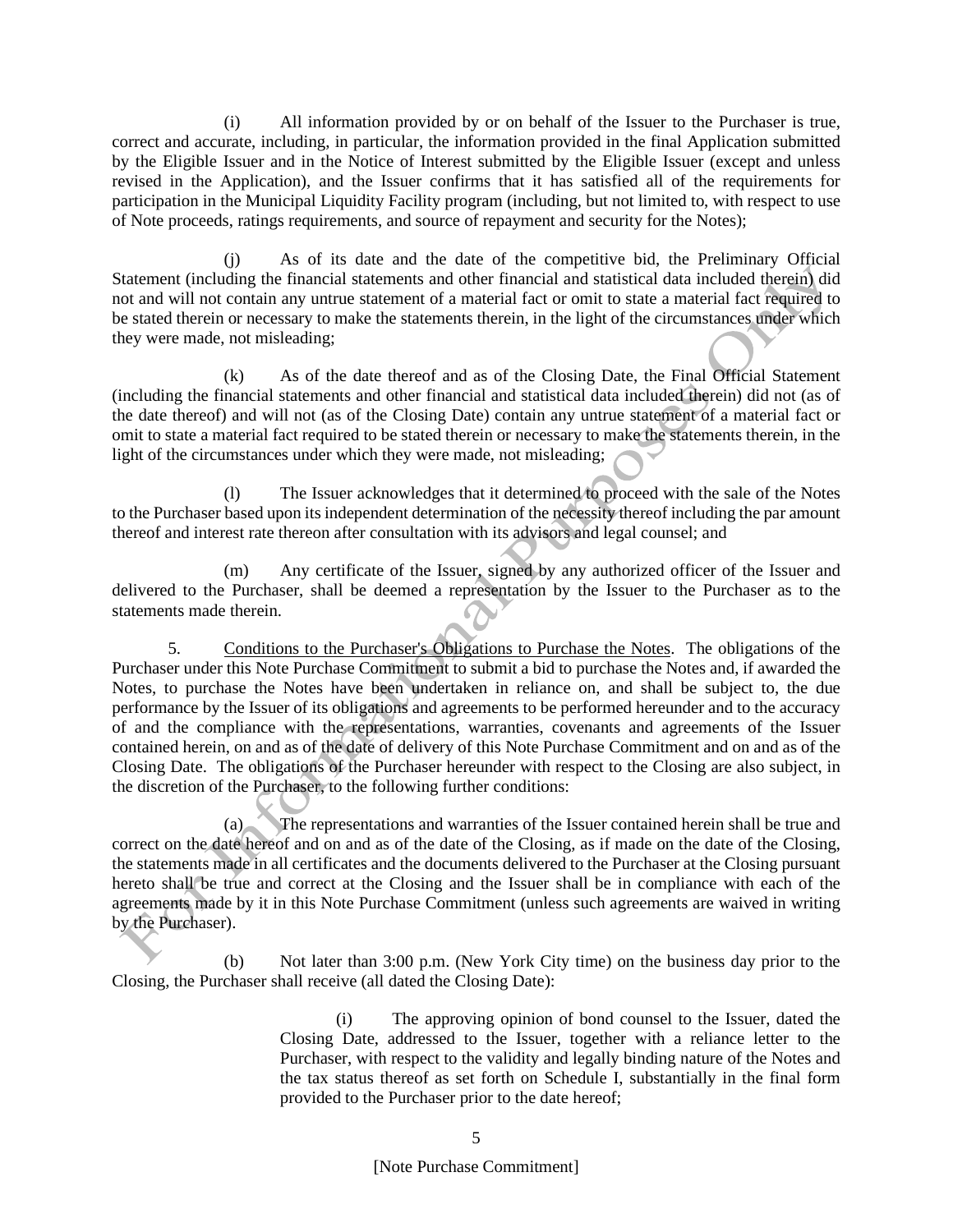(i) All information provided by or on behalf of the Issuer to the Purchaser is true, correct and accurate, including, in particular, the information provided in the final Application submitted by the Eligible Issuer and in the Notice of Interest submitted by the Eligible Issuer (except and unless revised in the Application), and the Issuer confirms that it has satisfied all of the requirements for participation in the Municipal Liquidity Facility program (including, but not limited to, with respect to use of Note proceeds, ratings requirements, and source of repayment and security for the Notes);

(j) As of its date and the date of the competitive bid, the Preliminary Official Statement (including the financial statements and other financial and statistical data included therein) did not and will not contain any untrue statement of a material fact or omit to state a material fact required to be stated therein or necessary to make the statements therein, in the light of the circumstances under which they were made, not misleading;

(k) As of the date thereof and as of the Closing Date, the Final Official Statement (including the financial statements and other financial and statistical data included therein) did not (as of the date thereof) and will not (as of the Closing Date) contain any untrue statement of a material fact or omit to state a material fact required to be stated therein or necessary to make the statements therein, in the light of the circumstances under which they were made, not misleading;

(l) The Issuer acknowledges that it determined to proceed with the sale of the Notes to the Purchaser based upon its independent determination of the necessity thereof including the par amount thereof and interest rate thereon after consultation with its advisors and legal counsel; and

(m) Any certificate of the Issuer, signed by any authorized officer of the Issuer and delivered to the Purchaser, shall be deemed a representation by the Issuer to the Purchaser as to the statements made therein.

5. Conditions to the Purchaser's Obligations to Purchase the Notes. The obligations of the Purchaser under this Note Purchase Commitment to submit a bid to purchase the Notes and, if awarded the Notes, to purchase the Notes have been undertaken in reliance on, and shall be subject to, the due performance by the Issuer of its obligations and agreements to be performed hereunder and to the accuracy of and the compliance with the representations, warranties, covenants and agreements of the Issuer contained herein, on and as of the date of delivery of this Note Purchase Commitment and on and as of the Closing Date. The obligations of the Purchaser hereunder with respect to the Closing are also subject, in the discretion of the Purchaser, to the following further conditions:

(a) The representations and warranties of the Issuer contained herein shall be true and correct on the date hereof and on and as of the date of the Closing, as if made on the date of the Closing, the statements made in all certificates and the documents delivered to the Purchaser at the Closing pursuant hereto shall be true and correct at the Closing and the Issuer shall be in compliance with each of the agreements made by it in this Note Purchase Commitment (unless such agreements are waived in writing by the Purchaser).

(b) Not later than 3:00 p.m. (New York City time) on the business day prior to the Closing, the Purchaser shall receive (all dated the Closing Date):

> (i) The approving opinion of bond counsel to the Issuer, dated the Closing Date, addressed to the Issuer, together with a reliance letter to the Purchaser, with respect to the validity and legally binding nature of the Notes and the tax status thereof as set forth on Schedule I, substantially in the final form provided to the Purchaser prior to the date hereof;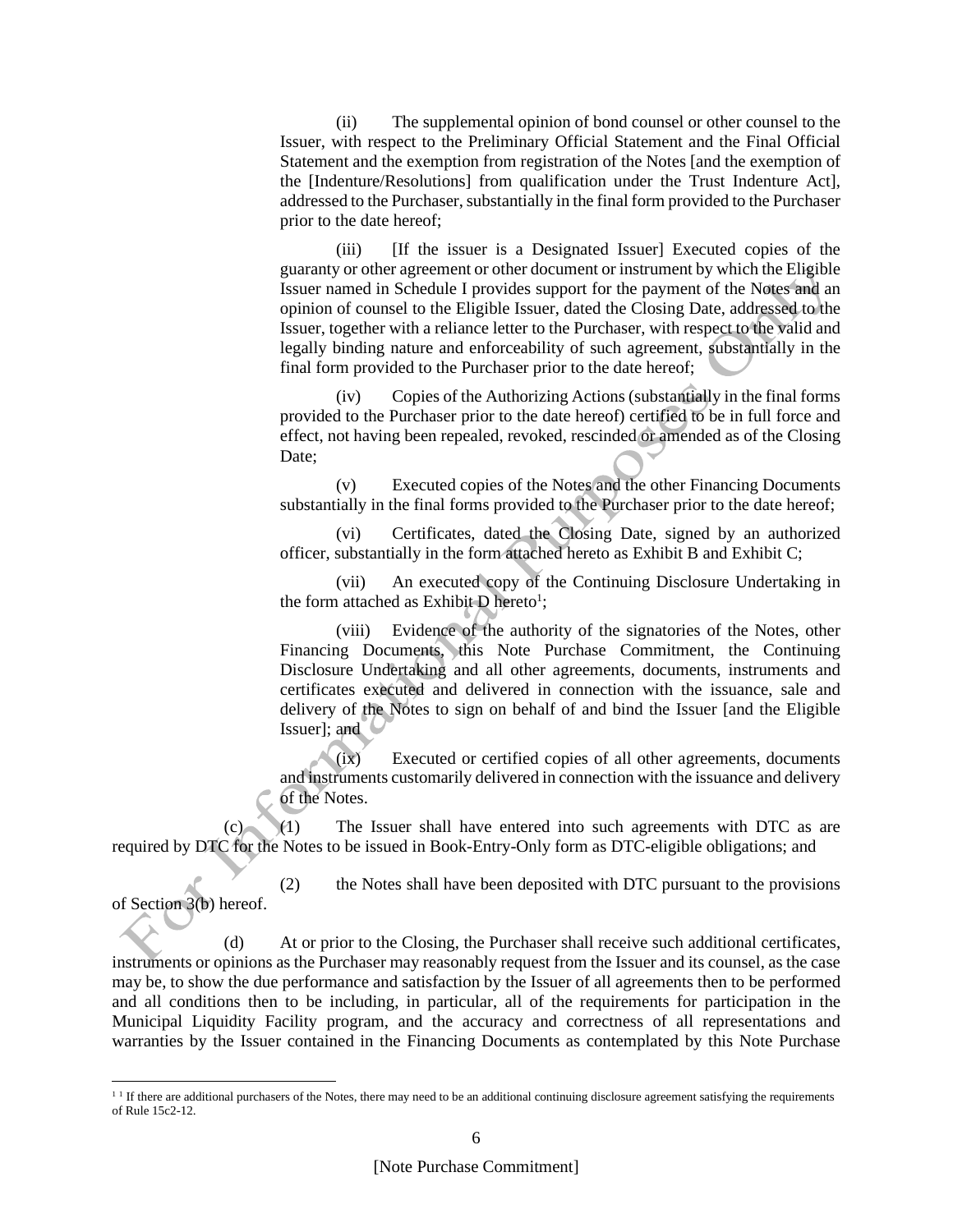(ii) The supplemental opinion of bond counsel or other counsel to the Issuer, with respect to the Preliminary Official Statement and the Final Official Statement and the exemption from registration of the Notes [and the exemption of the [Indenture/Resolutions] from qualification under the Trust Indenture Act], addressed to the Purchaser, substantially in the final form provided to the Purchaser prior to the date hereof;

(iii) [If the issuer is a Designated Issuer] Executed copies of the guaranty or other agreement or other document or instrument by which the Eligible Issuer named in Schedule I provides support for the payment of the Notes and an opinion of counsel to the Eligible Issuer, dated the Closing Date, addressed to the Issuer, together with a reliance letter to the Purchaser, with respect to the valid and legally binding nature and enforceability of such agreement, substantially in the final form provided to the Purchaser prior to the date hereof;

(iv) Copies of the Authorizing Actions (substantially in the final forms provided to the Purchaser prior to the date hereof) certified to be in full force and effect, not having been repealed, revoked, rescinded or amended as of the Closing Date;

(v) Executed copies of the Notes and the other Financing Documents substantially in the final forms provided to the Purchaser prior to the date hereof;

(vi) Certificates, dated the Closing Date, signed by an authorized officer, substantially in the form attached hereto as Exhibit B and Exhibit C;

(vii) An executed copy of the Continuing Disclosure Undertaking in the form attached as Exhibit D hereto[1];

(viii) Evidence of the authority of the signatories of the Notes, other Financing Documents, this Note Purchase Commitment, the Continuing Disclosure Undertaking and all other agreements, documents, instruments and certificates executed and delivered in connection with the issuance, sale and delivery of the Notes to sign on behalf of and bind the Issuer [and the Eligible Issuer]; and

(ix) Executed or certified copies of all other agreements, documents and instruments customarily delivered in connection with the issuance and delivery of the Notes.

(c) (1) The Issuer shall have entered into such agreements with DTC as are required by DTC for the Notes to be issued in Book-Entry-Only form as DTC-eligible obligations; and

(2) the Notes shall have been deposited with DTC pursuant to the provisions of Section 3(b) hereof.

(d) At or prior to the Closing, the Purchaser shall receive such additional certificates, instruments or opinions as the Purchaser may reasonably request from the Issuer and its counsel, as the case may be, to show the due performance and satisfaction by the Issuer of all agreements then to be performed and all conditions then to be including, in particular, all of the requirements for participation in the Municipal Liquidity Facility program, and the accuracy and correctness of all representations and warranties by the Issuer contained in the Financing Documents as contemplated by this Note Purchase

---

[1] [1] If there are additional purchasers of the Notes, there may need to be an additional continuing disclosure agreement satisfying the requirements of Rule 15c2-12.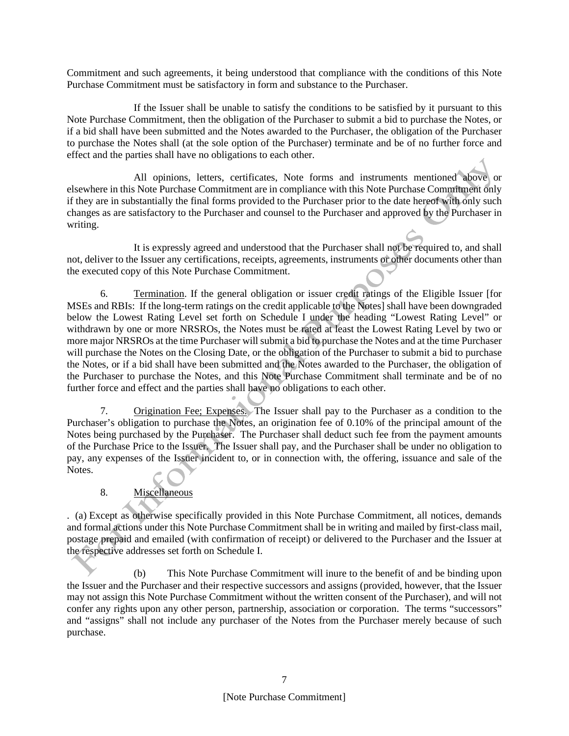Commitment and such agreements, it being understood that compliance with the conditions of this Note Purchase Commitment must be satisfactory in form and substance to the Purchaser.

If the Issuer shall be unable to satisfy the conditions to be satisfied by it pursuant to this Note Purchase Commitment, then the obligation of the Purchaser to submit a bid to purchase the Notes, or if a bid shall have been submitted and the Notes awarded to the Purchaser, the obligation of the Purchaser to purchase the Notes shall (at the sole option of the Purchaser) terminate and be of no further force and effect and the parties shall have no obligations to each other.

All opinions, letters, certificates, Note forms and instruments mentioned above or elsewhere in this Note Purchase Commitment are in compliance with this Note Purchase Commitment only if they are in substantially the final forms provided to the Purchaser prior to the date hereof with only such changes as are satisfactory to the Purchaser and counsel to the Purchaser and approved by the Purchaser in writing.

It is expressly agreed and understood that the Purchaser shall not be required to, and shall not, deliver to the Issuer any certifications, receipts, agreements, instruments or other documents other than the executed copy of this Note Purchase Commitment.

6. Termination. If the general obligation or issuer credit ratings of the Eligible Issuer [for MSEs and RBIs: If the long-term ratings on the credit applicable to the Notes] shall have been downgraded below the Lowest Rating Level set forth on Schedule I under the heading "Lowest Rating Level" or withdrawn by one or more NRSROs, the Notes must be rated at least the Lowest Rating Level by two or more major NRSROs at the time Purchaser will submit a bid to purchase the Notes and at the time Purchaser will purchase the Notes on the Closing Date, or the obligation of the Purchaser to submit a bid to purchase the Notes, or if a bid shall have been submitted and the Notes awarded to the Purchaser, the obligation of the Purchaser to purchase the Notes, and this Note Purchase Commitment shall terminate and be of no further force and effect and the parties shall have no obligations to each other.

7. Origination Fee; Expenses. The Issuer shall pay to the Purchaser as a condition to the Purchaser's obligation to purchase the Notes, an origination fee of 0.10% of the principal amount of the Notes being purchased by the Purchaser. The Purchaser shall deduct such fee from the payment amounts of the Purchase Price to the Issuer. The Issuer shall pay, and the Purchaser shall be under no obligation to pay, any expenses of the Issuer incident to, or in connection with, the offering, issuance and sale of the Notes.

8. Miscellaneous

. (a) Except as otherwise specifically provided in this Note Purchase Commitment, all notices, demands and formal actions under this Note Purchase Commitment shall be in writing and mailed by first-class mail, postage prepaid and emailed (with confirmation of receipt) or delivered to the Purchaser and the Issuer at the respective addresses set forth on Schedule I.

(b) This Note Purchase Commitment will inure to the benefit of and be binding upon the Issuer and the Purchaser and their respective successors and assigns (provided, however, that the Issuer may not assign this Note Purchase Commitment without the written consent of the Purchaser), and will not confer any rights upon any other person, partnership, association or corporation. The terms "successors" and "assigns" shall not include any purchaser of the Notes from the Purchaser merely because of such purchase.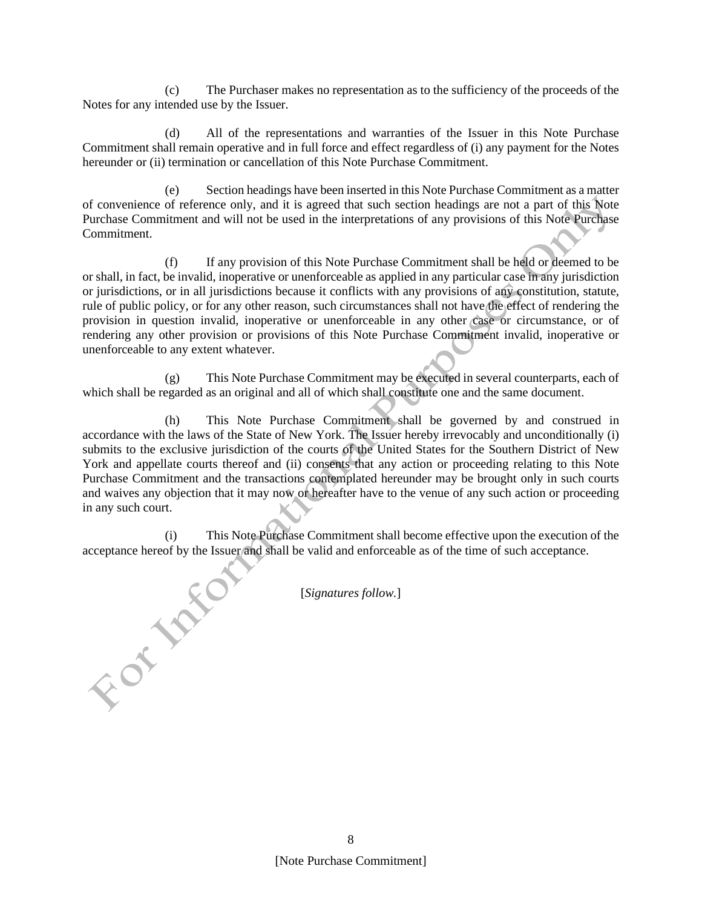(c) The Purchaser makes no representation as to the sufficiency of the proceeds of the Notes for any intended use by the Issuer.

(d) All of the representations and warranties of the Issuer in this Note Purchase Commitment shall remain operative and in full force and effect regardless of (i) any payment for the Notes hereunder or (ii) termination or cancellation of this Note Purchase Commitment.

(e) Section headings have been inserted in this Note Purchase Commitment as a matter of convenience of reference only, and it is agreed that such section headings are not a part of this Note Purchase Commitment and will not be used in the interpretations of any provisions of this Note Purchase Commitment.

(f) If any provision of this Note Purchase Commitment shall be held or deemed to be or shall, in fact, be invalid, inoperative or unenforceable as applied in any particular case in any jurisdiction or jurisdictions, or in all jurisdictions because it conflicts with any provisions of any constitution, statute, rule of public policy, or for any other reason, such circumstances shall not have the effect of rendering the provision in question invalid, inoperative or unenforceable in any other case or circumstance, or of rendering any other provision or provisions of this Note Purchase Commitment invalid, inoperative or unenforceable to any extent whatever.

(g) This Note Purchase Commitment may be executed in several counterparts, each of which shall be regarded as an original and all of which shall constitute one and the same document.

(h) This Note Purchase Commitment shall be governed by and construed in accordance with the laws of the State of New York. The Issuer hereby irrevocably and unconditionally (i) submits to the exclusive jurisdiction of the courts of the United States for the Southern District of New York and appellate courts thereof and (ii) consents that any action or proceeding relating to this Note Purchase Commitment and the transactions contemplated hereunder may be brought only in such courts and waives any objection that it may now or hereafter have to the venue of any such action or proceeding in any such court.

(i) This Note Purchase Commitment shall become effective upon the execution of the acceptance hereof by the Issuer and shall be valid and enforceable as of the time of such acceptance.

[*Signatures follow.*]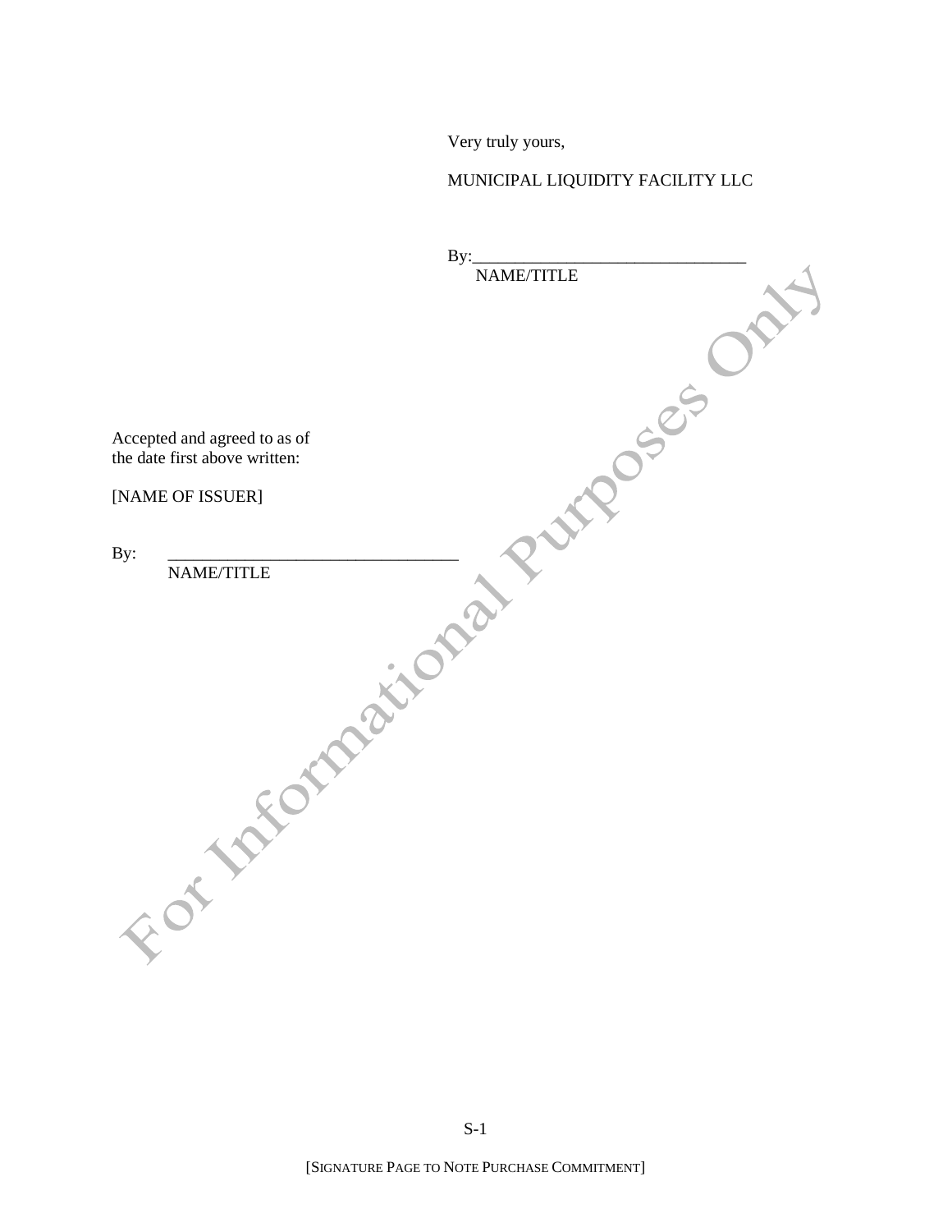Very truly yours,

MUNICIPAL LIQUIDITY FACILITY LLC

By:________________________________
NAME/TITLE

Accepted and agreed to as of
the date first above written:

[NAME OF ISSUER]

By: __________________________________
NAME/TITLE

[SIGNATURE PAGE TO NOTE PURCHASE COMMITMENT]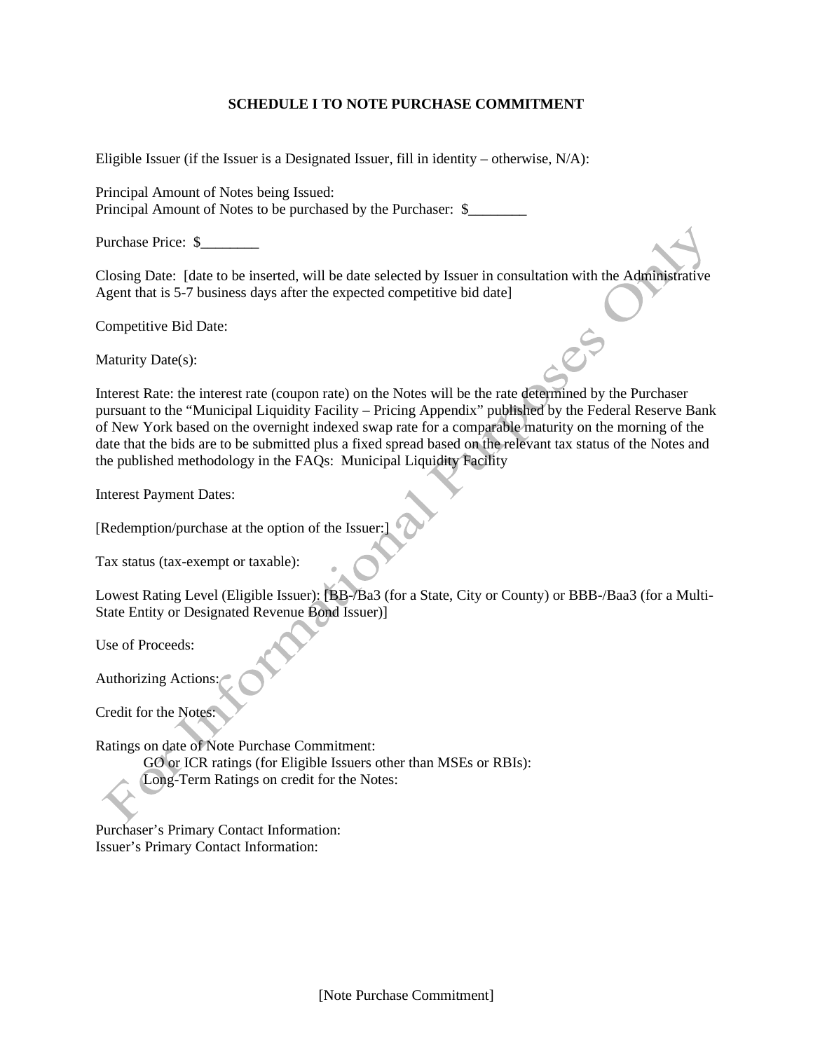**SCHEDULE I TO NOTE PURCHASE COMMITMENT**

Eligible Issuer (if the Issuer is a Designated Issuer, fill in identity – otherwise, N/A):

Principal Amount of Notes being Issued:
Principal Amount of Notes to be purchased by the Purchaser: $________

Purchase Price: $________

Closing Date: [date to be inserted, will be date selected by Issuer in consultation with the Administrative Agent that is 5-7 business days after the expected competitive bid date]

Competitive Bid Date:

Maturity Date(s):

Interest Rate: the interest rate (coupon rate) on the Notes will be the rate determined by the Purchaser pursuant to the "Municipal Liquidity Facility – Pricing Appendix" published by the Federal Reserve Bank of New York based on the overnight indexed swap rate for a comparable maturity on the morning of the date that the bids are to be submitted plus a fixed spread based on the relevant tax status of the Notes and the published methodology in the FAQs: Municipal Liquidity Facility

Interest Payment Dates:

[Redemption/purchase at the option of the Issuer:]

Tax status (tax-exempt or taxable):

Lowest Rating Level (Eligible Issuer): [BB-/Ba3 (for a State, City or County) or BBB-/Baa3 (for a Multi-State Entity or Designated Revenue Bond Issuer)]

Use of Proceeds:

Authorizing Actions:

Credit for the Notes:

Ratings on date of Note Purchase Commitment:
 GO or ICR ratings (for Eligible Issuers other than MSEs or RBIs):
 Long-Term Ratings on credit for the Notes:

Purchaser's Primary Contact Information:
Issuer's Primary Contact Information: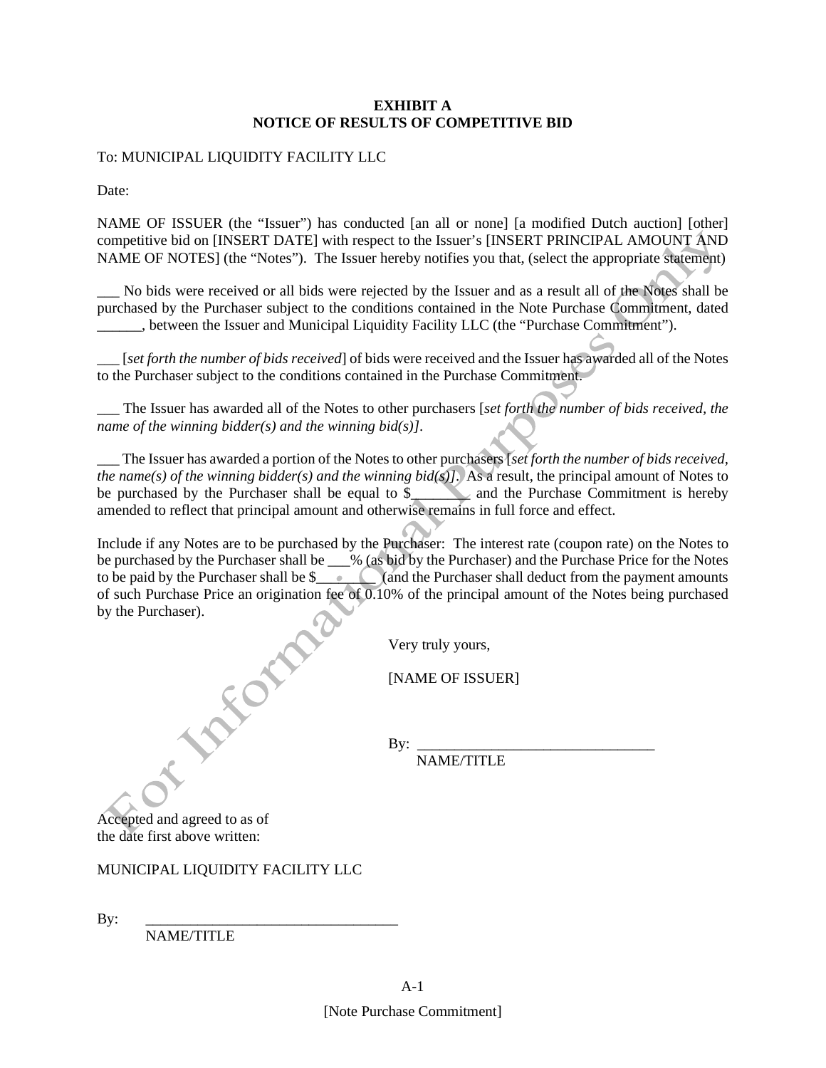**EXHIBIT A**
**NOTICE OF RESULTS OF COMPETITIVE BID**

To: MUNICIPAL LIQUIDITY FACILITY LLC

Date:

NAME OF ISSUER (the "Issuer") has conducted [an all or none] [a modified Dutch auction] [other] competitive bid on [INSERT DATE] with respect to the Issuer's [INSERT PRINCIPAL AMOUNT AND NAME OF NOTES] (the "Notes"). The Issuer hereby notifies you that, (select the appropriate statement)

___ No bids were received or all bids were rejected by the Issuer and as a result all of the Notes shall be purchased by the Purchaser subject to the conditions contained in the Note Purchase Commitment, dated ______, between the Issuer and Municipal Liquidity Facility LLC (the "Purchase Commitment").

___ [*set forth the number of bids received*] of bids were received and the Issuer has awarded all of the Notes to the Purchaser subject to the conditions contained in the Purchase Commitment.

___ The Issuer has awarded all of the Notes to other purchasers [*set forth the number of bids received, the name of the winning bidder(s) and the winning bid(s)]*.

___ The Issuer has awarded a portion of the Notes to other purchasers [*set forth the number of bids received, the name(s) of the winning bidder(s) and the winning bid(s)]*. As a result, the principal amount of Notes to be purchased by the Purchaser shall be equal to $________ and the Purchase Commitment is hereby amended to reflect that principal amount and otherwise remains in full force and effect.

Include if any Notes are to be purchased by the Purchaser: The interest rate (coupon rate) on the Notes to be purchased by the Purchaser shall be ___% (as bid by the Purchaser) and the Purchase Price for the Notes to be paid by the Purchaser shall be $_________ (and the Purchaser shall deduct from the payment amounts of such Purchase Price an origination fee of 0.10% of the principal amount of the Notes being purchased by the Purchaser).

Very truly yours,

[NAME OF ISSUER]

By: ________________________________
NAME/TITLE

Accepted and agreed to as of
the date first above written:

MUNICIPAL LIQUIDITY FACILITY LLC

By: ________________________________
NAME/TITLE

[Note Purchase Commitment]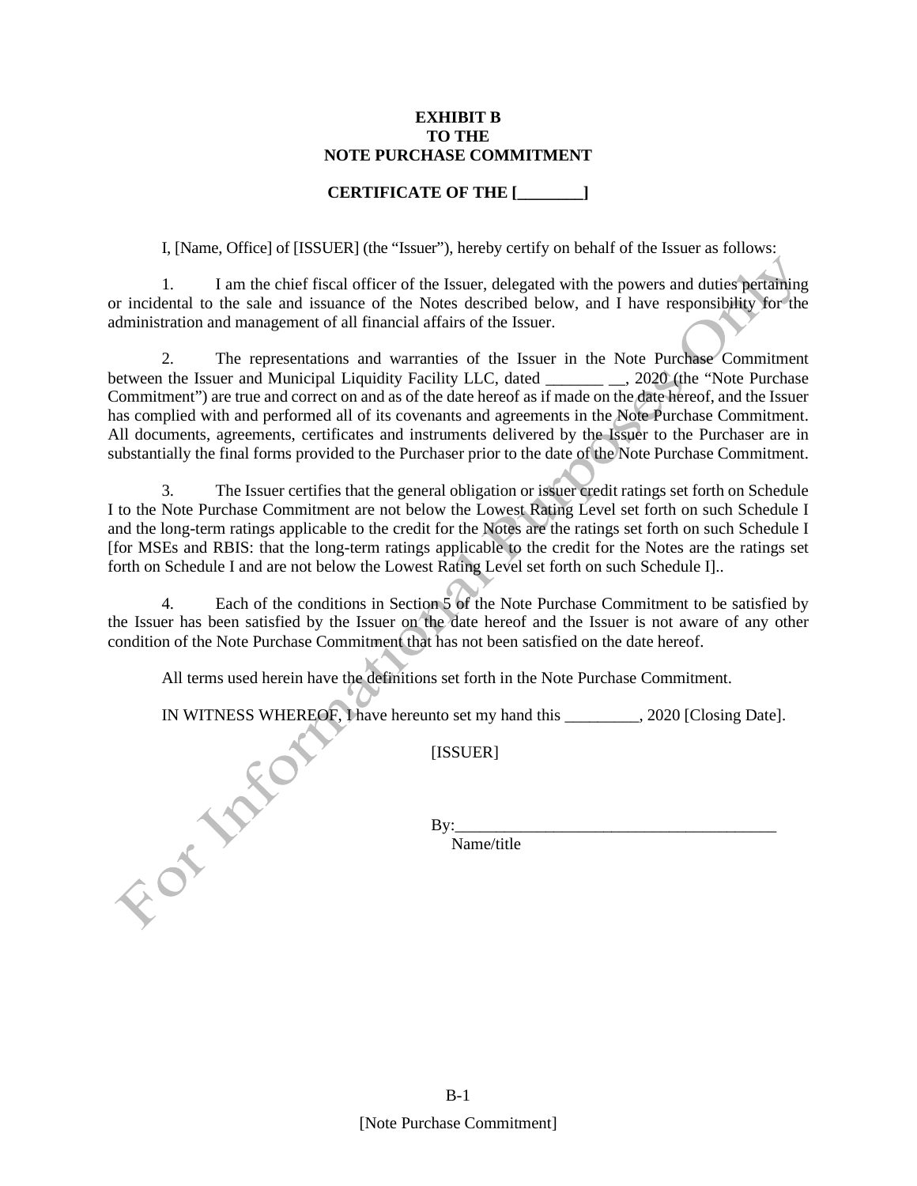**EXHIBIT B**
**TO THE**
**NOTE PURCHASE COMMITMENT**

**CERTIFICATE OF THE [________]**

I, [Name, Office] of [ISSUER] (the "Issuer"), hereby certify on behalf of the Issuer as follows:

1. I am the chief fiscal officer of the Issuer, delegated with the powers and duties pertaining or incidental to the sale and issuance of the Notes described below, and I have responsibility for the administration and management of all financial affairs of the Issuer.

2. The representations and warranties of the Issuer in the Note Purchase Commitment between the Issuer and Municipal Liquidity Facility LLC, dated _______ __, 2020 (the "Note Purchase Commitment") are true and correct on and as of the date hereof as if made on the date hereof, and the Issuer has complied with and performed all of its covenants and agreements in the Note Purchase Commitment. All documents, agreements, certificates and instruments delivered by the Issuer to the Purchaser are in substantially the final forms provided to the Purchaser prior to the date of the Note Purchase Commitment.

3. The Issuer certifies that the general obligation or issuer credit ratings set forth on Schedule I to the Note Purchase Commitment are not below the Lowest Rating Level set forth on such Schedule I and the long-term ratings applicable to the credit for the Notes are the ratings set forth on such Schedule I [for MSEs and RBIS: that the long-term ratings applicable to the credit for the Notes are the ratings set forth on Schedule I and are not below the Lowest Rating Level set forth on such Schedule I]..

4. Each of the conditions in Section 5 of the Note Purchase Commitment to be satisfied by the Issuer has been satisfied by the Issuer on the date hereof and the Issuer is not aware of any other condition of the Note Purchase Commitment that has not been satisfied on the date hereof.

All terms used herein have the definitions set forth in the Note Purchase Commitment.

IN WITNESS WHEREOF, I have hereunto set my hand this _________, 2020 [Closing Date].

[ISSUER]

By:_______________________________________
Name/title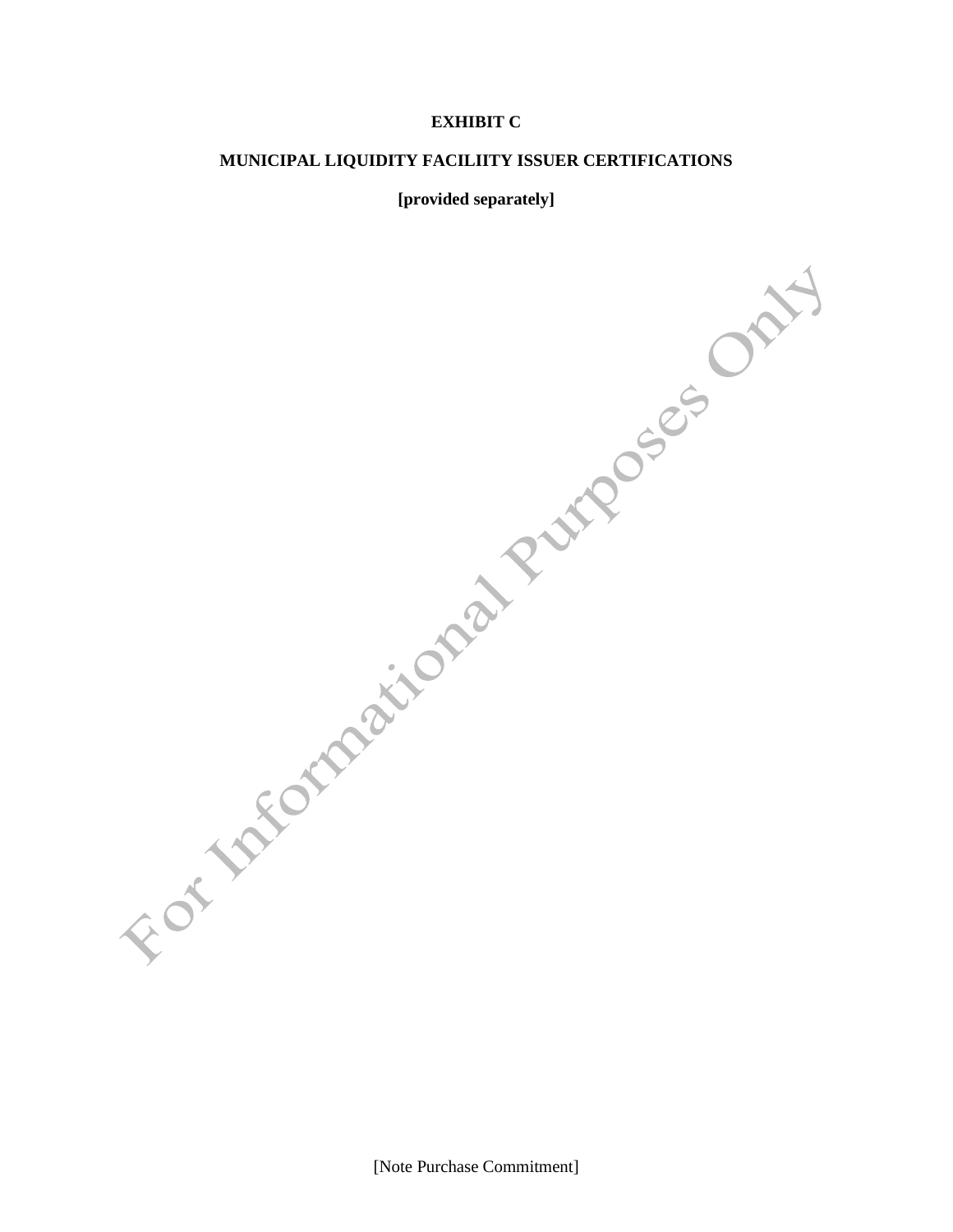**EXHIBIT C**

**MUNICIPAL LIQUIDITY FACILIITY ISSUER CERTIFICATIONS**

**[provided separately]**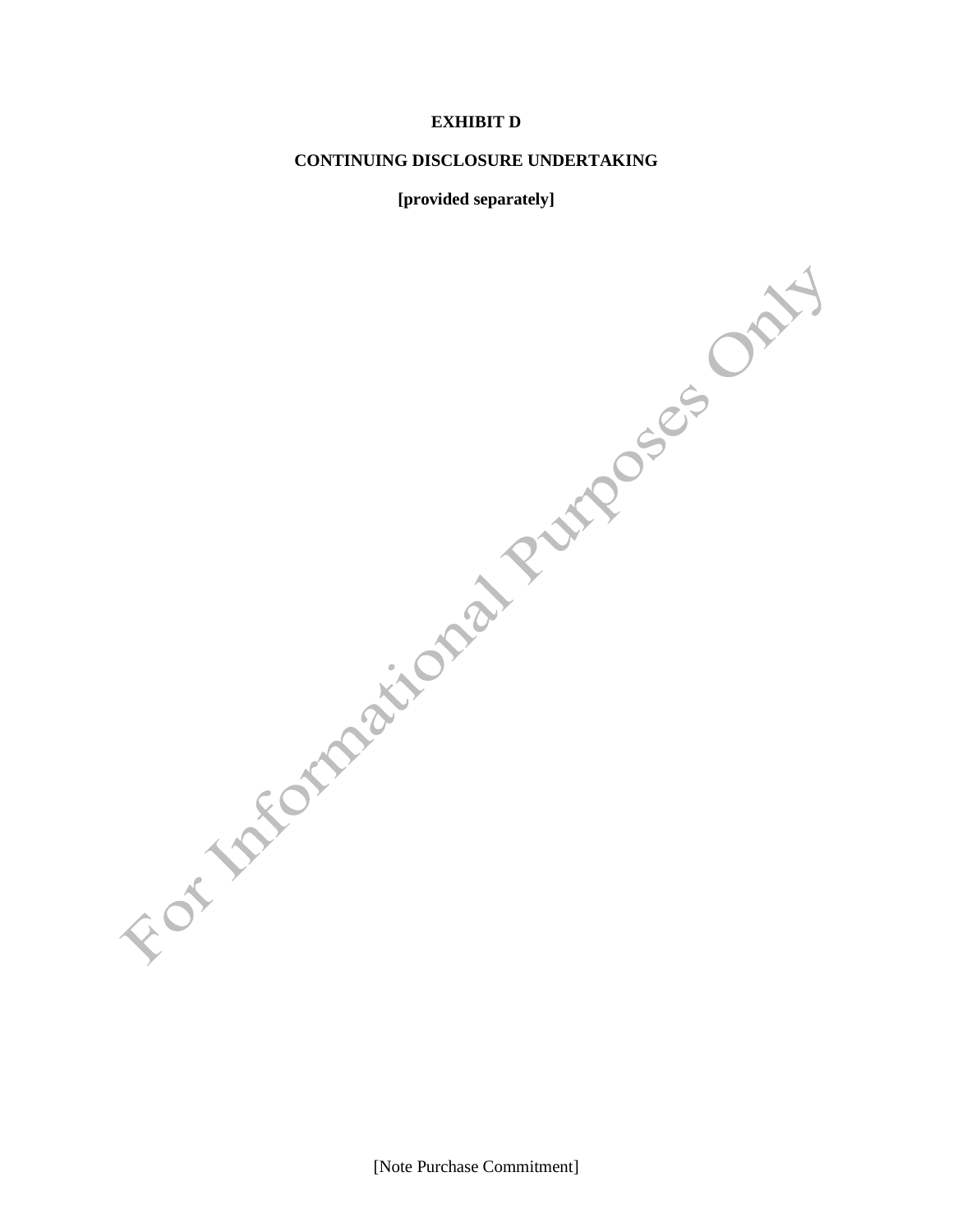**EXHIBIT D**

**CONTINUING DISCLOSURE UNDERTAKING**

**[provided separately]**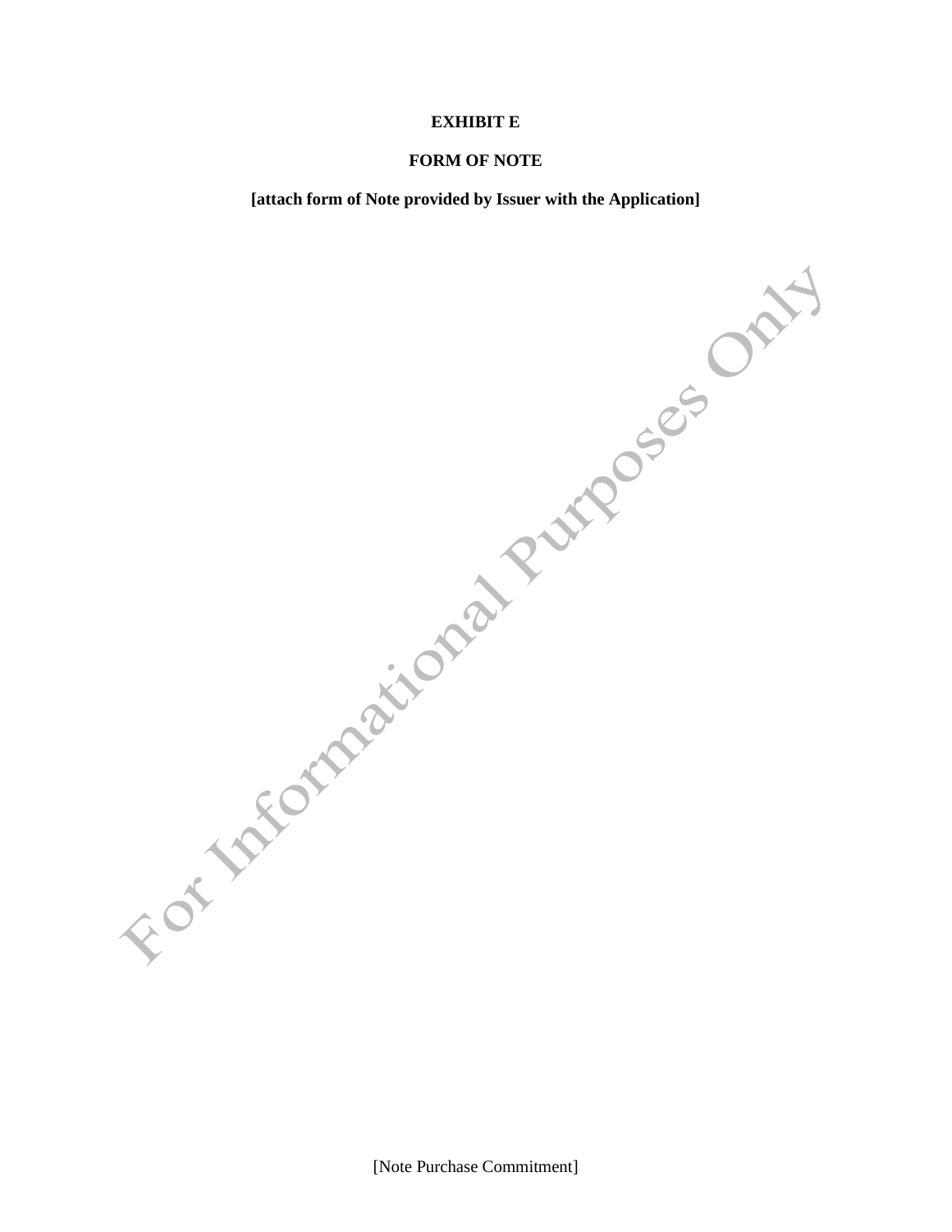**EXHIBIT E**

**FORM OF NOTE**

**[attach form of Note provided by Issuer with the Application]**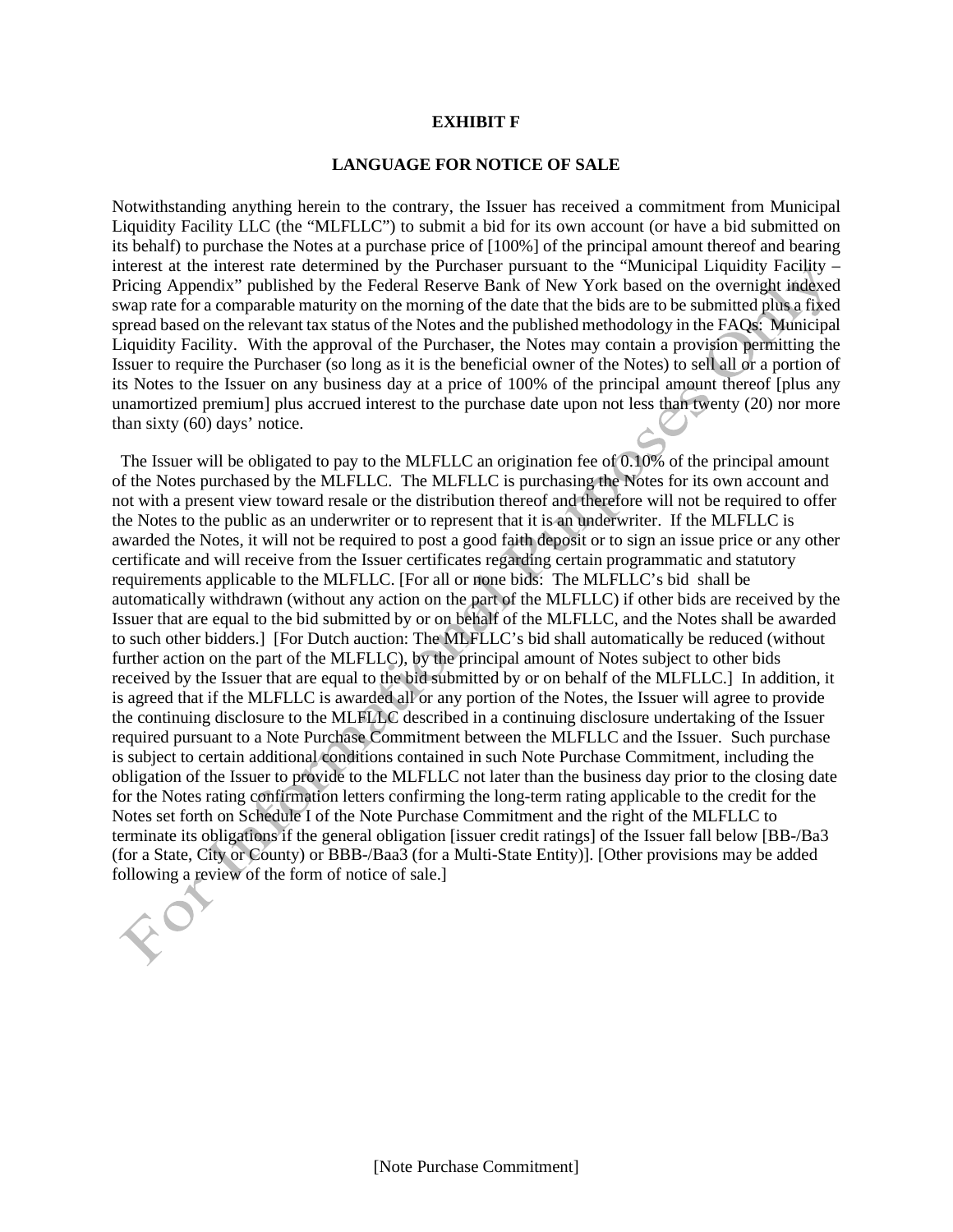**EXHIBIT F**

**LANGUAGE FOR NOTICE OF SALE**

Notwithstanding anything herein to the contrary, the Issuer has received a commitment from Municipal Liquidity Facility LLC (the "MLFLLC") to submit a bid for its own account (or have a bid submitted on its behalf) to purchase the Notes at a purchase price of [100%] of the principal amount thereof and bearing interest at the interest rate determined by the Purchaser pursuant to the "Municipal Liquidity Facility – Pricing Appendix" published by the Federal Reserve Bank of New York based on the overnight indexed swap rate for a comparable maturity on the morning of the date that the bids are to be submitted plus a fixed spread based on the relevant tax status of the Notes and the published methodology in the FAQs: Municipal Liquidity Facility. With the approval of the Purchaser, the Notes may contain a provision permitting the Issuer to require the Purchaser (so long as it is the beneficial owner of the Notes) to sell all or a portion of its Notes to the Issuer on any business day at a price of 100% of the principal amount thereof [plus any unamortized premium] plus accrued interest to the purchase date upon not less than twenty (20) nor more than sixty (60) days' notice.

The Issuer will be obligated to pay to the MLFLLC an origination fee of 0.10% of the principal amount of the Notes purchased by the MLFLLC. The MLFLLC is purchasing the Notes for its own account and not with a present view toward resale or the distribution thereof and therefore will not be required to offer the Notes to the public as an underwriter or to represent that it is an underwriter. If the MLFLLC is awarded the Notes, it will not be required to post a good faith deposit or to sign an issue price or any other certificate and will receive from the Issuer certificates regarding certain programmatic and statutory requirements applicable to the MLFLLC. [For all or none bids: The MLFLLC's bid shall be automatically withdrawn (without any action on the part of the MLFLLC) if other bids are received by the Issuer that are equal to the bid submitted by or on behalf of the MLFLLC, and the Notes shall be awarded to such other bidders.] [For Dutch auction: The MLFLLC's bid shall automatically be reduced (without further action on the part of the MLFLLC), by the principal amount of Notes subject to other bids received by the Issuer that are equal to the bid submitted by or on behalf of the MLFLLC.] In addition, it is agreed that if the MLFLLC is awarded all or any portion of the Notes, the Issuer will agree to provide the continuing disclosure to the MLFLLC described in a continuing disclosure undertaking of the Issuer required pursuant to a Note Purchase Commitment between the MLFLLC and the Issuer. Such purchase is subject to certain additional conditions contained in such Note Purchase Commitment, including the obligation of the Issuer to provide to the MLFLLC not later than the business day prior to the closing date for the Notes rating confirmation letters confirming the long-term rating applicable to the credit for the Notes set forth on Schedule I of the Note Purchase Commitment and the right of the MLFLLC to terminate its obligations if the general obligation [issuer credit ratings] of the Issuer fall below [BB-/Ba3 (for a State, City or County) or BBB-/Baa3 (for a Multi-State Entity)]. [Other provisions may be added following a review of the form of notice of sale.]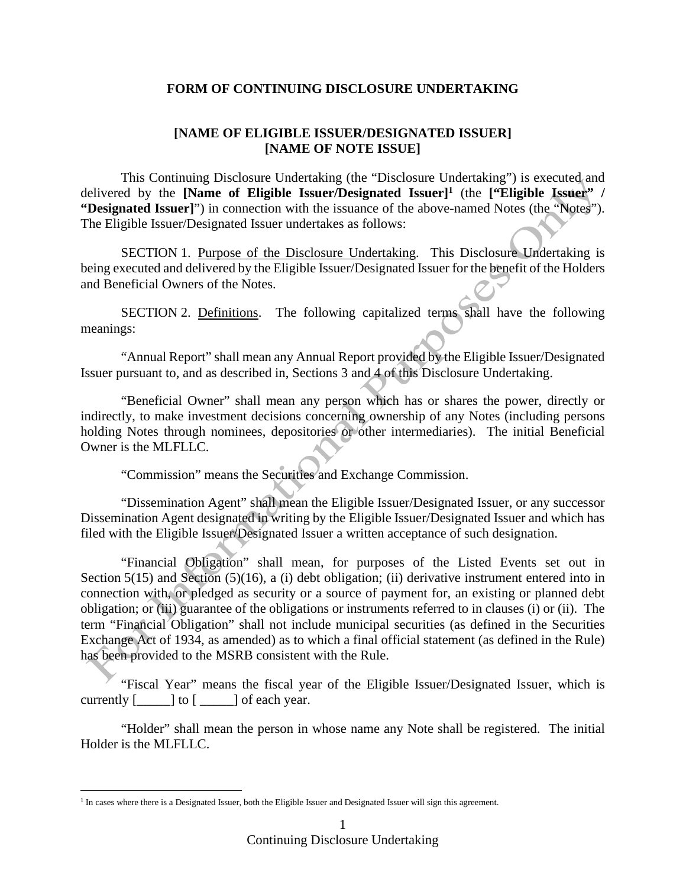**FORM OF CONTINUING DISCLOSURE UNDERTAKING**

**[NAME OF ELIGIBLE ISSUER/DESIGNATED ISSUER]**
**[NAME OF NOTE ISSUE]**

This Continuing Disclosure Undertaking (the "Disclosure Undertaking") is executed and delivered by the **[Name of Eligible Issuer/Designated Issuer]**[1] (the **["Eligible Issuer" / "Designated Issuer]**") in connection with the issuance of the above-named Notes (the "Notes"). The Eligible Issuer/Designated Issuer undertakes as follows:

SECTION 1. Purpose of the Disclosure Undertaking. This Disclosure Undertaking is being executed and delivered by the Eligible Issuer/Designated Issuer for the benefit of the Holders and Beneficial Owners of the Notes.

SECTION 2. Definitions. The following capitalized terms shall have the following meanings:

"Annual Report" shall mean any Annual Report provided by the Eligible Issuer/Designated Issuer pursuant to, and as described in, Sections 3 and 4 of this Disclosure Undertaking.

"Beneficial Owner" shall mean any person which has or shares the power, directly or indirectly, to make investment decisions concerning ownership of any Notes (including persons holding Notes through nominees, depositories or other intermediaries). The initial Beneficial Owner is the MLFLLC.

"Commission" means the Securities and Exchange Commission.

"Dissemination Agent" shall mean the Eligible Issuer/Designated Issuer, or any successor Dissemination Agent designated in writing by the Eligible Issuer/Designated Issuer and which has filed with the Eligible Issuer/Designated Issuer a written acceptance of such designation.

"Financial Obligation" shall mean, for purposes of the Listed Events set out in Section 5(15) and Section (5)(16), a (i) debt obligation; (ii) derivative instrument entered into in connection with, or pledged as security or a source of payment for, an existing or planned debt obligation; or (iii) guarantee of the obligations or instruments referred to in clauses (i) or (ii). The term "Financial Obligation" shall not include municipal securities (as defined in the Securities Exchange Act of 1934, as amended) as to which a final official statement (as defined in the Rule) has been provided to the MSRB consistent with the Rule.

"Fiscal Year" means the fiscal year of the Eligible Issuer/Designated Issuer, which is currently [_____] to [ _____] of each year.

"Holder" shall mean the person in whose name any Note shall be registered. The initial Holder is the MLFLLC.

[1] In cases where there is a Designated Issuer, both the Eligible Issuer and Designated Issuer will sign this agreement.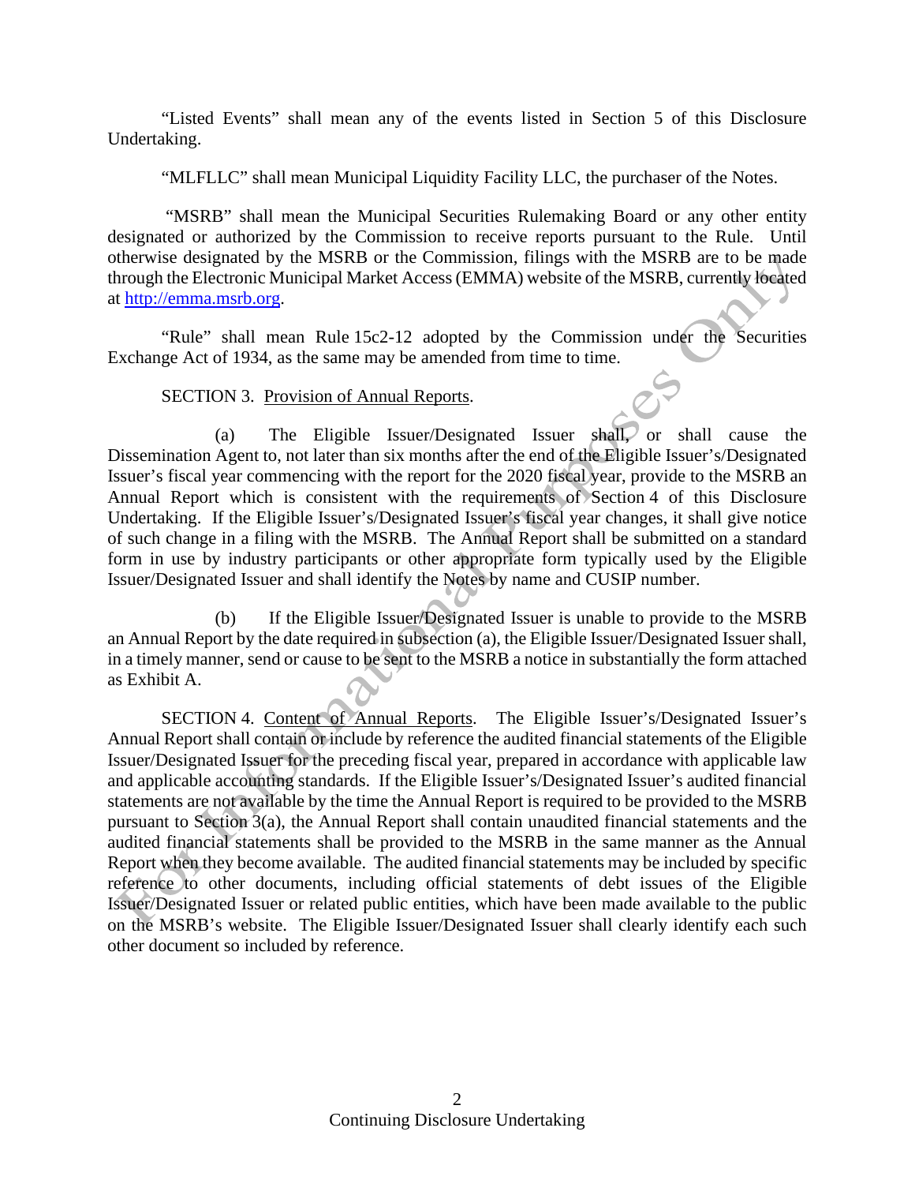"Listed Events" shall mean any of the events listed in Section 5 of this Disclosure Undertaking.

"MLFLLC" shall mean Municipal Liquidity Facility LLC, the purchaser of the Notes.

"MSRB" shall mean the Municipal Securities Rulemaking Board or any other entity designated or authorized by the Commission to receive reports pursuant to the Rule. Until otherwise designated by the MSRB or the Commission, filings with the MSRB are to be made through the Electronic Municipal Market Access (EMMA) website of the MSRB, currently located at http://emma.msrb.org.

"Rule" shall mean Rule 15c2-12 adopted by the Commission under the Securities Exchange Act of 1934, as the same may be amended from time to time.

SECTION 3. Provision of Annual Reports.

(a) The Eligible Issuer/Designated Issuer shall, or shall cause the Dissemination Agent to, not later than six months after the end of the Eligible Issuer's/Designated Issuer's fiscal year commencing with the report for the 2020 fiscal year, provide to the MSRB an Annual Report which is consistent with the requirements of Section 4 of this Disclosure Undertaking. If the Eligible Issuer's/Designated Issuer's fiscal year changes, it shall give notice of such change in a filing with the MSRB. The Annual Report shall be submitted on a standard form in use by industry participants or other appropriate form typically used by the Eligible Issuer/Designated Issuer and shall identify the Notes by name and CUSIP number.

(b) If the Eligible Issuer/Designated Issuer is unable to provide to the MSRB an Annual Report by the date required in subsection (a), the Eligible Issuer/Designated Issuer shall, in a timely manner, send or cause to be sent to the MSRB a notice in substantially the form attached as Exhibit A.

SECTION 4. Content of Annual Reports. The Eligible Issuer's/Designated Issuer's Annual Report shall contain or include by reference the audited financial statements of the Eligible Issuer/Designated Issuer for the preceding fiscal year, prepared in accordance with applicable law and applicable accounting standards. If the Eligible Issuer's/Designated Issuer's audited financial statements are not available by the time the Annual Report is required to be provided to the MSRB pursuant to Section 3(a), the Annual Report shall contain unaudited financial statements and the audited financial statements shall be provided to the MSRB in the same manner as the Annual Report when they become available. The audited financial statements may be included by specific reference to other documents, including official statements of debt issues of the Eligible Issuer/Designated Issuer or related public entities, which have been made available to the public on the MSRB's website. The Eligible Issuer/Designated Issuer shall clearly identify each such other document so included by reference.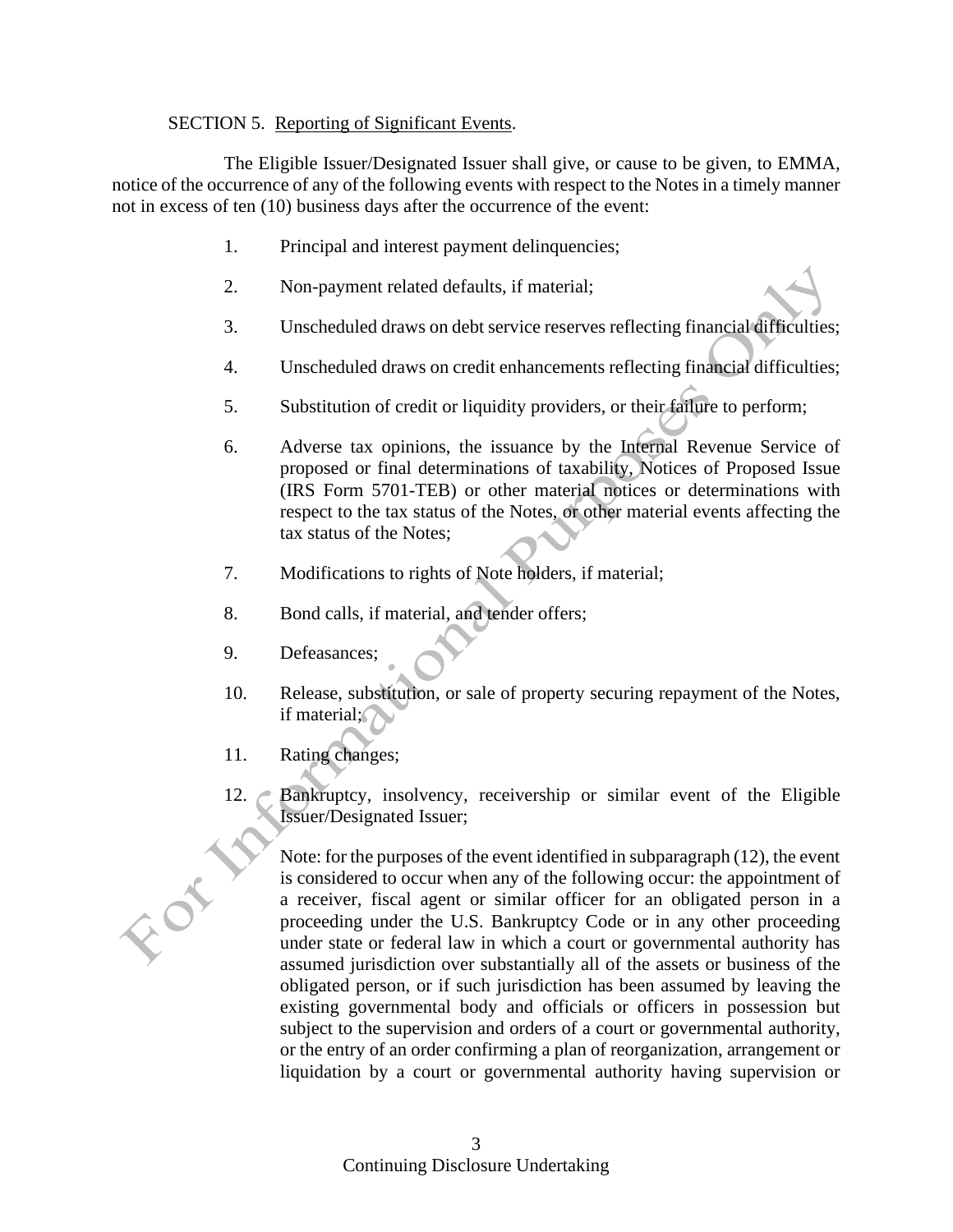SECTION 5. Reporting of Significant Events.

The Eligible Issuer/Designated Issuer shall give, or cause to be given, to EMMA, notice of the occurrence of any of the following events with respect to the Notes in a timely manner not in excess of ten (10) business days after the occurrence of the event:

1. Principal and interest payment delinquencies;

2. Non-payment related defaults, if material;

3. Unscheduled draws on debt service reserves reflecting financial difficulties;

4. Unscheduled draws on credit enhancements reflecting financial difficulties;

5. Substitution of credit or liquidity providers, or their failure to perform;

6. Adverse tax opinions, the issuance by the Internal Revenue Service of proposed or final determinations of taxability, Notices of Proposed Issue (IRS Form 5701-TEB) or other material notices or determinations with respect to the tax status of the Notes, or other material events affecting the tax status of the Notes;

7. Modifications to rights of Note holders, if material;

8. Bond calls, if material, and tender offers;

9. Defeasances;

10. Release, substitution, or sale of property securing repayment of the Notes, if material;

11. Rating changes;

12. Bankruptcy, insolvency, receivership or similar event of the Eligible Issuer/Designated Issuer;

    Note: for the purposes of the event identified in subparagraph (12), the event is considered to occur when any of the following occur: the appointment of a receiver, fiscal agent or similar officer for an obligated person in a proceeding under the U.S. Bankruptcy Code or in any other proceeding under state or federal law in which a court or governmental authority has assumed jurisdiction over substantially all of the assets or business of the obligated person, or if such jurisdiction has been assumed by leaving the existing governmental body and officials or officers in possession but subject to the supervision and orders of a court or governmental authority, or the entry of an order confirming a plan of reorganization, arrangement or liquidation by a court or governmental authority having supervision or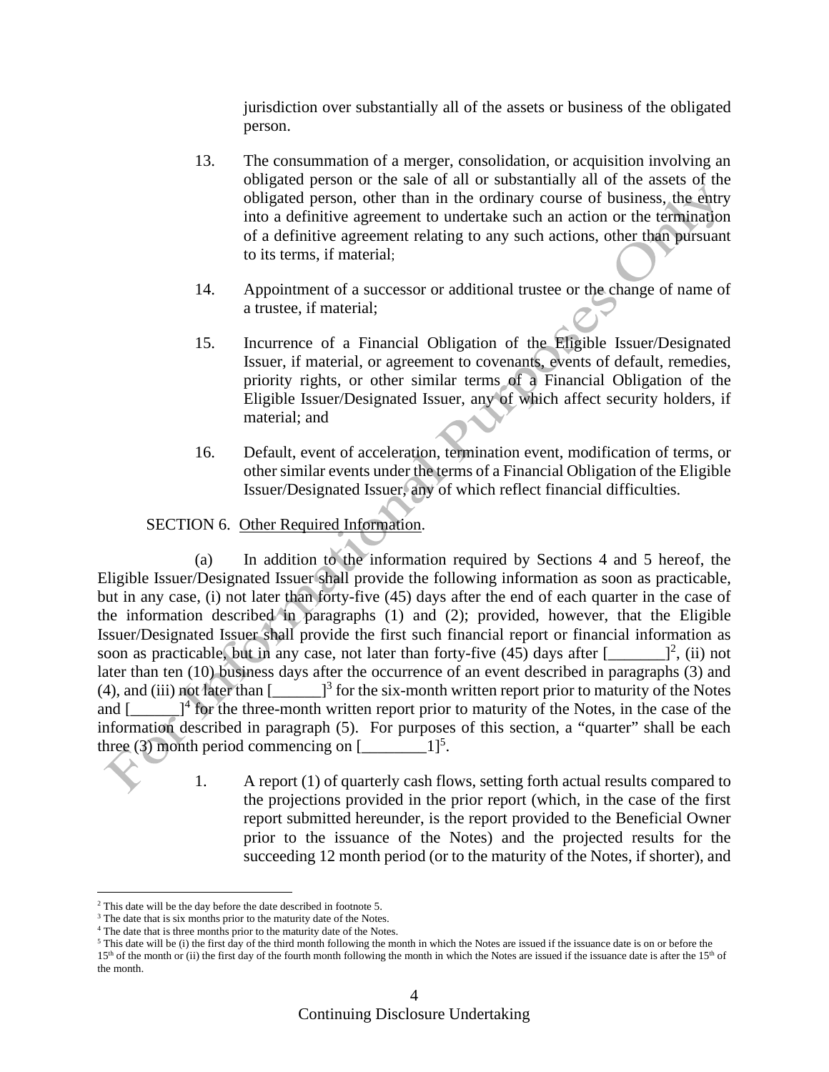jurisdiction over substantially all of the assets or business of the obligated person.

13. The consummation of a merger, consolidation, or acquisition involving an obligated person or the sale of all or substantially all of the assets of the obligated person, other than in the ordinary course of business, the entry into a definitive agreement to undertake such an action or the termination of a definitive agreement relating to any such actions, other than pursuant to its terms, if material;

14. Appointment of a successor or additional trustee or the change of name of a trustee, if material;

15. Incurrence of a Financial Obligation of the Eligible Issuer/Designated Issuer, if material, or agreement to covenants, events of default, remedies, priority rights, or other similar terms of a Financial Obligation of the Eligible Issuer/Designated Issuer, any of which affect security holders, if material; and

16. Default, event of acceleration, termination event, modification of terms, or other similar events under the terms of a Financial Obligation of the Eligible Issuer/Designated Issuer, any of which reflect financial difficulties.

SECTION 6. Other Required Information.

(a) In addition to the information required by Sections 4 and 5 hereof, the Eligible Issuer/Designated Issuer shall provide the following information as soon as practicable, but in any case, (i) not later than forty-five (45) days after the end of each quarter in the case of the information described in paragraphs (1) and (2); provided, however, that the Eligible Issuer/Designated Issuer shall provide the first such financial report or financial information as soon as practicable, but in any case, not later than forty-five (45) days after [_______][2], (ii) not later than ten (10) business days after the occurrence of an event described in paragraphs (3) and (4), and (iii) not later than [______][3] for the six-month written report prior to maturity of the Notes and [______][4] for the three-month written report prior to maturity of the Notes, in the case of the information described in paragraph (5). For purposes of this section, a "quarter" shall be each three (3) month period commencing on [________1][5].

1. A report (1) of quarterly cash flows, setting forth actual results compared to the projections provided in the prior report (which, in the case of the first report submitted hereunder, is the report provided to the Beneficial Owner prior to the issuance of the Notes) and the projected results for the succeeding 12 month period (or to the maturity of the Notes, if shorter), and

---

[2] This date will be the day before the date described in footnote 5.

[3] The date that is six months prior to the maturity date of the Notes.

[4] The date that is three months prior to the maturity date of the Notes.

[5] This date will be (i) the first day of the third month following the month in which the Notes are issued if the issuance date is on or before the 15th of the month or (ii) the first day of the fourth month following the month in which the Notes are issued if the issuance date is after the 15th of the month.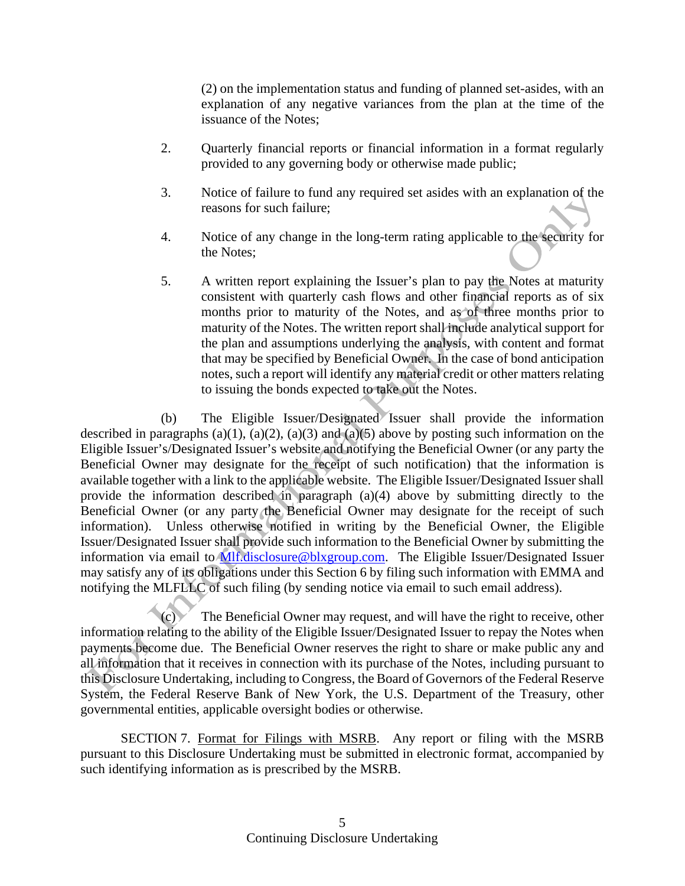(2) on the implementation status and funding of planned set-asides, with an explanation of any negative variances from the plan at the time of the issuance of the Notes;

2. Quarterly financial reports or financial information in a format regularly provided to any governing body or otherwise made public;

3. Notice of failure to fund any required set asides with an explanation of the reasons for such failure;

4. Notice of any change in the long-term rating applicable to the security for the Notes;

5. A written report explaining the Issuer's plan to pay the Notes at maturity consistent with quarterly cash flows and other financial reports as of six months prior to maturity of the Notes, and as of three months prior to maturity of the Notes. The written report shall include analytical support for the plan and assumptions underlying the analysis, with content and format that may be specified by Beneficial Owner. In the case of bond anticipation notes, such a report will identify any material credit or other matters relating to issuing the bonds expected to take out the Notes.

(b) The Eligible Issuer/Designated Issuer shall provide the information described in paragraphs (a)(1), (a)(2), (a)(3) and (a)(5) above by posting such information on the Eligible Issuer's/Designated Issuer's website and notifying the Beneficial Owner (or any party the Beneficial Owner may designate for the receipt of such notification) that the information is available together with a link to the applicable website. The Eligible Issuer/Designated Issuer shall provide the information described in paragraph (a)(4) above by submitting directly to the Beneficial Owner (or any party the Beneficial Owner may designate for the receipt of such information). Unless otherwise notified in writing by the Beneficial Owner, the Eligible Issuer/Designated Issuer shall provide such information to the Beneficial Owner by submitting the information via email to Mlf.disclosure@blxgroup.com. The Eligible Issuer/Designated Issuer may satisfy any of its obligations under this Section 6 by filing such information with EMMA and notifying the MLFLLC of such filing (by sending notice via email to such email address).

(c) The Beneficial Owner may request, and will have the right to receive, other information relating to the ability of the Eligible Issuer/Designated Issuer to repay the Notes when payments become due. The Beneficial Owner reserves the right to share or make public any and all information that it receives in connection with its purchase of the Notes, including pursuant to this Disclosure Undertaking, including to Congress, the Board of Governors of the Federal Reserve System, the Federal Reserve Bank of New York, the U.S. Department of the Treasury, other governmental entities, applicable oversight bodies or otherwise.

SECTION 7. Format for Filings with MSRB. Any report or filing with the MSRB pursuant to this Disclosure Undertaking must be submitted in electronic format, accompanied by such identifying information as is prescribed by the MSRB.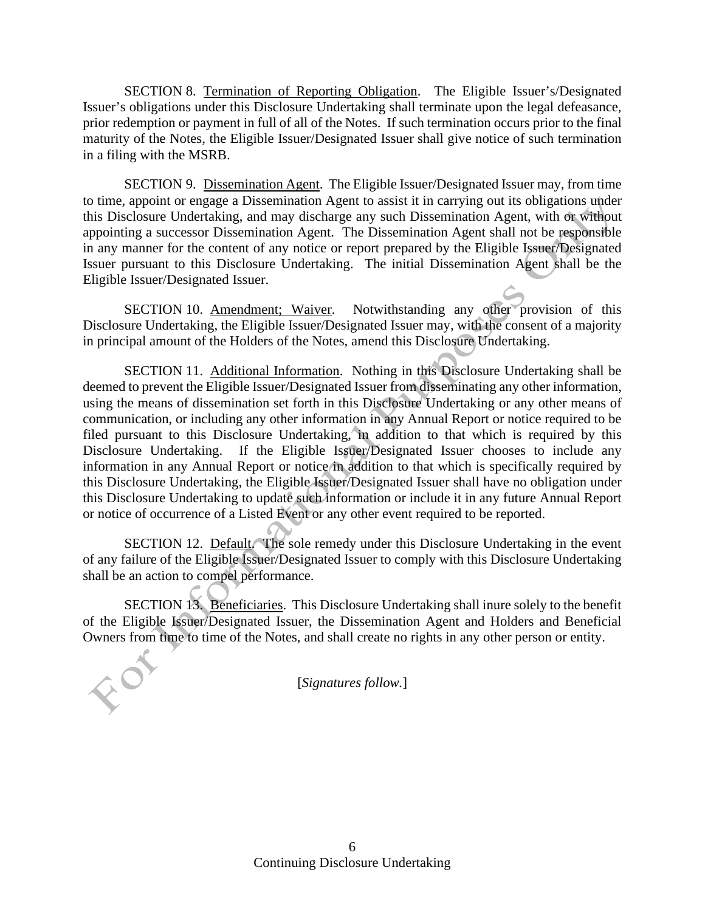SECTION 8. Termination of Reporting Obligation. The Eligible Issuer's/Designated Issuer's obligations under this Disclosure Undertaking shall terminate upon the legal defeasance, prior redemption or payment in full of all of the Notes. If such termination occurs prior to the final maturity of the Notes, the Eligible Issuer/Designated Issuer shall give notice of such termination in a filing with the MSRB.

SECTION 9. Dissemination Agent. The Eligible Issuer/Designated Issuer may, from time to time, appoint or engage a Dissemination Agent to assist it in carrying out its obligations under this Disclosure Undertaking, and may discharge any such Dissemination Agent, with or without appointing a successor Dissemination Agent. The Dissemination Agent shall not be responsible in any manner for the content of any notice or report prepared by the Eligible Issuer/Designated Issuer pursuant to this Disclosure Undertaking. The initial Dissemination Agent shall be the Eligible Issuer/Designated Issuer.

SECTION 10. Amendment; Waiver. Notwithstanding any other provision of this Disclosure Undertaking, the Eligible Issuer/Designated Issuer may, with the consent of a majority in principal amount of the Holders of the Notes, amend this Disclosure Undertaking.

SECTION 11. Additional Information. Nothing in this Disclosure Undertaking shall be deemed to prevent the Eligible Issuer/Designated Issuer from disseminating any other information, using the means of dissemination set forth in this Disclosure Undertaking or any other means of communication, or including any other information in any Annual Report or notice required to be filed pursuant to this Disclosure Undertaking, in addition to that which is required by this Disclosure Undertaking. If the Eligible Issuer/Designated Issuer chooses to include any information in any Annual Report or notice in addition to that which is specifically required by this Disclosure Undertaking, the Eligible Issuer/Designated Issuer shall have no obligation under this Disclosure Undertaking to update such information or include it in any future Annual Report or notice of occurrence of a Listed Event or any other event required to be reported.

SECTION 12. Default. The sole remedy under this Disclosure Undertaking in the event of any failure of the Eligible Issuer/Designated Issuer to comply with this Disclosure Undertaking shall be an action to compel performance.

SECTION 13. Beneficiaries. This Disclosure Undertaking shall inure solely to the benefit of the Eligible Issuer/Designated Issuer, the Dissemination Agent and Holders and Beneficial Owners from time to time of the Notes, and shall create no rights in any other person or entity.

[*Signatures follow.*]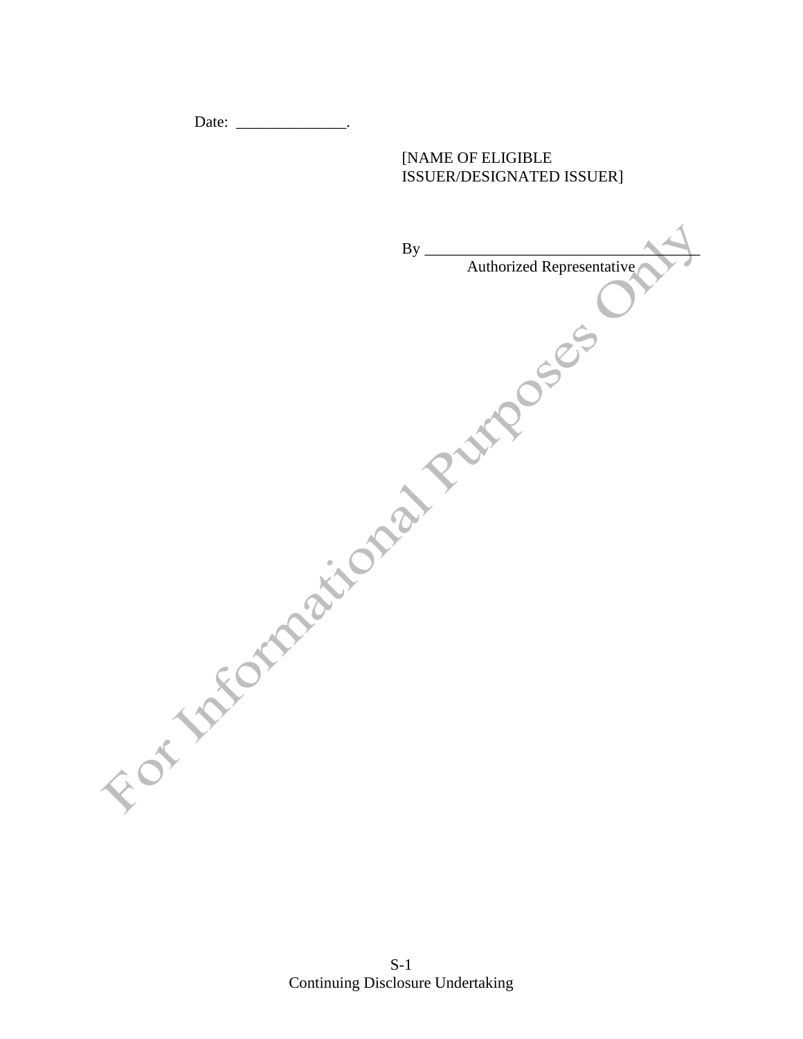Date: ______________.

[NAME OF ELIGIBLE ISSUER/DESIGNATED ISSUER]

By ___________________________________
Authorized Representative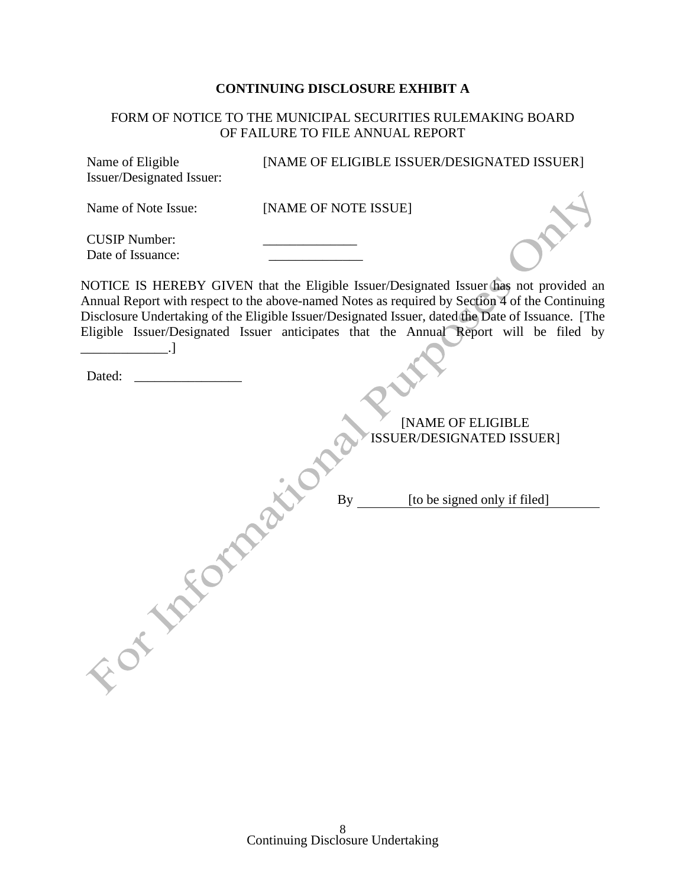**CONTINUING DISCLOSURE EXHIBIT A**

FORM OF NOTICE TO THE MUNICIPAL SECURITIES RULEMAKING BOARD
OF FAILURE TO FILE ANNUAL REPORT

Name of Eligible Issuer/Designated Issuer: [NAME OF ELIGIBLE ISSUER/DESIGNATED ISSUER]

Name of Note Issue: [NAME OF NOTE ISSUE]

CUSIP Number: ______________

Date of Issuance: ______________

NOTICE IS HEREBY GIVEN that the Eligible Issuer/Designated Issuer has not provided an Annual Report with respect to the above-named Notes as required by Section 4 of the Continuing Disclosure Undertaking of the Eligible Issuer/Designated Issuer, dated the Date of Issuance. [The Eligible Issuer/Designated Issuer anticipates that the Annual Report will be filed by _____________.]

Dated: ________________

[NAME OF ELIGIBLE ISSUER/DESIGNATED ISSUER]

By [to be signed only if filed]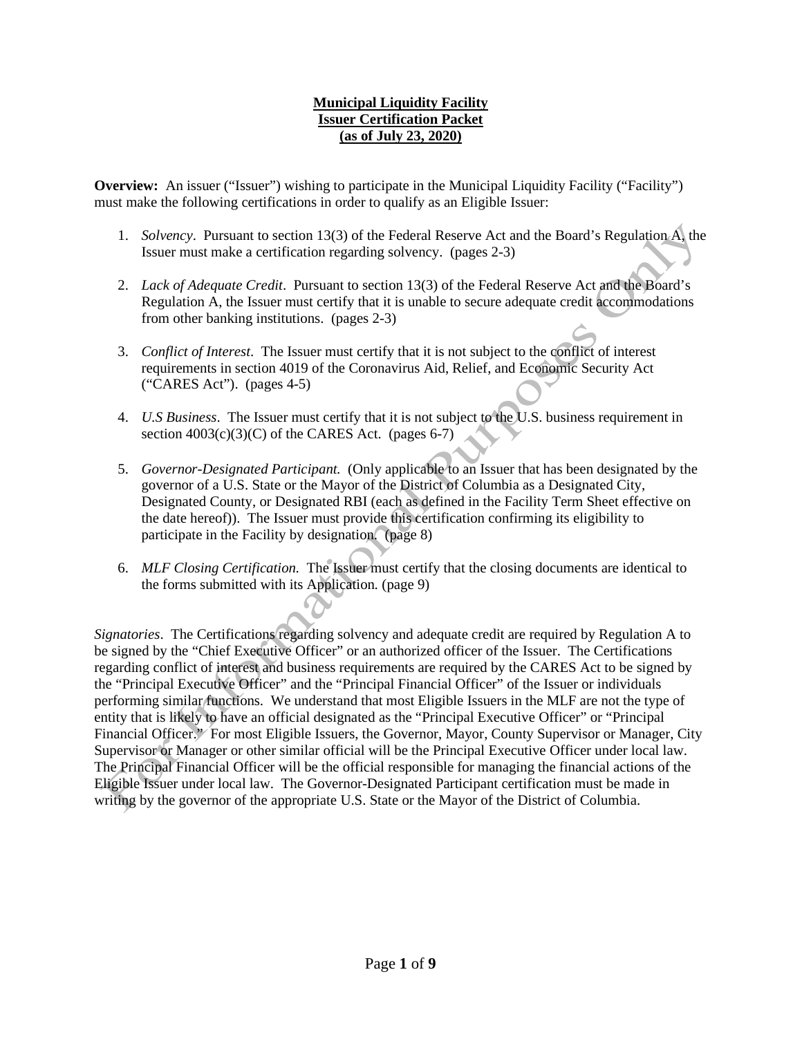**Municipal Liquidity Facility**
**Issuer Certification Packet**
**(as of July 23, 2020)**

**Overview:** An issuer ("Issuer") wishing to participate in the Municipal Liquidity Facility ("Facility") must make the following certifications in order to qualify as an Eligible Issuer:

1. *Solvency*. Pursuant to section 13(3) of the Federal Reserve Act and the Board's Regulation A, the Issuer must make a certification regarding solvency. (pages 2-3)

2. *Lack of Adequate Credit*. Pursuant to section 13(3) of the Federal Reserve Act and the Board's Regulation A, the Issuer must certify that it is unable to secure adequate credit accommodations from other banking institutions. (pages 2-3)

3. *Conflict of Interest*. The Issuer must certify that it is not subject to the conflict of interest requirements in section 4019 of the Coronavirus Aid, Relief, and Economic Security Act ("CARES Act"). (pages 4-5)

4. *U.S Business*. The Issuer must certify that it is not subject to the U.S. business requirement in section 4003(c)(3)(C) of the CARES Act. (pages 6-7)

5. *Governor-Designated Participant.* (Only applicable to an Issuer that has been designated by the governor of a U.S. State or the Mayor of the District of Columbia as a Designated City, Designated County, or Designated RBI (each as defined in the Facility Term Sheet effective on the date hereof)). The Issuer must provide this certification confirming its eligibility to participate in the Facility by designation. (page 8)

6. *MLF Closing Certification.* The Issuer must certify that the closing documents are identical to the forms submitted with its Application. (page 9)

*Signatories*. The Certifications regarding solvency and adequate credit are required by Regulation A to be signed by the "Chief Executive Officer" or an authorized officer of the Issuer. The Certifications regarding conflict of interest and business requirements are required by the CARES Act to be signed by the "Principal Executive Officer" and the "Principal Financial Officer" of the Issuer or individuals performing similar functions. We understand that most Eligible Issuers in the MLF are not the type of entity that is likely to have an official designated as the "Principal Executive Officer" or "Principal Financial Officer." For most Eligible Issuers, the Governor, Mayor, County Supervisor or Manager, City Supervisor or Manager or other similar official will be the Principal Executive Officer under local law. The Principal Financial Officer will be the official responsible for managing the financial actions of the Eligible Issuer under local law. The Governor-Designated Participant certification must be made in writing by the governor of the appropriate U.S. State or the Mayor of the District of Columbia.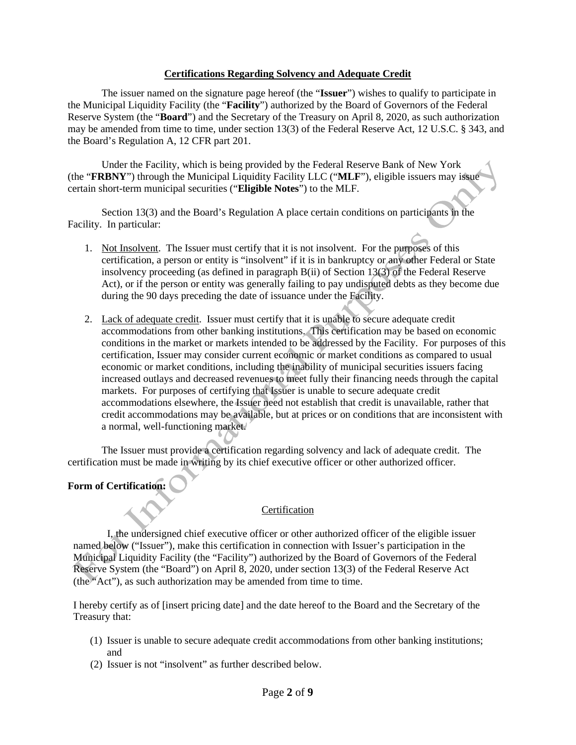## Certifications Regarding Solvency and Adequate Credit

The issuer named on the signature page hereof (the "**Issuer**") wishes to qualify to participate in the Municipal Liquidity Facility (the "**Facility**") authorized by the Board of Governors of the Federal Reserve System (the "**Board**") and the Secretary of the Treasury on April 8, 2020, as such authorization may be amended from time to time, under section 13(3) of the Federal Reserve Act, 12 U.S.C. § 343, and the Board's Regulation A, 12 CFR part 201.

Under the Facility, which is being provided by the Federal Reserve Bank of New York (the "**FRBNY**") through the Municipal Liquidity Facility LLC ("**MLF**"), eligible issuers may issue certain short-term municipal securities ("**Eligible Notes**") to the MLF.

Section 13(3) and the Board's Regulation A place certain conditions on participants in the Facility. In particular:

1. Not Insolvent. The Issuer must certify that it is not insolvent. For the purposes of this certification, a person or entity is "insolvent" if it is in bankruptcy or any other Federal or State insolvency proceeding (as defined in paragraph B(ii) of Section 13(3) of the Federal Reserve Act), or if the person or entity was generally failing to pay undisputed debts as they become due during the 90 days preceding the date of issuance under the Facility.
2. Lack of adequate credit. Issuer must certify that it is unable to secure adequate credit accommodations from other banking institutions. This certification may be based on economic conditions in the market or markets intended to be addressed by the Facility. For purposes of this certification, Issuer may consider current economic or market conditions as compared to usual economic or market conditions, including the inability of municipal securities issuers facing increased outlays and decreased revenues to meet fully their financing needs through the capital markets. For purposes of certifying that Issuer is unable to secure adequate credit accommodations elsewhere, the Issuer need not establish that credit is unavailable, rather that credit accommodations may be available, but at prices or on conditions that are inconsistent with a normal, well-functioning market.

The Issuer must provide a certification regarding solvency and lack of adequate credit. The certification must be made in writing by its chief executive officer or other authorized officer.

**Form of Certification:**

Certification

I, the undersigned chief executive officer or other authorized officer of the eligible issuer named below ("Issuer"), make this certification in connection with Issuer's participation in the Municipal Liquidity Facility (the "Facility") authorized by the Board of Governors of the Federal Reserve System (the "Board") on April 8, 2020, under section 13(3) of the Federal Reserve Act (the "Act"), as such authorization may be amended from time to time.

I hereby certify as of [insert pricing date] and the date hereof to the Board and the Secretary of the Treasury that:

(1) Issuer is unable to secure adequate credit accommodations from other banking institutions; and
(2) Issuer is not "insolvent" as further described below.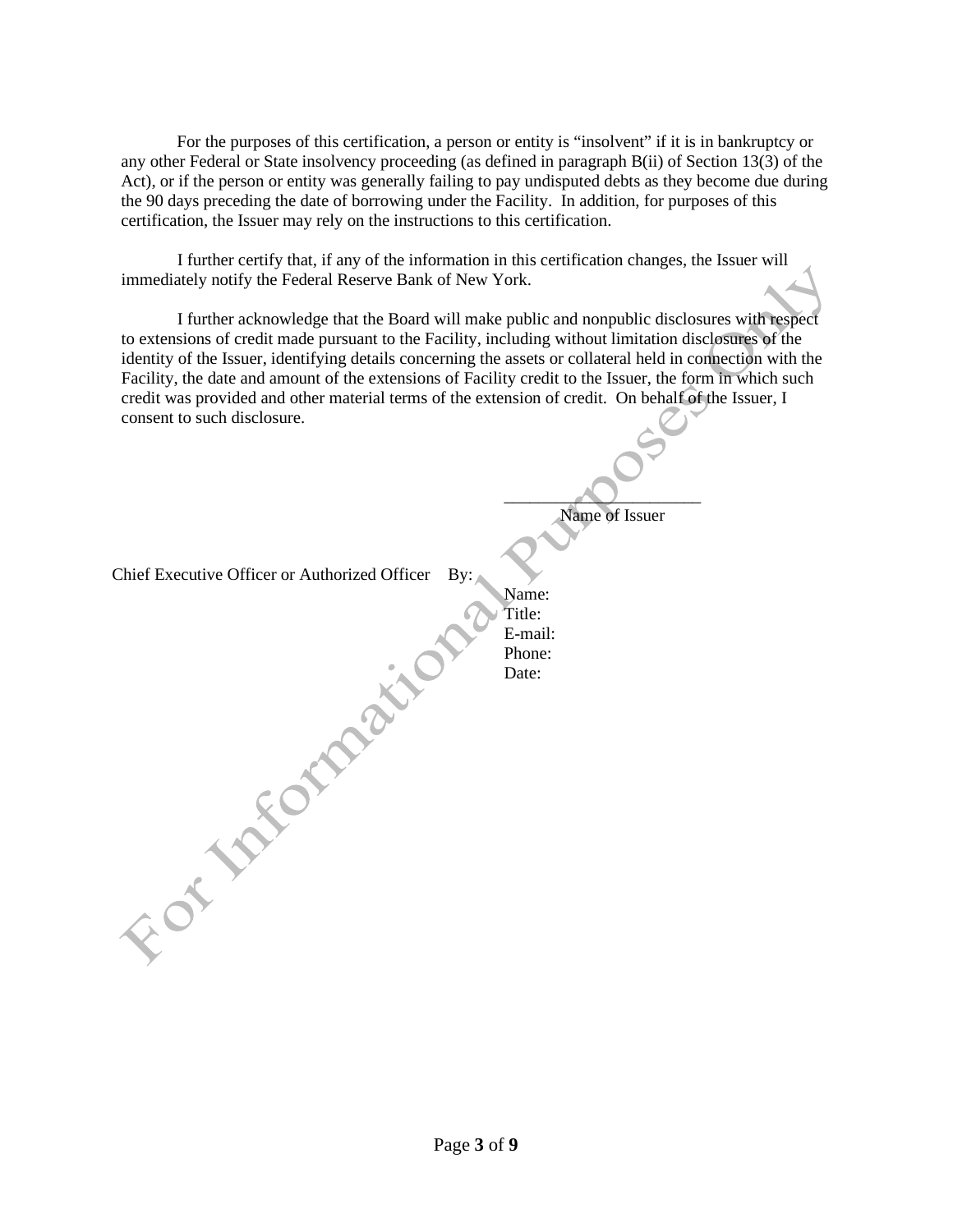For the purposes of this certification, a person or entity is "insolvent" if it is in bankruptcy or any other Federal or State insolvency proceeding (as defined in paragraph B(ii) of Section 13(3) of the Act), or if the person or entity was generally failing to pay undisputed debts as they become due during the 90 days preceding the date of borrowing under the Facility. In addition, for purposes of this certification, the Issuer may rely on the instructions to this certification.

I further certify that, if any of the information in this certification changes, the Issuer will immediately notify the Federal Reserve Bank of New York.

I further acknowledge that the Board will make public and nonpublic disclosures with respect to extensions of credit made pursuant to the Facility, including without limitation disclosures of the identity of the Issuer, identifying details concerning the assets or collateral held in connection with the Facility, the date and amount of the extensions of Facility credit to the Issuer, the form in which such credit was provided and other material terms of the extension of credit. On behalf of the Issuer, I consent to such disclosure.

______________________
Name of Issuer

Chief Executive Officer or Authorized Officer By:

Name:
Title:
E-mail:
Phone:
Date: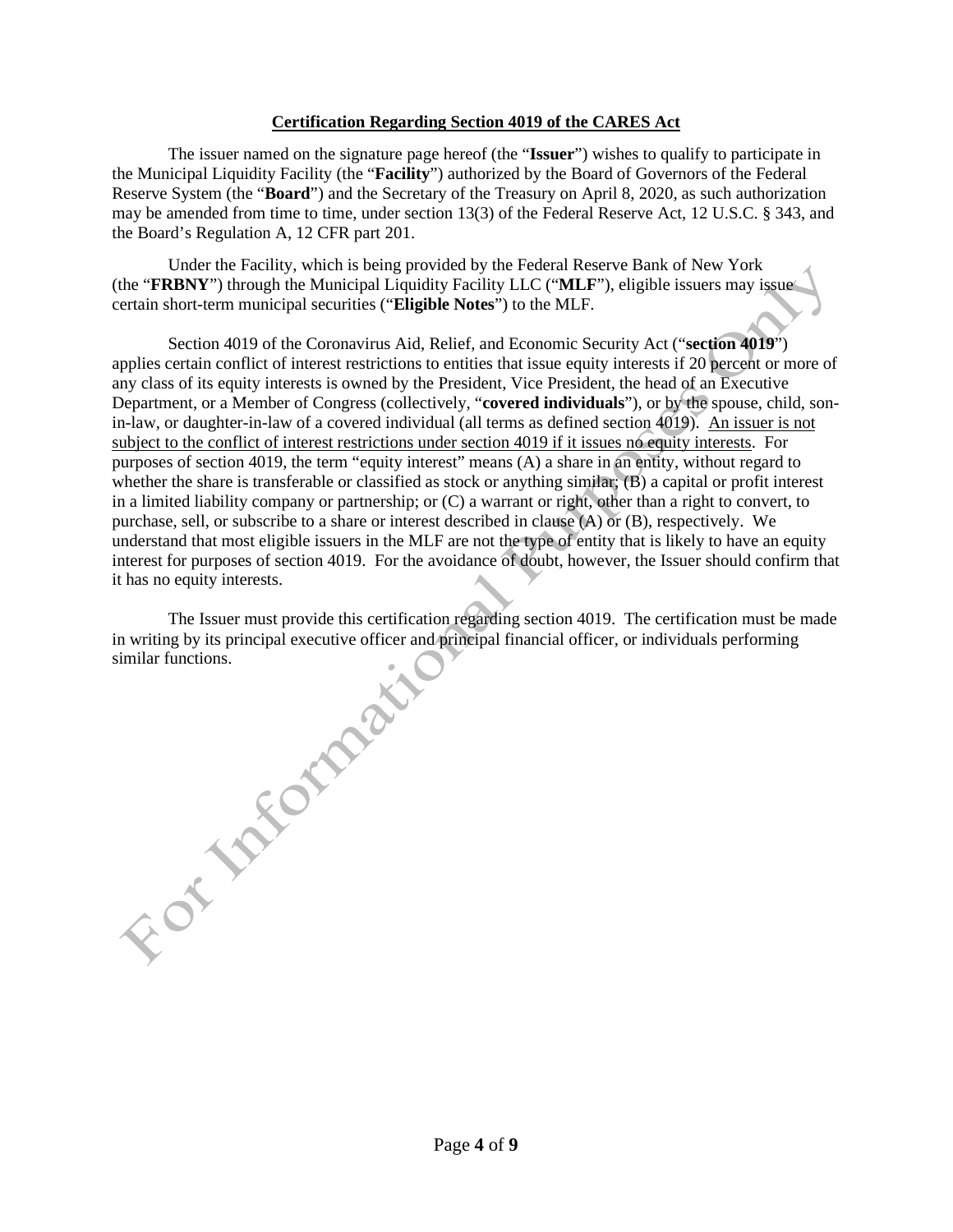**<u>Certification Regarding Section 4019 of the CARES Act</u>**

The issuer named on the signature page hereof (the "**Issuer**") wishes to qualify to participate in the Municipal Liquidity Facility (the "**Facility**") authorized by the Board of Governors of the Federal Reserve System (the "**Board**") and the Secretary of the Treasury on April 8, 2020, as such authorization may be amended from time to time, under section 13(3) of the Federal Reserve Act, 12 U.S.C. § 343, and the Board's Regulation A, 12 CFR part 201.

Under the Facility, which is being provided by the Federal Reserve Bank of New York (the "**FRBNY**") through the Municipal Liquidity Facility LLC ("**MLF**"), eligible issuers may issue certain short-term municipal securities ("**Eligible Notes**") to the MLF.

Section 4019 of the Coronavirus Aid, Relief, and Economic Security Act ("**section 4019**") applies certain conflict of interest restrictions to entities that issue equity interests if 20 percent or more of any class of its equity interests is owned by the President, Vice President, the head of an Executive Department, or a Member of Congress (collectively, "**covered individuals**"), or by the spouse, child, son-in-law, or daughter-in-law of a covered individual (all terms as defined section 4019). <u>An issuer is not subject to the conflict of interest restrictions under section 4019 if it issues no equity interests</u>. For purposes of section 4019, the term "equity interest" means (A) a share in an entity, without regard to whether the share is transferable or classified as stock or anything similar; (B) a capital or profit interest in a limited liability company or partnership; or (C) a warrant or right, other than a right to convert, to purchase, sell, or subscribe to a share or interest described in clause (A) or (B), respectively. We understand that most eligible issuers in the MLF are not the type of entity that is likely to have an equity interest for purposes of section 4019. For the avoidance of doubt, however, the Issuer should confirm that it has no equity interests.

The Issuer must provide this certification regarding section 4019. The certification must be made in writing by its principal executive officer and principal financial officer, or individuals performing similar functions.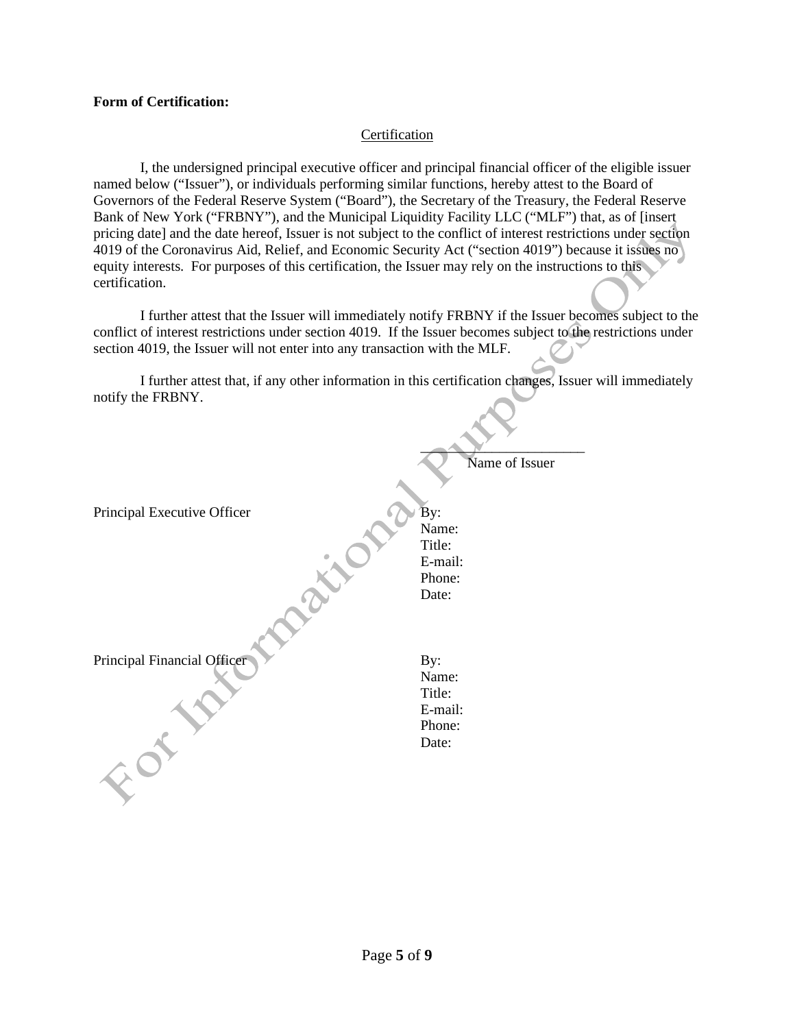**Form of Certification:**

Certification

I, the undersigned principal executive officer and principal financial officer of the eligible issuer named below ("Issuer"), or individuals performing similar functions, hereby attest to the Board of Governors of the Federal Reserve System ("Board"), the Secretary of the Treasury, the Federal Reserve Bank of New York ("FRBNY"), and the Municipal Liquidity Facility LLC ("MLF") that, as of [insert pricing date] and the date hereof, Issuer is not subject to the conflict of interest restrictions under section 4019 of the Coronavirus Aid, Relief, and Economic Security Act ("section 4019") because it issues no equity interests. For purposes of this certification, the Issuer may rely on the instructions to this certification.

I further attest that the Issuer will immediately notify FRBNY if the Issuer becomes subject to the conflict of interest restrictions under section 4019. If the Issuer becomes subject to the restrictions under section 4019, the Issuer will not enter into any transaction with the MLF.

I further attest that, if any other information in this certification changes, Issuer will immediately notify the FRBNY.

\_\_\_\_\_\_\_\_\_\_\_\_\_\_\_\_\_\_\_\_\_\_
Name of Issuer

Principal Executive Officer

By:
Name:
Title:
E-mail:
Phone:
Date:

Principal Financial Officer

By:
Name:
Title:
E-mail:
Phone:
Date: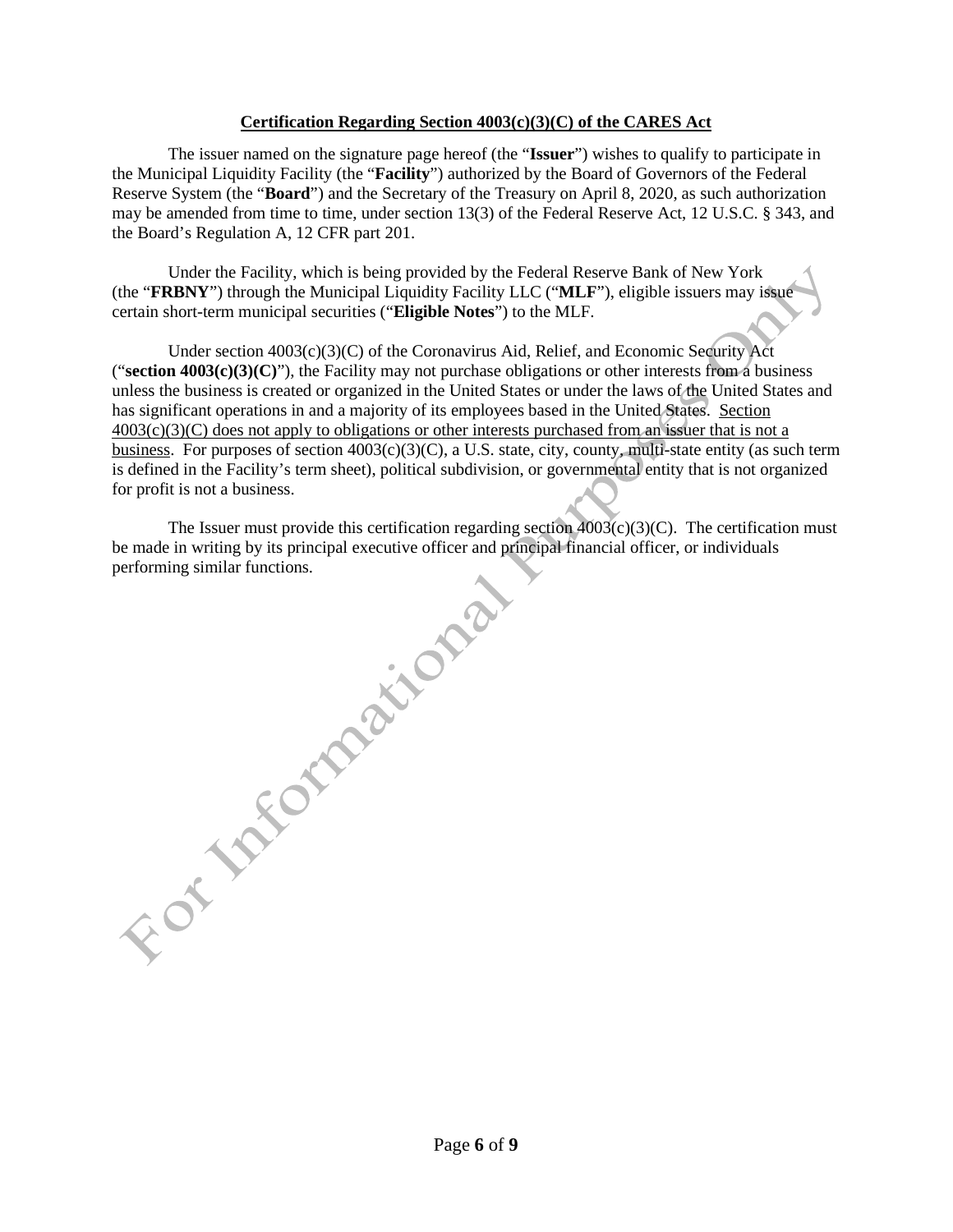## Certification Regarding Section 4003(c)(3)(C) of the CARES Act

The issuer named on the signature page hereof (the "**Issuer**") wishes to qualify to participate in the Municipal Liquidity Facility (the "**Facility**") authorized by the Board of Governors of the Federal Reserve System (the "**Board**") and the Secretary of the Treasury on April 8, 2020, as such authorization may be amended from time to time, under section 13(3) of the Federal Reserve Act, 12 U.S.C. § 343, and the Board's Regulation A, 12 CFR part 201.

Under the Facility, which is being provided by the Federal Reserve Bank of New York (the "**FRBNY**") through the Municipal Liquidity Facility LLC ("**MLF**"), eligible issuers may issue certain short-term municipal securities ("**Eligible Notes**") to the MLF.

Under section 4003(c)(3)(C) of the Coronavirus Aid, Relief, and Economic Security Act ("**section 4003(c)(3)(C)**"), the Facility may not purchase obligations or other interests from a business unless the business is created or organized in the United States or under the laws of the United States and has significant operations in and a majority of its employees based in the United States. <u>Section 4003(c)(3)(C) does not apply to obligations or other interests purchased from an issuer that is not a business</u>. For purposes of section 4003(c)(3)(C), a U.S. state, city, county, multi-state entity (as such term is defined in the Facility's term sheet), political subdivision, or governmental entity that is not organized for profit is not a business.

The Issuer must provide this certification regarding section 4003(c)(3)(C). The certification must be made in writing by its principal executive officer and principal financial officer, or individuals performing similar functions.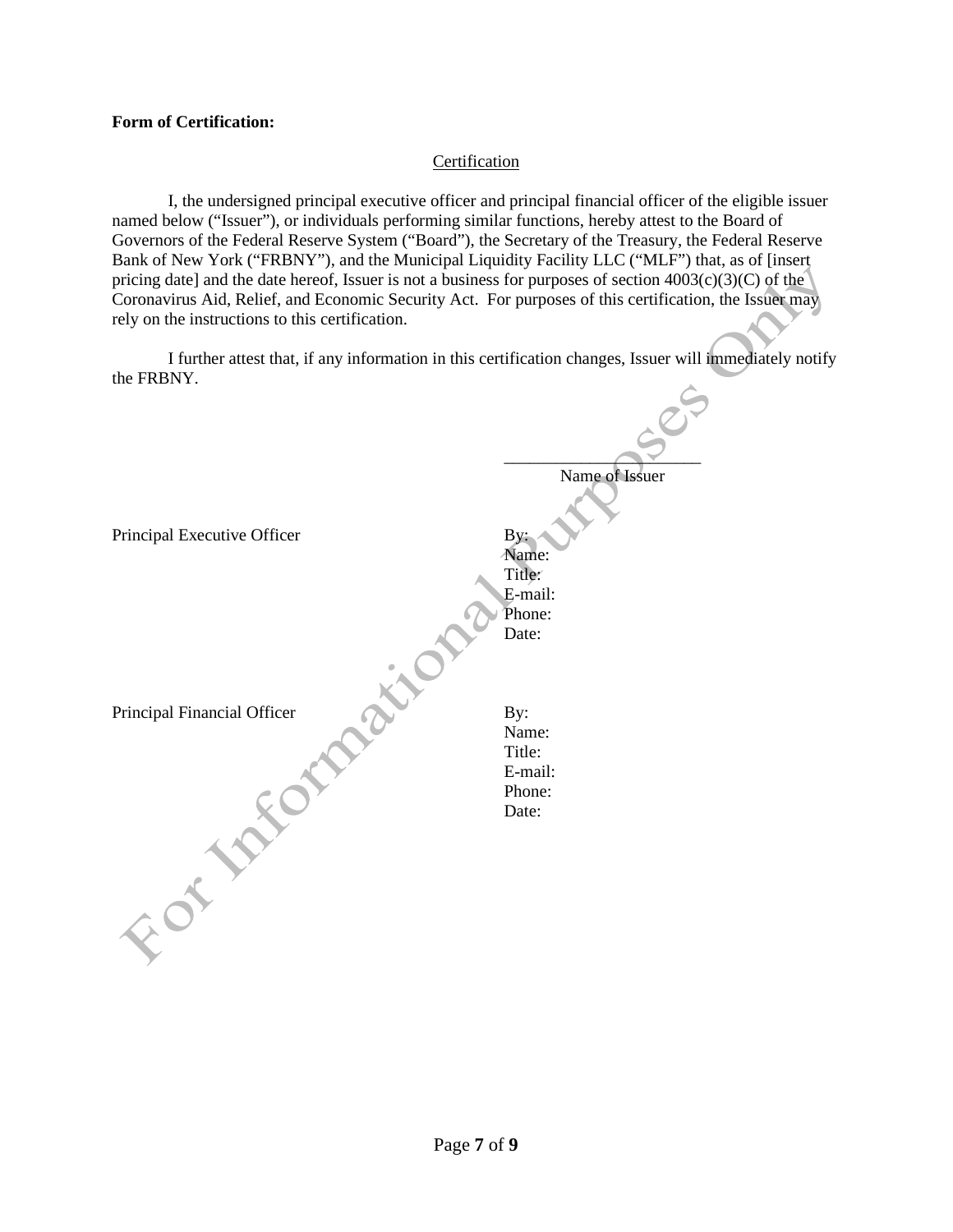**Form of Certification:**

Certification

I, the undersigned principal executive officer and principal financial officer of the eligible issuer named below ("Issuer"), or individuals performing similar functions, hereby attest to the Board of Governors of the Federal Reserve System ("Board"), the Secretary of the Treasury, the Federal Reserve Bank of New York ("FRBNY"), and the Municipal Liquidity Facility LLC ("MLF") that, as of [insert pricing date] and the date hereof, Issuer is not a business for purposes of section 4003(c)(3)(C) of the Coronavirus Aid, Relief, and Economic Security Act. For purposes of this certification, the Issuer may rely on the instructions to this certification.

I further attest that, if any information in this certification changes, Issuer will immediately notify the FRBNY.

\_\_\_\_\_\_\_\_\_\_\_\_\_\_\_\_\_\_\_\_\_\_\_\_
Name of Issuer

Principal Executive Officer

By:
Name:
Title:
E-mail:
Phone:
Date:

Principal Financial Officer

By:
Name:
Title:
E-mail:
Phone:
Date:

For Informational Purposes Only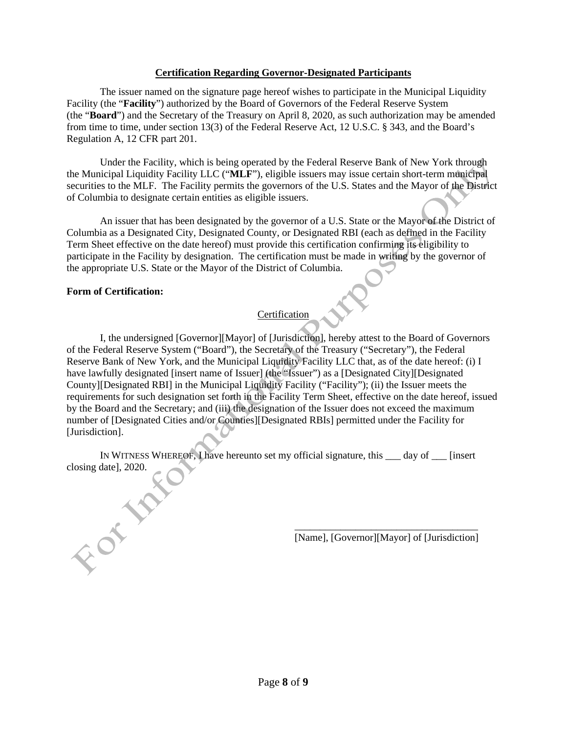**Certification Regarding Governor-Designated Participants**

The issuer named on the signature page hereof wishes to participate in the Municipal Liquidity Facility (the "**Facility**") authorized by the Board of Governors of the Federal Reserve System (the "**Board**") and the Secretary of the Treasury on April 8, 2020, as such authorization may be amended from time to time, under section 13(3) of the Federal Reserve Act, 12 U.S.C. § 343, and the Board's Regulation A, 12 CFR part 201.

Under the Facility, which is being operated by the Federal Reserve Bank of New York through the Municipal Liquidity Facility LLC ("**MLF**"), eligible issuers may issue certain short-term municipal securities to the MLF. The Facility permits the governors of the U.S. States and the Mayor of the District of Columbia to designate certain entities as eligible issuers.

An issuer that has been designated by the governor of a U.S. State or the Mayor of the District of Columbia as a Designated City, Designated County, or Designated RBI (each as defined in the Facility Term Sheet effective on the date hereof) must provide this certification confirming its eligibility to participate in the Facility by designation. The certification must be made in writing by the governor of the appropriate U.S. State or the Mayor of the District of Columbia.

**Form of Certification:**

Certification

I, the undersigned [Governor][Mayor] of [Jurisdiction], hereby attest to the Board of Governors of the Federal Reserve System ("Board"), the Secretary of the Treasury ("Secretary"), the Federal Reserve Bank of New York, and the Municipal Liquidity Facility LLC that, as of the date hereof: (i) I have lawfully designated [insert name of Issuer] (the "Issuer") as a [Designated City][Designated County][Designated RBI] in the Municipal Liquidity Facility ("Facility"); (ii) the Issuer meets the requirements for such designation set forth in the Facility Term Sheet, effective on the date hereof, issued by the Board and the Secretary; and (iii) the designation of the Issuer does not exceed the maximum number of [Designated Cities and/or Counties][Designated RBIs] permitted under the Facility for [Jurisdiction].

IN WITNESS WHEREOF, I have hereunto set my official signature, this ___ day of ___ [insert closing date], 2020.

\_\_\_\_\_\_\_\_\_\_\_\_\_\_\_\_\_\_\_\_\_\_\_\_\_\_\_\_\_\_\_\_\_\_\_

[Name], [Governor][Mayor] of [Jurisdiction]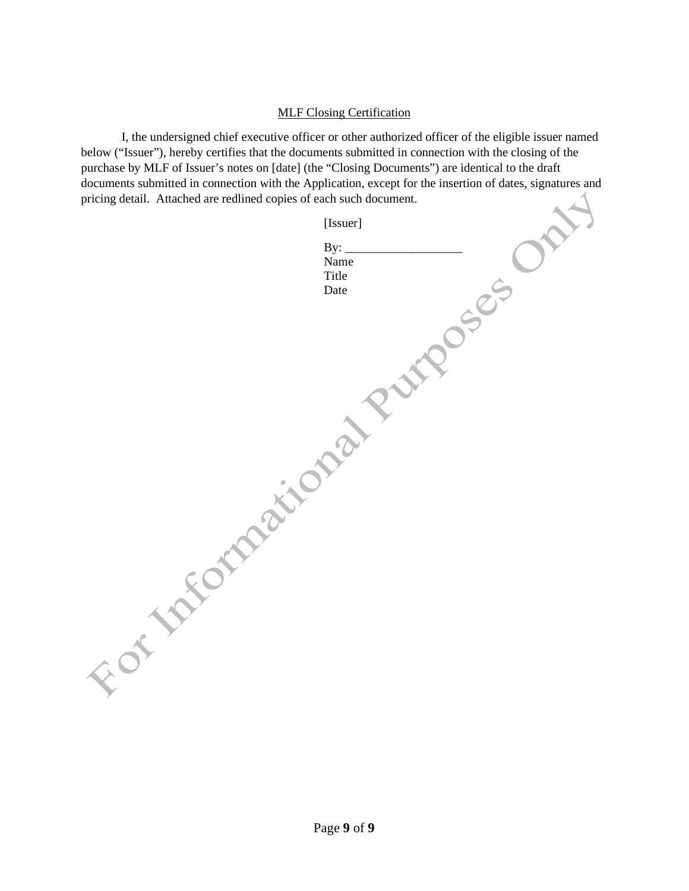<u>MLF Closing Certification</u>

I, the undersigned chief executive officer or other authorized officer of the eligible issuer named below ("Issuer"), hereby certifies that the documents submitted in connection with the closing of the purchase by MLF of Issuer's notes on [date] (the "Closing Documents") are identical to the draft documents submitted in connection with the Application, except for the insertion of dates, signatures and pricing detail. Attached are redlined copies of each such document.

[Issuer]

By: ___________________
Name
Title
Date

For Informational Purposes Only